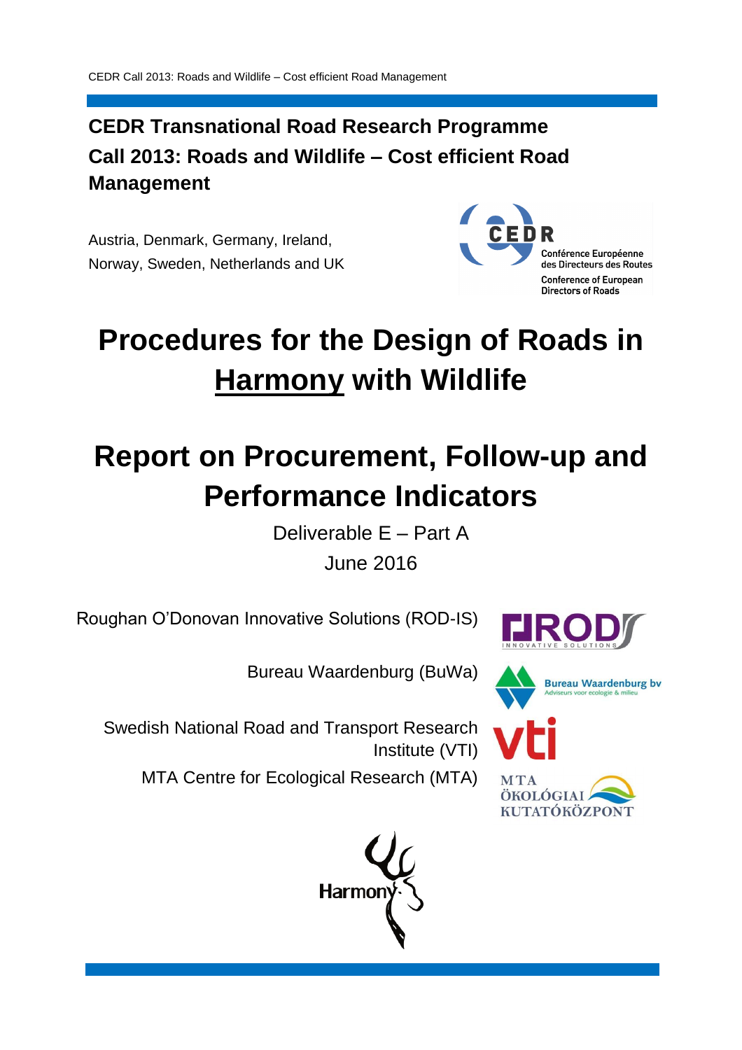CEDR Call 2013: Roads and Wildlife – Cost efficient Road Management

**CEDR Transnational Road Research Programme**
**Call 2013: Roads and Wildlife – Cost efficient Road Management**

Austria, Denmark, Germany, Ireland, Norway, Sweden, Netherlands and UK

# Procedures for the Design of Roads in Harmony with Wildlife

# Report on Procurement, Follow-up and Performance Indicators

Deliverable E – Part A

June 2016

Roughan O'Donovan Innovative Solutions (ROD-IS)

Bureau Waardenburg (BuWa)

Swedish National Road and Transport Research Institute (VTI)

MTA Centre for Ecological Research (MTA)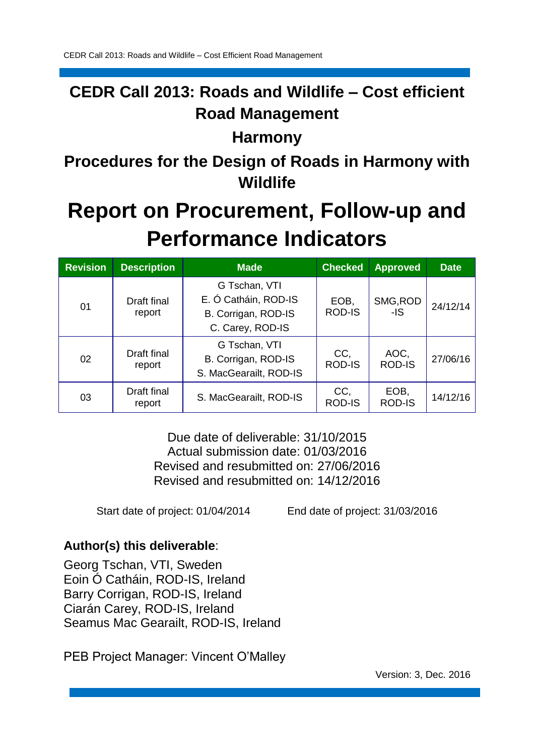# CEDR Call 2013: Roads and Wildlife – Cost efficient Road Management

## Harmony

## Procedures for the Design of Roads in Harmony with Wildlife

# Report on Procurement, Follow-up and Performance Indicators

| Revision | Description | Made | Checked | Approved | Date |
|---|---|---|---|---|---|
| 01 | Draft final report | G Tschan, VTI<br>E. Ó Catháin, ROD-IS<br>B. Corrigan, ROD-IS<br>C. Carey, ROD-IS | EOB, ROD-IS | SMG,ROD -IS | 24/12/14 |
| 02 | Draft final report | G Tschan, VTI<br>B. Corrigan, ROD-IS<br>S. MacGearailt, ROD-IS | CC, ROD-IS | AOC, ROD-IS | 27/06/16 |
| 03 | Draft final report | S. MacGearailt, ROD-IS | CC, ROD-IS | EOB, ROD-IS | 14/12/16 |

Due date of deliverable: 31/10/2015
Actual submission date: 01/03/2016
Revised and resubmitted on: 27/06/2016
Revised and resubmitted on: 14/12/2016

Start date of project: 01/04/2014 End date of project: 31/03/2016

**Author(s) this deliverable**:

Georg Tschan, VTI, Sweden
Eoin Ó Catháin, ROD-IS, Ireland
Barry Corrigan, ROD-IS, Ireland
Ciarán Carey, ROD-IS, Ireland
Seamus Mac Gearailt, ROD-IS, Ireland

PEB Project Manager: Vincent O'Malley

Version: 3, Dec. 2016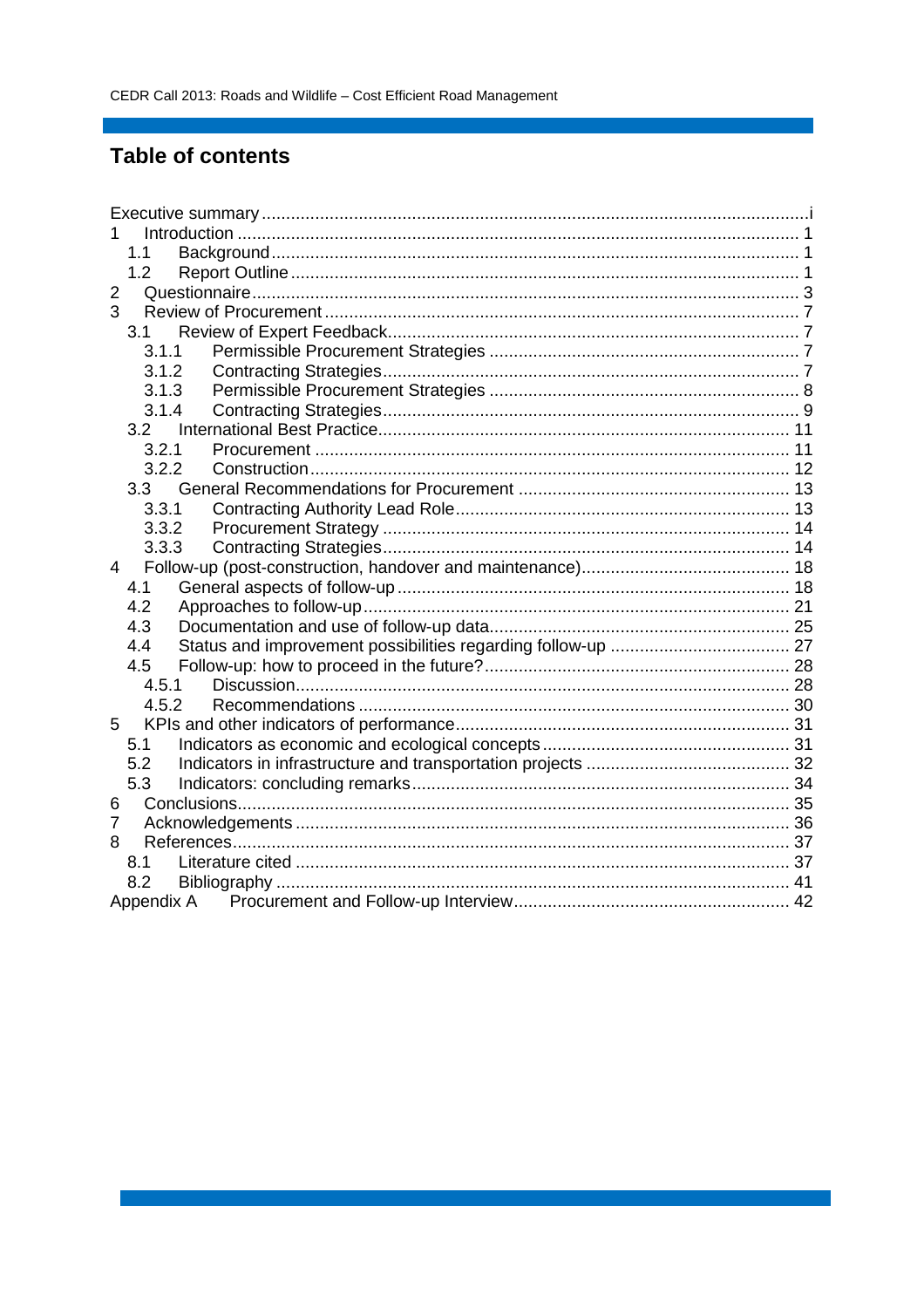# Table of contents

Executive summary ........ i
1 Introduction ........ 1
  1.1 Background ........ 1
  1.2 Report Outline ........ 1
2 Questionnaire ........ 3
3 Review of Procurement ........ 7
  3.1 Review of Expert Feedback ........ 7
    3.1.1 Permissible Procurement Strategies ........ 7
    3.1.2 Contracting Strategies ........ 7
    3.1.3 Permissible Procurement Strategies ........ 8
    3.1.4 Contracting Strategies ........ 9
  3.2 International Best Practice ........ 11
    3.2.1 Procurement ........ 11
    3.2.2 Construction ........ 12
  3.3 General Recommendations for Procurement ........ 13
    3.3.1 Contracting Authority Lead Role ........ 13
    3.3.2 Procurement Strategy ........ 14
    3.3.3 Contracting Strategies ........ 14
4 Follow-up (post-construction, handover and maintenance) ........ 18
  4.1 General aspects of follow-up ........ 18
  4.2 Approaches to follow-up ........ 21
  4.3 Documentation and use of follow-up data ........ 25
  4.4 Status and improvement possibilities regarding follow-up ........ 27
  4.5 Follow-up: how to proceed in the future? ........ 28
    4.5.1 Discussion ........ 28
    4.5.2 Recommendations ........ 30
5 KPIs and other indicators of performance ........ 31
  5.1 Indicators as economic and ecological concepts ........ 31
  5.2 Indicators in infrastructure and transportation projects ........ 32
  5.3 Indicators: concluding remarks ........ 34
6 Conclusions ........ 35
7 Acknowledgements ........ 36
8 References ........ 37
  8.1 Literature cited ........ 37
  8.2 Bibliography ........ 41
Appendix A Procurement and Follow-up Interview ........ 42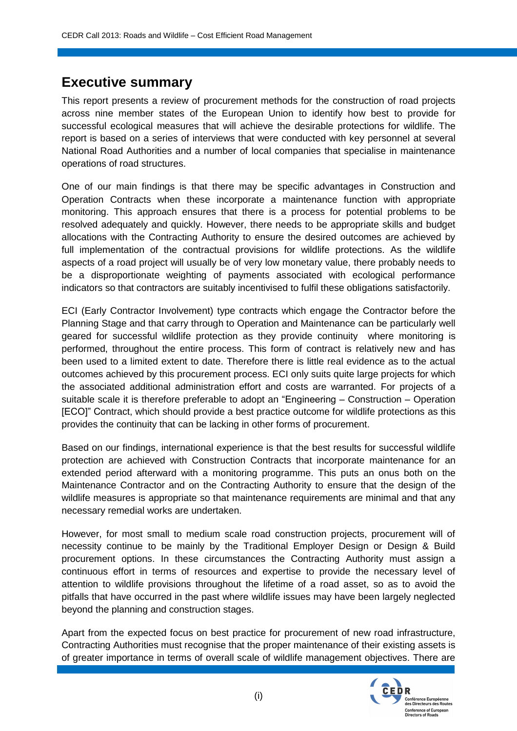## Executive summary

This report presents a review of procurement methods for the construction of road projects across nine member states of the European Union to identify how best to provide for successful ecological measures that will achieve the desirable protections for wildlife. The report is based on a series of interviews that were conducted with key personnel at several National Road Authorities and a number of local companies that specialise in maintenance operations of road structures.

One of our main findings is that there may be specific advantages in Construction and Operation Contracts when these incorporate a maintenance function with appropriate monitoring. This approach ensures that there is a process for potential problems to be resolved adequately and quickly. However, there needs to be appropriate skills and budget allocations with the Contracting Authority to ensure the desired outcomes are achieved by full implementation of the contractual provisions for wildlife protections. As the wildlife aspects of a road project will usually be of very low monetary value, there probably needs to be a disproportionate weighting of payments associated with ecological performance indicators so that contractors are suitably incentivised to fulfil these obligations satisfactorily.

ECI (Early Contractor Involvement) type contracts which engage the Contractor before the Planning Stage and that carry through to Operation and Maintenance can be particularly well geared for successful wildlife protection as they provide continuity where monitoring is performed, throughout the entire process. This form of contract is relatively new and has been used to a limited extent to date. Therefore there is little real evidence as to the actual outcomes achieved by this procurement process. ECI only suits quite large projects for which the associated additional administration effort and costs are warranted. For projects of a suitable scale it is therefore preferable to adopt an "Engineering – Construction – Operation [ECO]" Contract, which should provide a best practice outcome for wildlife protections as this provides the continuity that can be lacking in other forms of procurement.

Based on our findings, international experience is that the best results for successful wildlife protection are achieved with Construction Contracts that incorporate maintenance for an extended period afterward with a monitoring programme. This puts an onus both on the Maintenance Contractor and on the Contracting Authority to ensure that the design of the wildlife measures is appropriate so that maintenance requirements are minimal and that any necessary remedial works are undertaken.

However, for most small to medium scale road construction projects, procurement will of necessity continue to be mainly by the Traditional Employer Design or Design & Build procurement options. In these circumstances the Contracting Authority must assign a continuous effort in terms of resources and expertise to provide the necessary level of attention to wildlife provisions throughout the lifetime of a road asset, so as to avoid the pitfalls that have occurred in the past where wildlife issues may have been largely neglected beyond the planning and construction stages.

Apart from the expected focus on best practice for procurement of new road infrastructure, Contracting Authorities must recognise that the proper maintenance of their existing assets is of greater importance in terms of overall scale of wildlife management objectives. There are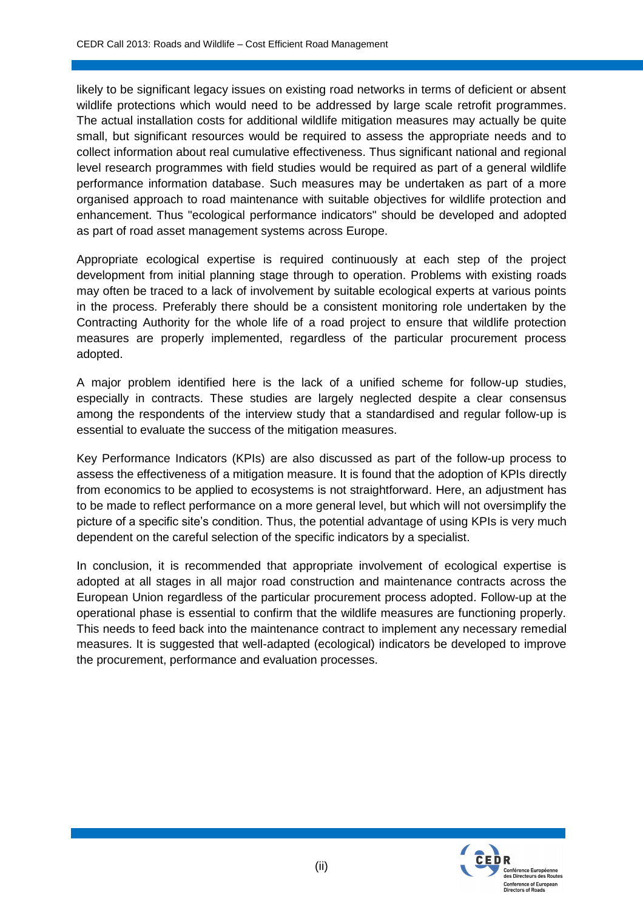likely to be significant legacy issues on existing road networks in terms of deficient or absent wildlife protections which would need to be addressed by large scale retrofit programmes. The actual installation costs for additional wildlife mitigation measures may actually be quite small, but significant resources would be required to assess the appropriate needs and to collect information about real cumulative effectiveness. Thus significant national and regional level research programmes with field studies would be required as part of a general wildlife performance information database. Such measures may be undertaken as part of a more organised approach to road maintenance with suitable objectives for wildlife protection and enhancement. Thus "ecological performance indicators" should be developed and adopted as part of road asset management systems across Europe.

Appropriate ecological expertise is required continuously at each step of the project development from initial planning stage through to operation. Problems with existing roads may often be traced to a lack of involvement by suitable ecological experts at various points in the process. Preferably there should be a consistent monitoring role undertaken by the Contracting Authority for the whole life of a road project to ensure that wildlife protection measures are properly implemented, regardless of the particular procurement process adopted.

A major problem identified here is the lack of a unified scheme for follow-up studies, especially in contracts. These studies are largely neglected despite a clear consensus among the respondents of the interview study that a standardised and regular follow-up is essential to evaluate the success of the mitigation measures.

Key Performance Indicators (KPIs) are also discussed as part of the follow-up process to assess the effectiveness of a mitigation measure. It is found that the adoption of KPIs directly from economics to be applied to ecosystems is not straightforward. Here, an adjustment has to be made to reflect performance on a more general level, but which will not oversimplify the picture of a specific site's condition. Thus, the potential advantage of using KPIs is very much dependent on the careful selection of the specific indicators by a specialist.

In conclusion, it is recommended that appropriate involvement of ecological expertise is adopted at all stages in all major road construction and maintenance contracts across the European Union regardless of the particular procurement process adopted. Follow-up at the operational phase is essential to confirm that the wildlife measures are functioning properly. This needs to feed back into the maintenance contract to implement any necessary remedial measures. It is suggested that well-adapted (ecological) indicators be developed to improve the procurement, performance and evaluation processes.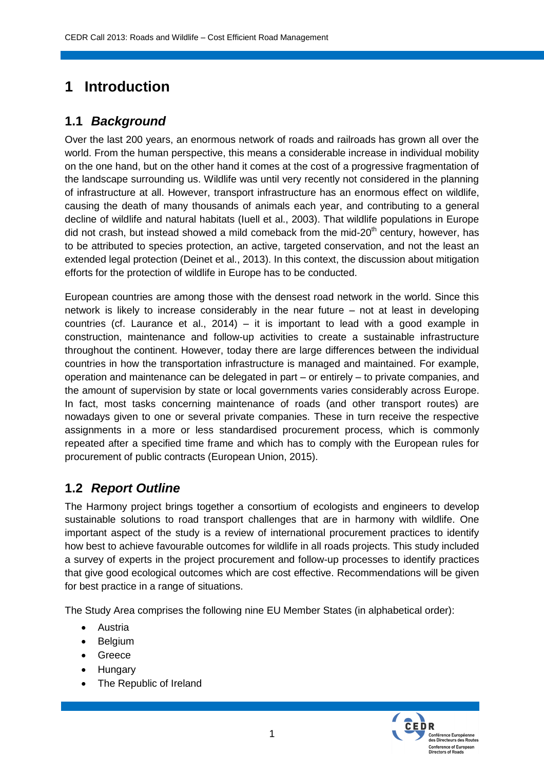# 1 Introduction

## 1.1 *Background*

Over the last 200 years, an enormous network of roads and railroads has grown all over the world. From the human perspective, this means a considerable increase in individual mobility on the one hand, but on the other hand it comes at the cost of a progressive fragmentation of the landscape surrounding us. Wildlife was until very recently not considered in the planning of infrastructure at all. However, transport infrastructure has an enormous effect on wildlife, causing the death of many thousands of animals each year, and contributing to a general decline of wildlife and natural habitats (Iuell et al., 2003). That wildlife populations in Europe did not crash, but instead showed a mild comeback from the mid-20th century, however, has to be attributed to species protection, an active, targeted conservation, and not the least an extended legal protection (Deinet et al., 2013). In this context, the discussion about mitigation efforts for the protection of wildlife in Europe has to be conducted.

European countries are among those with the densest road network in the world. Since this network is likely to increase considerably in the near future – not at least in developing countries (cf. Laurance et al., 2014) – it is important to lead with a good example in construction, maintenance and follow-up activities to create a sustainable infrastructure throughout the continent. However, today there are large differences between the individual countries in how the transportation infrastructure is managed and maintained. For example, operation and maintenance can be delegated in part – or entirely – to private companies, and the amount of supervision by state or local governments varies considerably across Europe. In fact, most tasks concerning maintenance of roads (and other transport routes) are nowadays given to one or several private companies. These in turn receive the respective assignments in a more or less standardised procurement process, which is commonly repeated after a specified time frame and which has to comply with the European rules for procurement of public contracts (European Union, 2015).

## 1.2 *Report Outline*

The Harmony project brings together a consortium of ecologists and engineers to develop sustainable solutions to road transport challenges that are in harmony with wildlife. One important aspect of the study is a review of international procurement practices to identify how best to achieve favourable outcomes for wildlife in all roads projects. This study included a survey of experts in the project procurement and follow-up processes to identify practices that give good ecological outcomes which are cost effective. Recommendations will be given for best practice in a range of situations.

The Study Area comprises the following nine EU Member States (in alphabetical order):

- Austria
- Belgium
- Greece
- Hungary
- The Republic of Ireland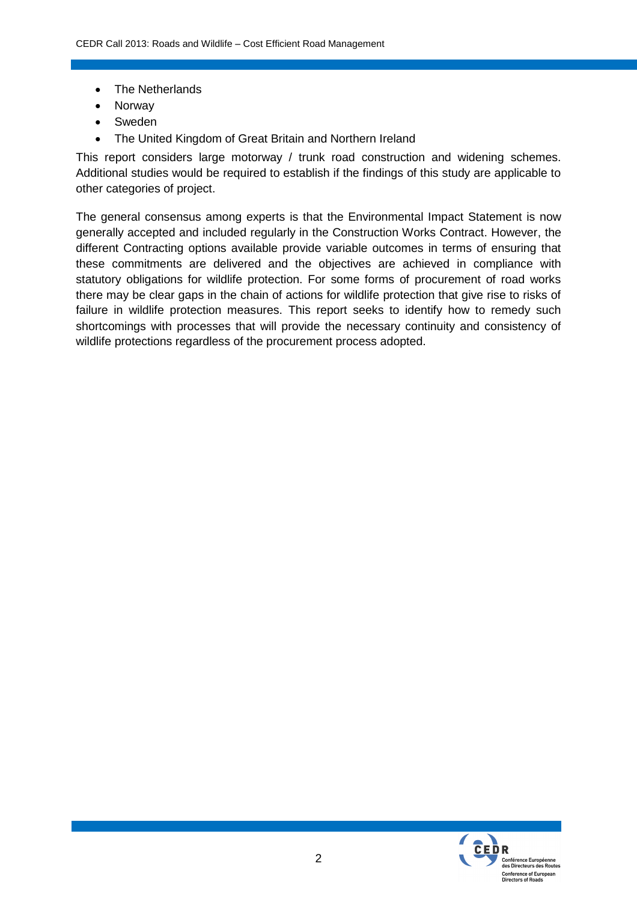- The Netherlands
- Norway
- Sweden
- The United Kingdom of Great Britain and Northern Ireland

This report considers large motorway / trunk road construction and widening schemes. Additional studies would be required to establish if the findings of this study are applicable to other categories of project.

The general consensus among experts is that the Environmental Impact Statement is now generally accepted and included regularly in the Construction Works Contract. However, the different Contracting options available provide variable outcomes in terms of ensuring that these commitments are delivered and the objectives are achieved in compliance with statutory obligations for wildlife protection. For some forms of procurement of road works there may be clear gaps in the chain of actions for wildlife protection that give rise to risks of failure in wildlife protection measures. This report seeks to identify how to remedy such shortcomings with processes that will provide the necessary continuity and consistency of wildlife protections regardless of the procurement process adopted.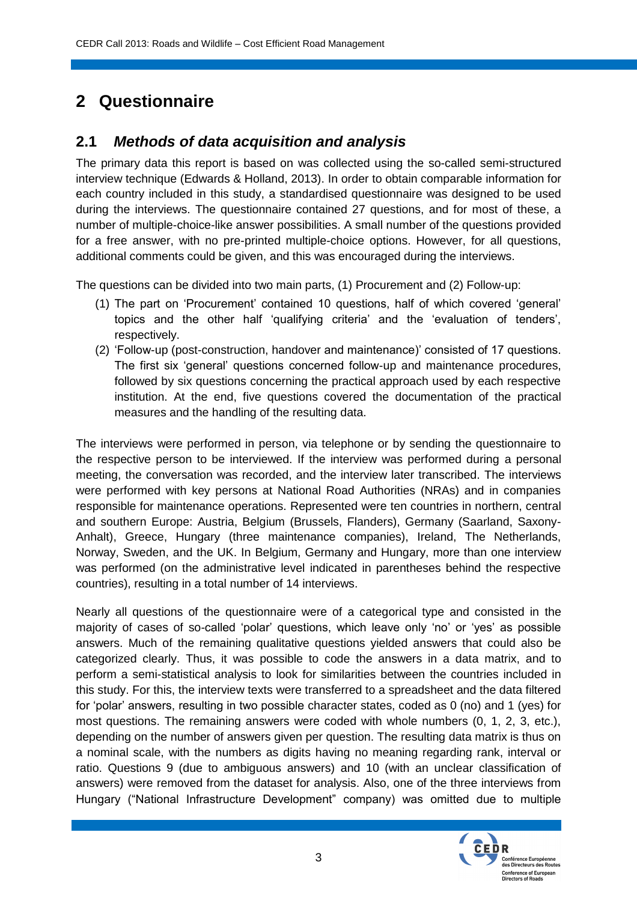# 2 Questionnaire

## 2.1 *Methods of data acquisition and analysis*

The primary data this report is based on was collected using the so-called semi-structured interview technique (Edwards & Holland, 2013). In order to obtain comparable information for each country included in this study, a standardised questionnaire was designed to be used during the interviews. The questionnaire contained 27 questions, and for most of these, a number of multiple-choice-like answer possibilities. A small number of the questions provided for a free answer, with no pre-printed multiple-choice options. However, for all questions, additional comments could be given, and this was encouraged during the interviews.

The questions can be divided into two main parts, (1) Procurement and (2) Follow-up:

(1) The part on 'Procurement' contained 10 questions, half of which covered 'general' topics and the other half 'qualifying criteria' and the 'evaluation of tenders', respectively.

(2) 'Follow-up (post-construction, handover and maintenance)' consisted of 17 questions. The first six 'general' questions concerned follow-up and maintenance procedures, followed by six questions concerning the practical approach used by each respective institution. At the end, five questions covered the documentation of the practical measures and the handling of the resulting data.

The interviews were performed in person, via telephone or by sending the questionnaire to the respective person to be interviewed. If the interview was performed during a personal meeting, the conversation was recorded, and the interview later transcribed. The interviews were performed with key persons at National Road Authorities (NRAs) and in companies responsible for maintenance operations. Represented were ten countries in northern, central and southern Europe: Austria, Belgium (Brussels, Flanders), Germany (Saarland, Saxony-Anhalt), Greece, Hungary (three maintenance companies), Ireland, The Netherlands, Norway, Sweden, and the UK. In Belgium, Germany and Hungary, more than one interview was performed (on the administrative level indicated in parentheses behind the respective countries), resulting in a total number of 14 interviews.

Nearly all questions of the questionnaire were of a categorical type and consisted in the majority of cases of so-called 'polar' questions, which leave only 'no' or 'yes' as possible answers. Much of the remaining qualitative questions yielded answers that could also be categorized clearly. Thus, it was possible to code the answers in a data matrix, and to perform a semi-statistical analysis to look for similarities between the countries included in this study. For this, the interview texts were transferred to a spreadsheet and the data filtered for 'polar' answers, resulting in two possible character states, coded as 0 (no) and 1 (yes) for most questions. The remaining answers were coded with whole numbers (0, 1, 2, 3, etc.), depending on the number of answers given per question. The resulting data matrix is thus on a nominal scale, with the numbers as digits having no meaning regarding rank, interval or ratio. Questions 9 (due to ambiguous answers) and 10 (with an unclear classification of answers) were removed from the dataset for analysis. Also, one of the three interviews from Hungary ("National Infrastructure Development" company) was omitted due to multiple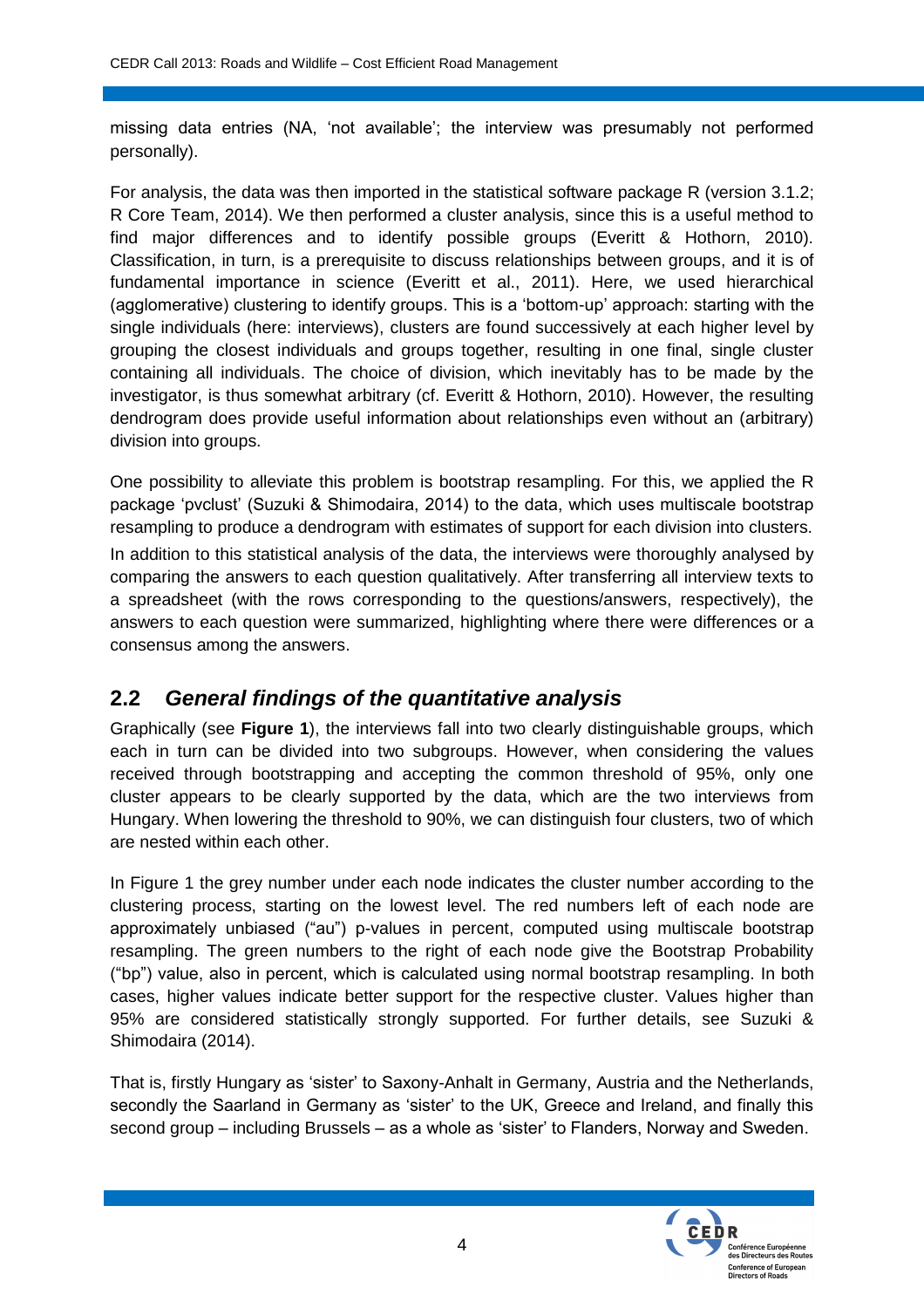missing data entries (NA, 'not available'; the interview was presumably not performed personally).

For analysis, the data was then imported in the statistical software package R (version 3.1.2; R Core Team, 2014). We then performed a cluster analysis, since this is a useful method to find major differences and to identify possible groups (Everitt & Hothorn, 2010). Classification, in turn, is a prerequisite to discuss relationships between groups, and it is of fundamental importance in science (Everitt et al., 2011). Here, we used hierarchical (agglomerative) clustering to identify groups. This is a 'bottom-up' approach: starting with the single individuals (here: interviews), clusters are found successively at each higher level by grouping the closest individuals and groups together, resulting in one final, single cluster containing all individuals. The choice of division, which inevitably has to be made by the investigator, is thus somewhat arbitrary (cf. Everitt & Hothorn, 2010). However, the resulting dendrogram does provide useful information about relationships even without an (arbitrary) division into groups.

One possibility to alleviate this problem is bootstrap resampling. For this, we applied the R package 'pvclust' (Suzuki & Shimodaira, 2014) to the data, which uses multiscale bootstrap resampling to produce a dendrogram with estimates of support for each division into clusters. In addition to this statistical analysis of the data, the interviews were thoroughly analysed by comparing the answers to each question qualitatively. After transferring all interview texts to a spreadsheet (with the rows corresponding to the questions/answers, respectively), the answers to each question were summarized, highlighting where there were differences or a consensus among the answers.

## 2.2 *General findings of the quantitative analysis*

Graphically (see **Figure 1**), the interviews fall into two clearly distinguishable groups, which each in turn can be divided into two subgroups. However, when considering the values received through bootstrapping and accepting the common threshold of 95%, only one cluster appears to be clearly supported by the data, which are the two interviews from Hungary. When lowering the threshold to 90%, we can distinguish four clusters, two of which are nested within each other.

In Figure 1 the grey number under each node indicates the cluster number according to the clustering process, starting on the lowest level. The red numbers left of each node are approximately unbiased ("au") p-values in percent, computed using multiscale bootstrap resampling. The green numbers to the right of each node give the Bootstrap Probability ("bp") value, also in percent, which is calculated using normal bootstrap resampling. In both cases, higher values indicate better support for the respective cluster. Values higher than 95% are considered statistically strongly supported. For further details, see Suzuki & Shimodaira (2014).

That is, firstly Hungary as 'sister' to Saxony-Anhalt in Germany, Austria and the Netherlands, secondly the Saarland in Germany as 'sister' to the UK, Greece and Ireland, and finally this second group – including Brussels – as a whole as 'sister' to Flanders, Norway and Sweden.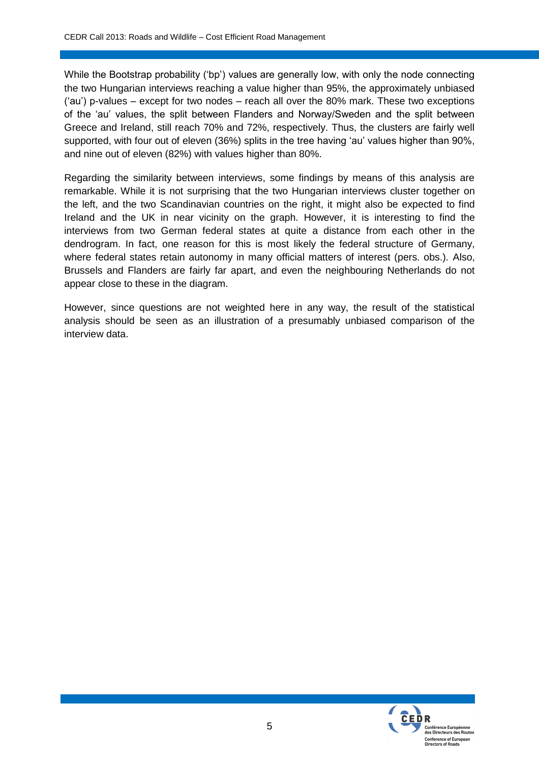While the Bootstrap probability ('bp') values are generally low, with only the node connecting the two Hungarian interviews reaching a value higher than 95%, the approximately unbiased ('au') p-values – except for two nodes – reach all over the 80% mark. These two exceptions of the 'au' values, the split between Flanders and Norway/Sweden and the split between Greece and Ireland, still reach 70% and 72%, respectively. Thus, the clusters are fairly well supported, with four out of eleven (36%) splits in the tree having 'au' values higher than 90%, and nine out of eleven (82%) with values higher than 80%.

Regarding the similarity between interviews, some findings by means of this analysis are remarkable. While it is not surprising that the two Hungarian interviews cluster together on the left, and the two Scandinavian countries on the right, it might also be expected to find Ireland and the UK in near vicinity on the graph. However, it is interesting to find the interviews from two German federal states at quite a distance from each other in the dendrogram. In fact, one reason for this is most likely the federal structure of Germany, where federal states retain autonomy in many official matters of interest (pers. obs.). Also, Brussels and Flanders are fairly far apart, and even the neighbouring Netherlands do not appear close to these in the diagram.

However, since questions are not weighted here in any way, the result of the statistical analysis should be seen as an illustration of a presumably unbiased comparison of the interview data.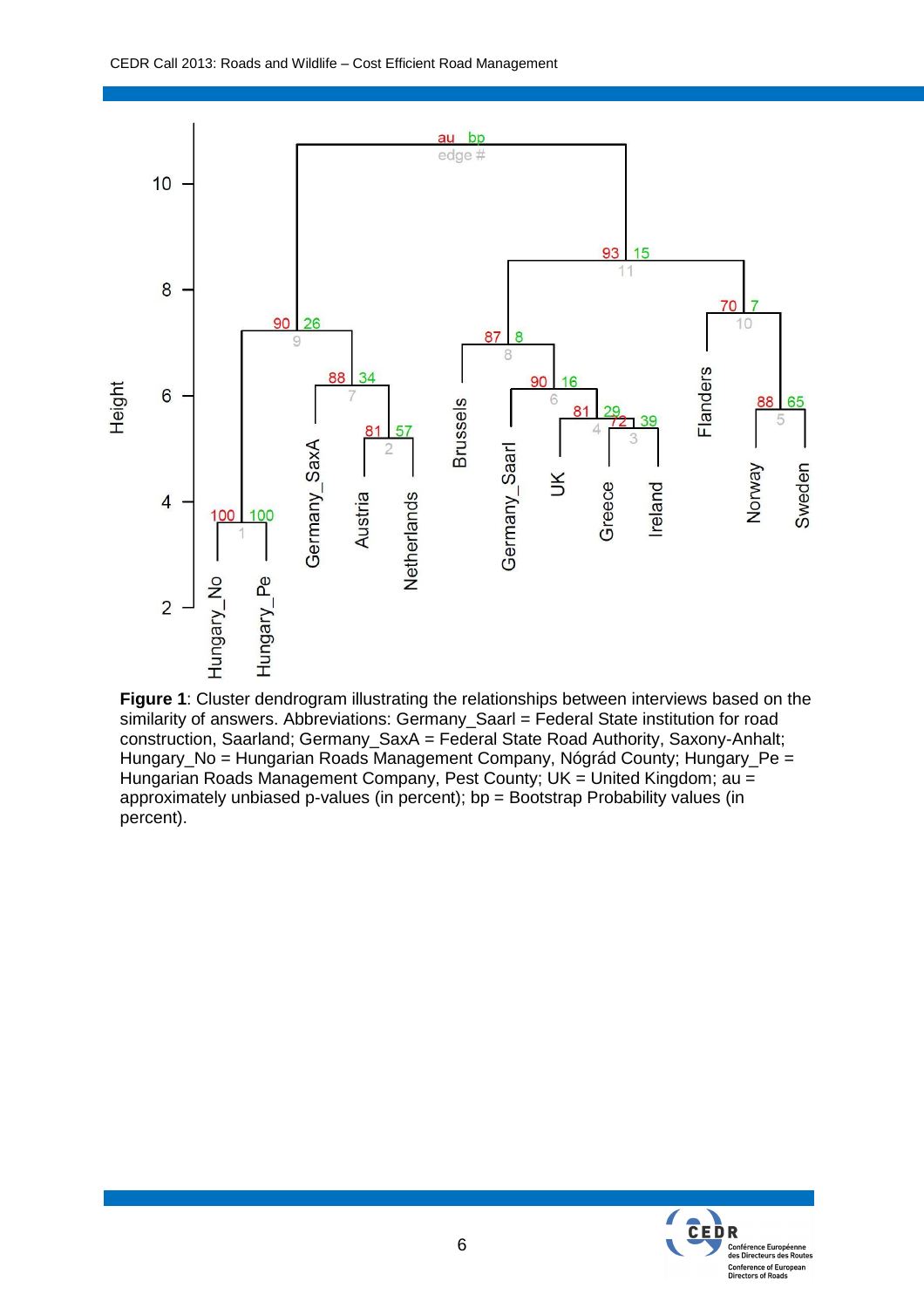**Figure 1**: Cluster dendrogram illustrating the relationships between interviews based on the similarity of answers. Abbreviations: Germany_Saarl = Federal State institution for road construction, Saarland; Germany_SaxA = Federal State Road Authority, Saxony-Anhalt; Hungary_No = Hungarian Roads Management Company, Nógrád County; Hungary_Pe = Hungarian Roads Management Company, Pest County; UK = United Kingdom; au = approximately unbiased p-values (in percent); bp = Bootstrap Probability values (in percent).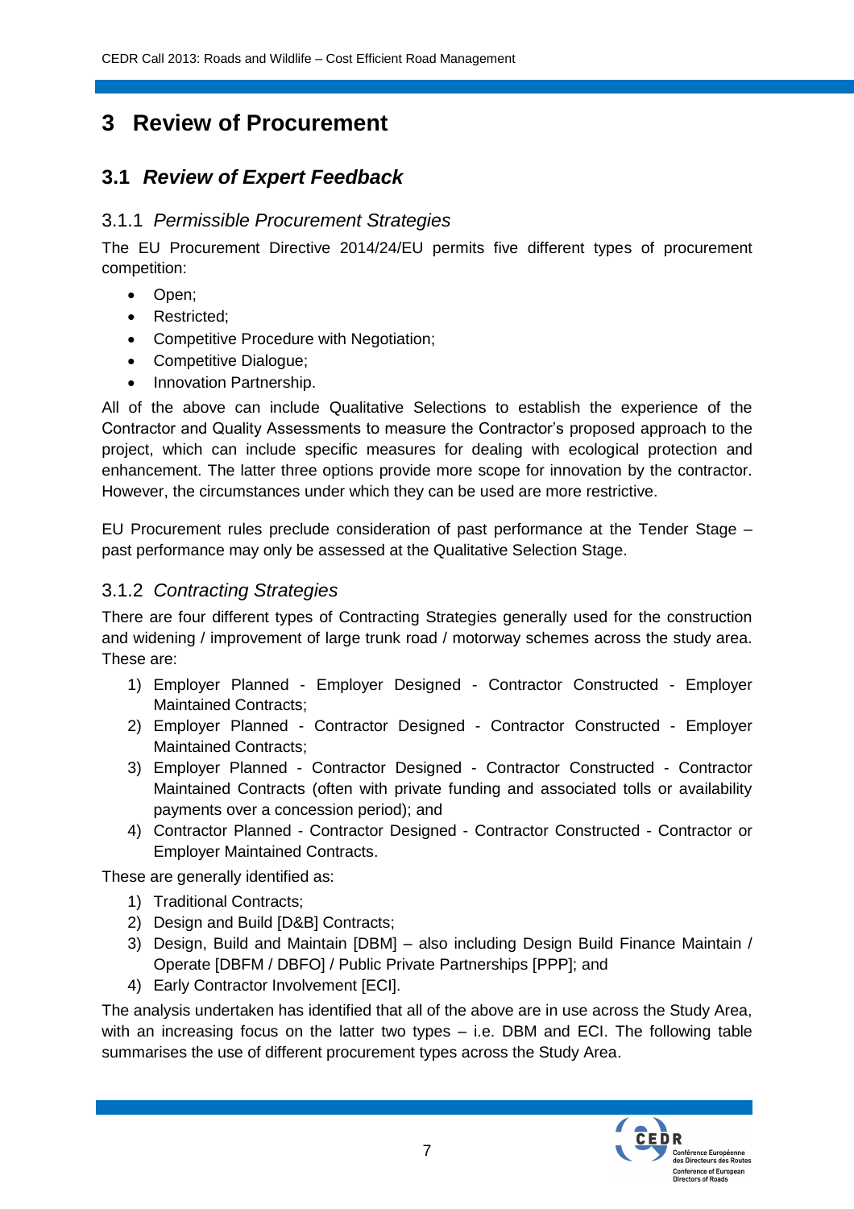# 3 Review of Procurement

## 3.1 *Review of Expert Feedback*

### 3.1.1 *Permissible Procurement Strategies*

The EU Procurement Directive 2014/24/EU permits five different types of procurement competition:

- Open;
- Restricted;
- Competitive Procedure with Negotiation;
- Competitive Dialogue;
- Innovation Partnership.

All of the above can include Qualitative Selections to establish the experience of the Contractor and Quality Assessments to measure the Contractor's proposed approach to the project, which can include specific measures for dealing with ecological protection and enhancement. The latter three options provide more scope for innovation by the contractor. However, the circumstances under which they can be used are more restrictive.

EU Procurement rules preclude consideration of past performance at the Tender Stage – past performance may only be assessed at the Qualitative Selection Stage.

### 3.1.2 *Contracting Strategies*

There are four different types of Contracting Strategies generally used for the construction and widening / improvement of large trunk road / motorway schemes across the study area. These are:

1) Employer Planned - Employer Designed - Contractor Constructed - Employer Maintained Contracts;
2) Employer Planned - Contractor Designed - Contractor Constructed - Employer Maintained Contracts;
3) Employer Planned - Contractor Designed - Contractor Constructed - Contractor Maintained Contracts (often with private funding and associated tolls or availability payments over a concession period); and
4) Contractor Planned - Contractor Designed - Contractor Constructed - Contractor or Employer Maintained Contracts.

These are generally identified as:

1) Traditional Contracts;
2) Design and Build [D&B] Contracts;
3) Design, Build and Maintain [DBM] – also including Design Build Finance Maintain / Operate [DBFM / DBFO] / Public Private Partnerships [PPP]; and
4) Early Contractor Involvement [ECI].

The analysis undertaken has identified that all of the above are in use across the Study Area, with an increasing focus on the latter two types – i.e. DBM and ECI. The following table summarises the use of different procurement types across the Study Area.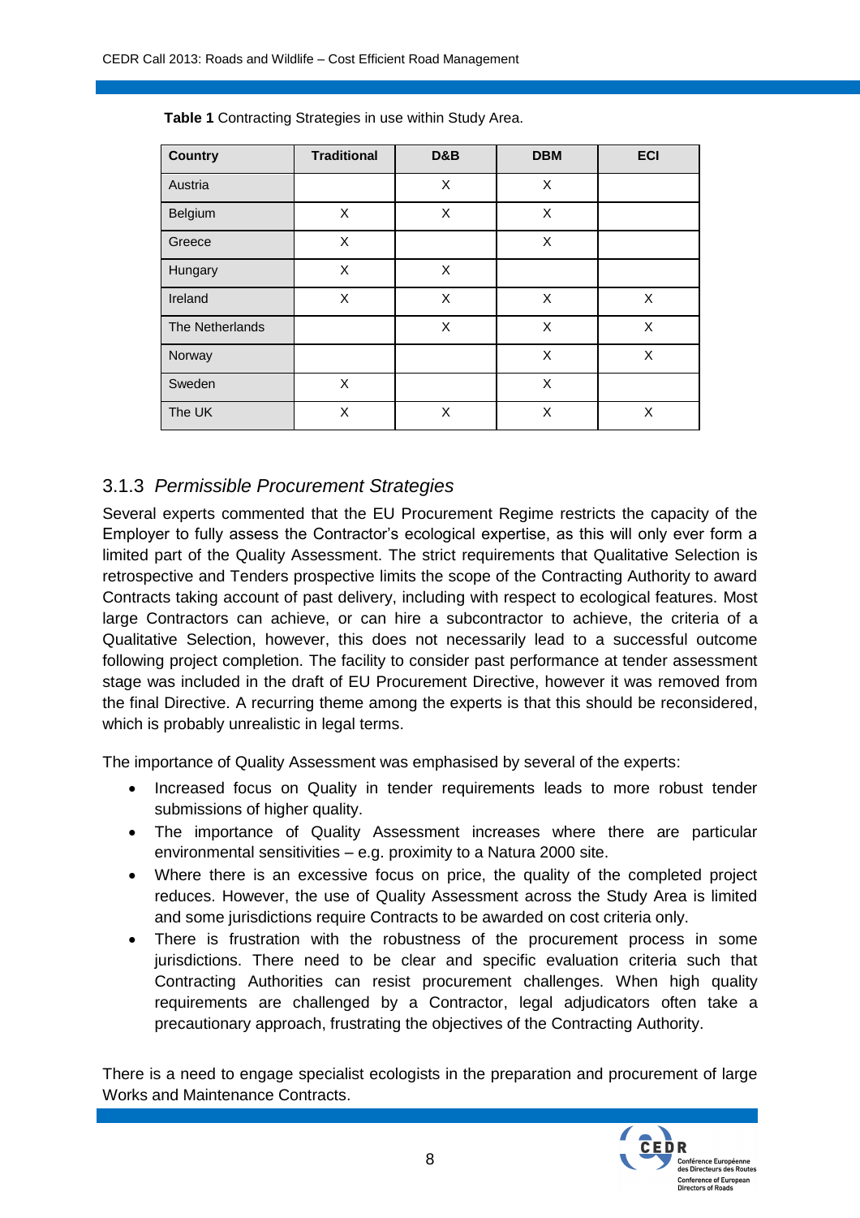**Table 1** Contracting Strategies in use within Study Area.

| Country | Traditional | D&B | DBM | ECI |
|---|---|---|---|---|
| Austria | | X | X | |
| Belgium | X | X | X | |
| Greece | X | | X | |
| Hungary | X | X | | |
| Ireland | X | X | X | X |
| The Netherlands | | X | X | X |
| Norway | | | X | X |
| Sweden | X | | X | |
| The UK | X | X | X | X |

### 3.1.3 *Permissible Procurement Strategies*

Several experts commented that the EU Procurement Regime restricts the capacity of the Employer to fully assess the Contractor's ecological expertise, as this will only ever form a limited part of the Quality Assessment. The strict requirements that Qualitative Selection is retrospective and Tenders prospective limits the scope of the Contracting Authority to award Contracts taking account of past delivery, including with respect to ecological features. Most large Contractors can achieve, or can hire a subcontractor to achieve, the criteria of a Qualitative Selection, however, this does not necessarily lead to a successful outcome following project completion. The facility to consider past performance at tender assessment stage was included in the draft of EU Procurement Directive, however it was removed from the final Directive. A recurring theme among the experts is that this should be reconsidered, which is probably unrealistic in legal terms.

The importance of Quality Assessment was emphasised by several of the experts:

- Increased focus on Quality in tender requirements leads to more robust tender submissions of higher quality.
- The importance of Quality Assessment increases where there are particular environmental sensitivities – e.g. proximity to a Natura 2000 site.
- Where there is an excessive focus on price, the quality of the completed project reduces. However, the use of Quality Assessment across the Study Area is limited and some jurisdictions require Contracts to be awarded on cost criteria only.
- There is frustration with the robustness of the procurement process in some jurisdictions. There need to be clear and specific evaluation criteria such that Contracting Authorities can resist procurement challenges. When high quality requirements are challenged by a Contractor, legal adjudicators often take a precautionary approach, frustrating the objectives of the Contracting Authority.

There is a need to engage specialist ecologists in the preparation and procurement of large Works and Maintenance Contracts.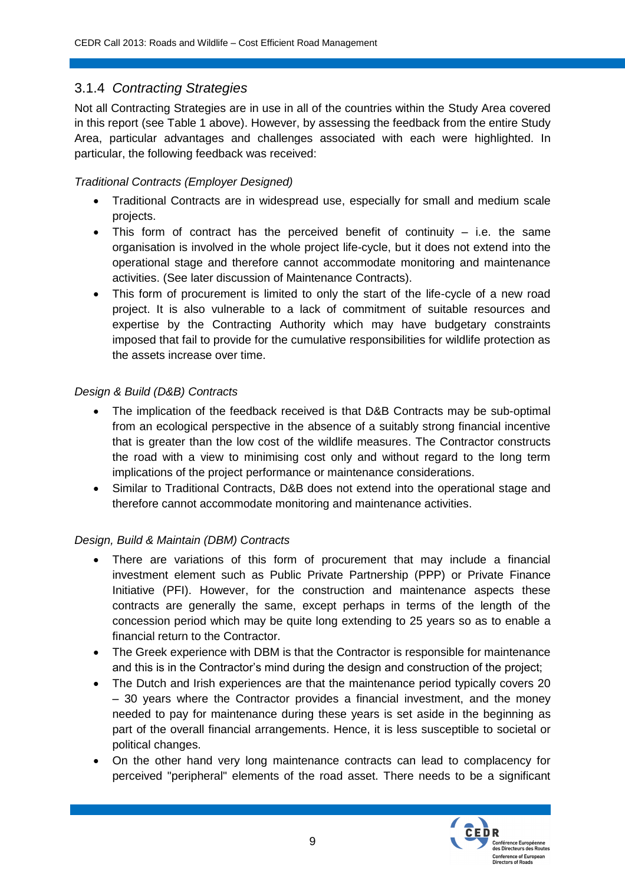### 3.1.4 *Contracting Strategies*

Not all Contracting Strategies are in use in all of the countries within the Study Area covered in this report (see Table 1 above). However, by assessing the feedback from the entire Study Area, particular advantages and challenges associated with each were highlighted. In particular, the following feedback was received:

*Traditional Contracts (Employer Designed)*

- Traditional Contracts are in widespread use, especially for small and medium scale projects.
- This form of contract has the perceived benefit of continuity – i.e. the same organisation is involved in the whole project life-cycle, but it does not extend into the operational stage and therefore cannot accommodate monitoring and maintenance activities. (See later discussion of Maintenance Contracts).
- This form of procurement is limited to only the start of the life-cycle of a new road project. It is also vulnerable to a lack of commitment of suitable resources and expertise by the Contracting Authority which may have budgetary constraints imposed that fail to provide for the cumulative responsibilities for wildlife protection as the assets increase over time.

*Design & Build (D&B) Contracts*

- The implication of the feedback received is that D&B Contracts may be sub-optimal from an ecological perspective in the absence of a suitably strong financial incentive that is greater than the low cost of the wildlife measures. The Contractor constructs the road with a view to minimising cost only and without regard to the long term implications of the project performance or maintenance considerations.
- Similar to Traditional Contracts, D&B does not extend into the operational stage and therefore cannot accommodate monitoring and maintenance activities.

*Design, Build & Maintain (DBM) Contracts*

- There are variations of this form of procurement that may include a financial investment element such as Public Private Partnership (PPP) or Private Finance Initiative (PFI). However, for the construction and maintenance aspects these contracts are generally the same, except perhaps in terms of the length of the concession period which may be quite long extending to 25 years so as to enable a financial return to the Contractor.
- The Greek experience with DBM is that the Contractor is responsible for maintenance and this is in the Contractor's mind during the design and construction of the project;
- The Dutch and Irish experiences are that the maintenance period typically covers 20 – 30 years where the Contractor provides a financial investment, and the money needed to pay for maintenance during these years is set aside in the beginning as part of the overall financial arrangements. Hence, it is less susceptible to societal or political changes.
- On the other hand very long maintenance contracts can lead to complacency for perceived "peripheral" elements of the road asset. There needs to be a significant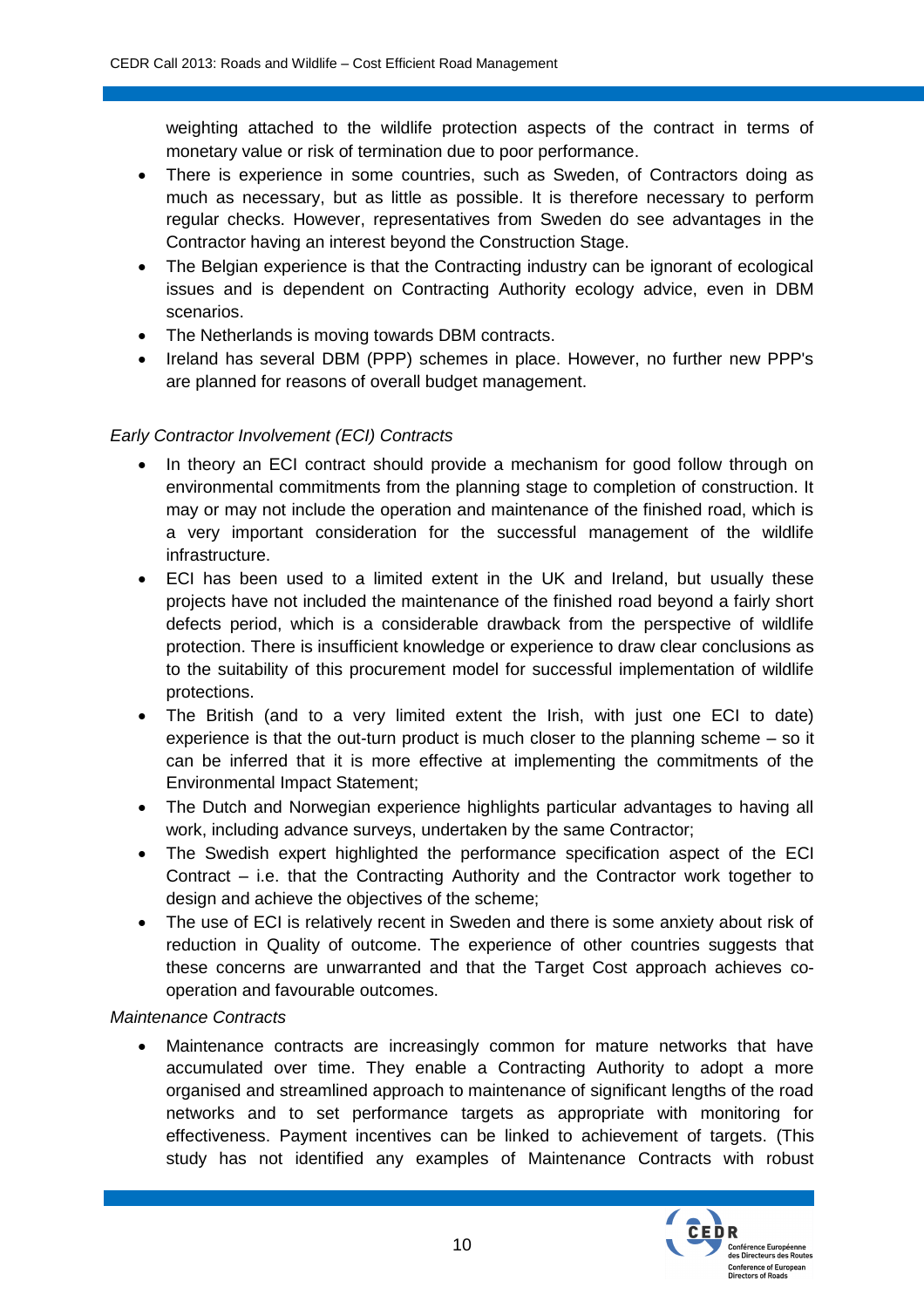weighting attached to the wildlife protection aspects of the contract in terms of monetary value or risk of termination due to poor performance.

- There is experience in some countries, such as Sweden, of Contractors doing as much as necessary, but as little as possible. It is therefore necessary to perform regular checks. However, representatives from Sweden do see advantages in the Contractor having an interest beyond the Construction Stage.
- The Belgian experience is that the Contracting industry can be ignorant of ecological issues and is dependent on Contracting Authority ecology advice, even in DBM scenarios.
- The Netherlands is moving towards DBM contracts.
- Ireland has several DBM (PPP) schemes in place. However, no further new PPP's are planned for reasons of overall budget management.

*Early Contractor Involvement (ECI) Contracts*

- In theory an ECI contract should provide a mechanism for good follow through on environmental commitments from the planning stage to completion of construction. It may or may not include the operation and maintenance of the finished road, which is a very important consideration for the successful management of the wildlife infrastructure.
- ECI has been used to a limited extent in the UK and Ireland, but usually these projects have not included the maintenance of the finished road beyond a fairly short defects period, which is a considerable drawback from the perspective of wildlife protection. There is insufficient knowledge or experience to draw clear conclusions as to the suitability of this procurement model for successful implementation of wildlife protections.
- The British (and to a very limited extent the Irish, with just one ECI to date) experience is that the out-turn product is much closer to the planning scheme – so it can be inferred that it is more effective at implementing the commitments of the Environmental Impact Statement;
- The Dutch and Norwegian experience highlights particular advantages to having all work, including advance surveys, undertaken by the same Contractor;
- The Swedish expert highlighted the performance specification aspect of the ECI Contract – i.e. that the Contracting Authority and the Contractor work together to design and achieve the objectives of the scheme;
- The use of ECI is relatively recent in Sweden and there is some anxiety about risk of reduction in Quality of outcome. The experience of other countries suggests that these concerns are unwarranted and that the Target Cost approach achieves co-operation and favourable outcomes.

*Maintenance Contracts*

- Maintenance contracts are increasingly common for mature networks that have accumulated over time. They enable a Contracting Authority to adopt a more organised and streamlined approach to maintenance of significant lengths of the road networks and to set performance targets as appropriate with monitoring for effectiveness. Payment incentives can be linked to achievement of targets. (This study has not identified any examples of Maintenance Contracts with robust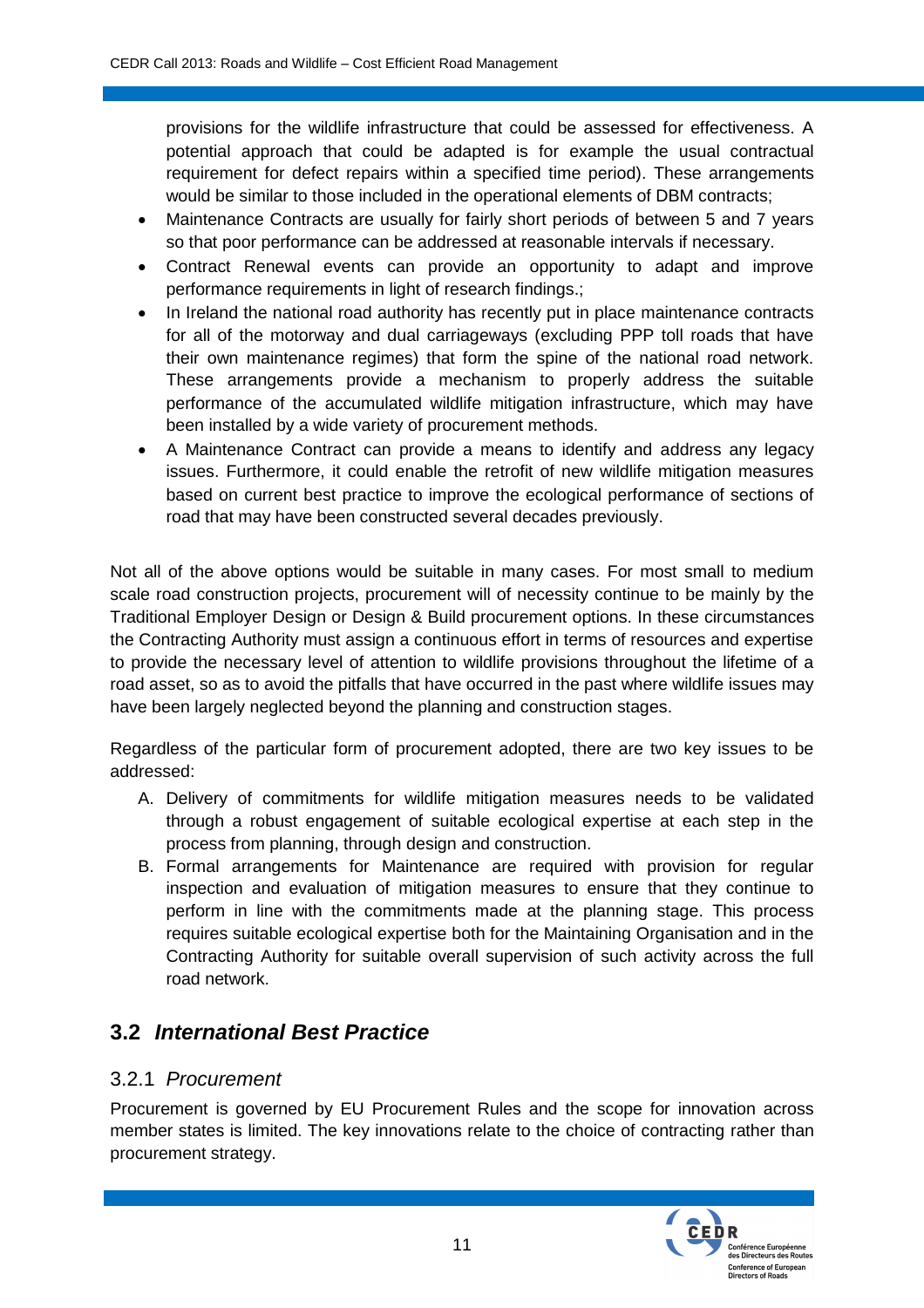provisions for the wildlife infrastructure that could be assessed for effectiveness. A potential approach that could be adapted is for example the usual contractual requirement for defect repairs within a specified time period). These arrangements would be similar to those included in the operational elements of DBM contracts;

- Maintenance Contracts are usually for fairly short periods of between 5 and 7 years so that poor performance can be addressed at reasonable intervals if necessary.
- Contract Renewal events can provide an opportunity to adapt and improve performance requirements in light of research findings.;
- In Ireland the national road authority has recently put in place maintenance contracts for all of the motorway and dual carriageways (excluding PPP toll roads that have their own maintenance regimes) that form the spine of the national road network. These arrangements provide a mechanism to properly address the suitable performance of the accumulated wildlife mitigation infrastructure, which may have been installed by a wide variety of procurement methods.
- A Maintenance Contract can provide a means to identify and address any legacy issues. Furthermore, it could enable the retrofit of new wildlife mitigation measures based on current best practice to improve the ecological performance of sections of road that may have been constructed several decades previously.

Not all of the above options would be suitable in many cases. For most small to medium scale road construction projects, procurement will of necessity continue to be mainly by the Traditional Employer Design or Design & Build procurement options. In these circumstances the Contracting Authority must assign a continuous effort in terms of resources and expertise to provide the necessary level of attention to wildlife provisions throughout the lifetime of a road asset, so as to avoid the pitfalls that have occurred in the past where wildlife issues may have been largely neglected beyond the planning and construction stages.

Regardless of the particular form of procurement adopted, there are two key issues to be addressed:

A. Delivery of commitments for wildlife mitigation measures needs to be validated through a robust engagement of suitable ecological expertise at each step in the process from planning, through design and construction.

B. Formal arrangements for Maintenance are required with provision for regular inspection and evaluation of mitigation measures to ensure that they continue to perform in line with the commitments made at the planning stage. This process requires suitable ecological expertise both for the Maintaining Organisation and in the Contracting Authority for suitable overall supervision of such activity across the full road network.

## 3.2 *International Best Practice*

### 3.2.1 *Procurement*

Procurement is governed by EU Procurement Rules and the scope for innovation across member states is limited. The key innovations relate to the choice of contracting rather than procurement strategy.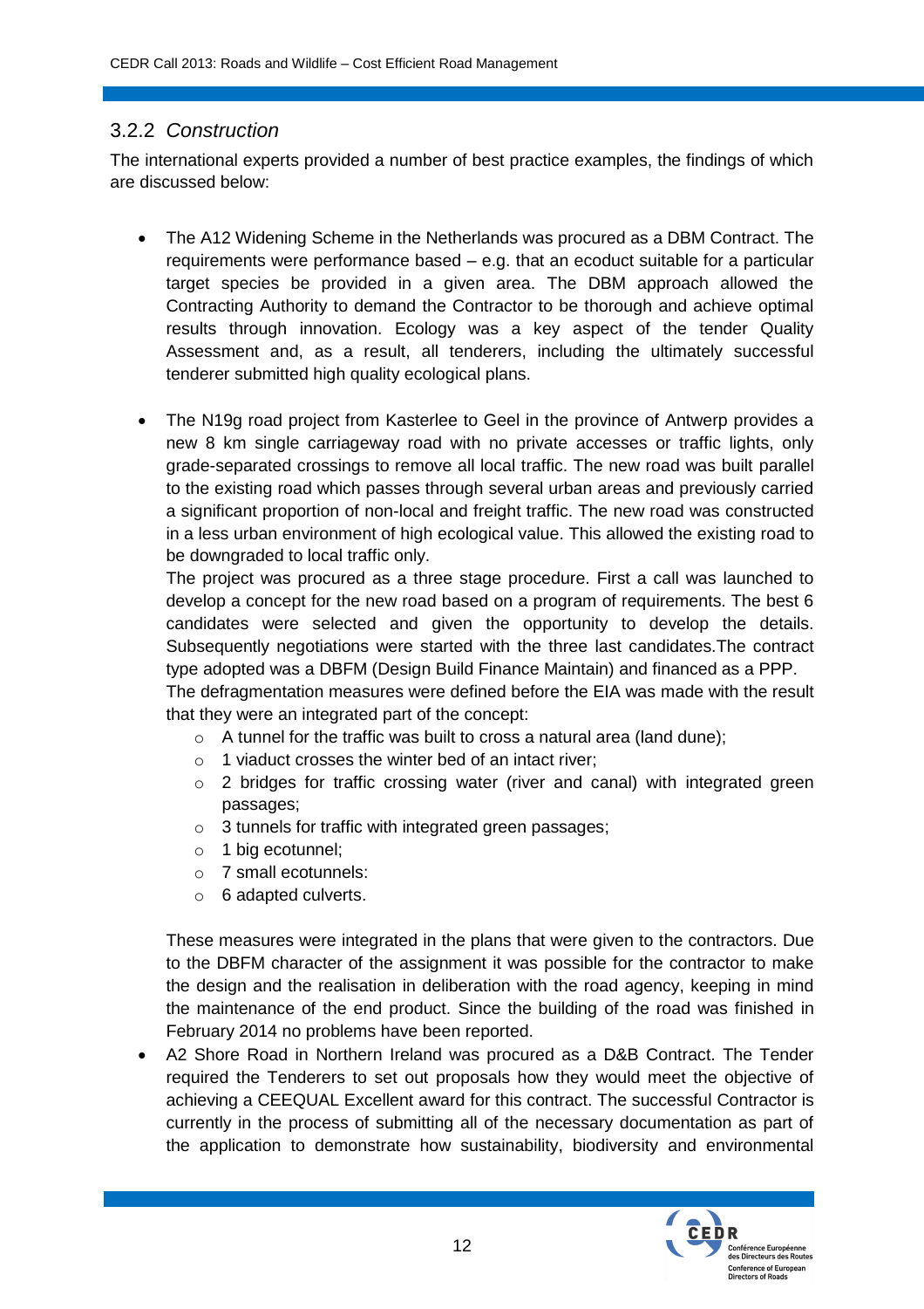### 3.2.2 *Construction*

The international experts provided a number of best practice examples, the findings of which are discussed below:

- The A12 Widening Scheme in the Netherlands was procured as a DBM Contract. The requirements were performance based – e.g. that an ecoduct suitable for a particular target species be provided in a given area. The DBM approach allowed the Contracting Authority to demand the Contractor to be thorough and achieve optimal results through innovation. Ecology was a key aspect of the tender Quality Assessment and, as a result, all tenderers, including the ultimately successful tenderer submitted high quality ecological plans.

- The N19g road project from Kasterlee to Geel in the province of Antwerp provides a new 8 km single carriageway road with no private accesses or traffic lights, only grade-separated crossings to remove all local traffic. The new road was built parallel to the existing road which passes through several urban areas and previously carried a significant proportion of non-local and freight traffic. The new road was constructed in a less urban environment of high ecological value. This allowed the existing road to be downgraded to local traffic only.

  The project was procured as a three stage procedure. First a call was launched to develop a concept for the new road based on a program of requirements. The best 6 candidates were selected and given the opportunity to develop the details. Subsequently negotiations were started with the three last candidates.The contract type adopted was a DBFM (Design Build Finance Maintain) and financed as a PPP.

  The defragmentation measures were defined before the EIA was made with the result that they were an integrated part of the concept:

  - A tunnel for the traffic was built to cross a natural area (land dune);
  - 1 viaduct crosses the winter bed of an intact river;
  - 2 bridges for traffic crossing water (river and canal) with integrated green passages;
  - 3 tunnels for traffic with integrated green passages;
  - 1 big ecotunnel;
  - 7 small ecotunnels:
  - 6 adapted culverts.

  These measures were integrated in the plans that were given to the contractors. Due to the DBFM character of the assignment it was possible for the contractor to make the design and the realisation in deliberation with the road agency, keeping in mind the maintenance of the end product. Since the building of the road was finished in February 2014 no problems have been reported.

- A2 Shore Road in Northern Ireland was procured as a D&B Contract. The Tender required the Tenderers to set out proposals how they would meet the objective of achieving a CEEQUAL Excellent award for this contract. The successful Contractor is currently in the process of submitting all of the necessary documentation as part of the application to demonstrate how sustainability, biodiversity and environmental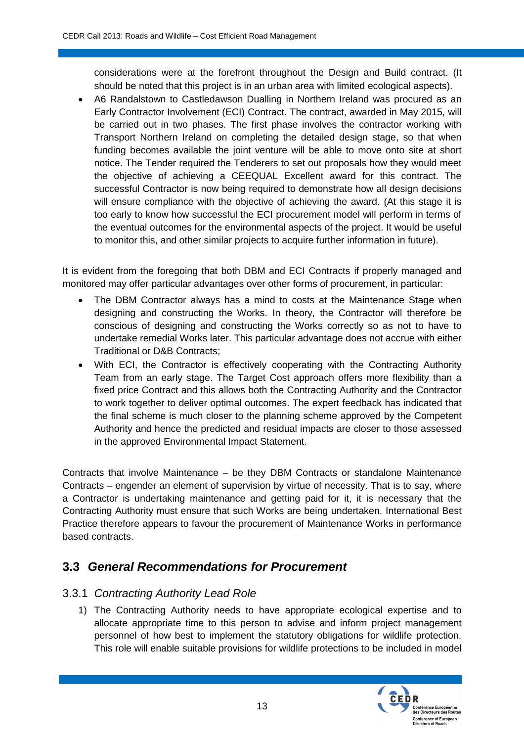considerations were at the forefront throughout the Design and Build contract. (It should be noted that this project is in an urban area with limited ecological aspects).

- A6 Randalstown to Castledawson Dualling in Northern Ireland was procured as an Early Contractor Involvement (ECI) Contract. The contract, awarded in May 2015, will be carried out in two phases. The first phase involves the contractor working with Transport Northern Ireland on completing the detailed design stage, so that when funding becomes available the joint venture will be able to move onto site at short notice. The Tender required the Tenderers to set out proposals how they would meet the objective of achieving a CEEQUAL Excellent award for this contract. The successful Contractor is now being required to demonstrate how all design decisions will ensure compliance with the objective of achieving the award. (At this stage it is too early to know how successful the ECI procurement model will perform in terms of the eventual outcomes for the environmental aspects of the project. It would be useful to monitor this, and other similar projects to acquire further information in future).

It is evident from the foregoing that both DBM and ECI Contracts if properly managed and monitored may offer particular advantages over other forms of procurement, in particular:

- The DBM Contractor always has a mind to costs at the Maintenance Stage when designing and constructing the Works. In theory, the Contractor will therefore be conscious of designing and constructing the Works correctly so as not to have to undertake remedial Works later. This particular advantage does not accrue with either Traditional or D&B Contracts;
- With ECI, the Contractor is effectively cooperating with the Contracting Authority Team from an early stage. The Target Cost approach offers more flexibility than a fixed price Contract and this allows both the Contracting Authority and the Contractor to work together to deliver optimal outcomes. The expert feedback has indicated that the final scheme is much closer to the planning scheme approved by the Competent Authority and hence the predicted and residual impacts are closer to those assessed in the approved Environmental Impact Statement.

Contracts that involve Maintenance – be they DBM Contracts or standalone Maintenance Contracts – engender an element of supervision by virtue of necessity. That is to say, where a Contractor is undertaking maintenance and getting paid for it, it is necessary that the Contracting Authority must ensure that such Works are being undertaken. International Best Practice therefore appears to favour the procurement of Maintenance Works in performance based contracts.

## 3.3 *General Recommendations for Procurement*

### 3.3.1 *Contracting Authority Lead Role*

1) The Contracting Authority needs to have appropriate ecological expertise and to allocate appropriate time to this person to advise and inform project management personnel of how best to implement the statutory obligations for wildlife protection. This role will enable suitable provisions for wildlife protections to be included in model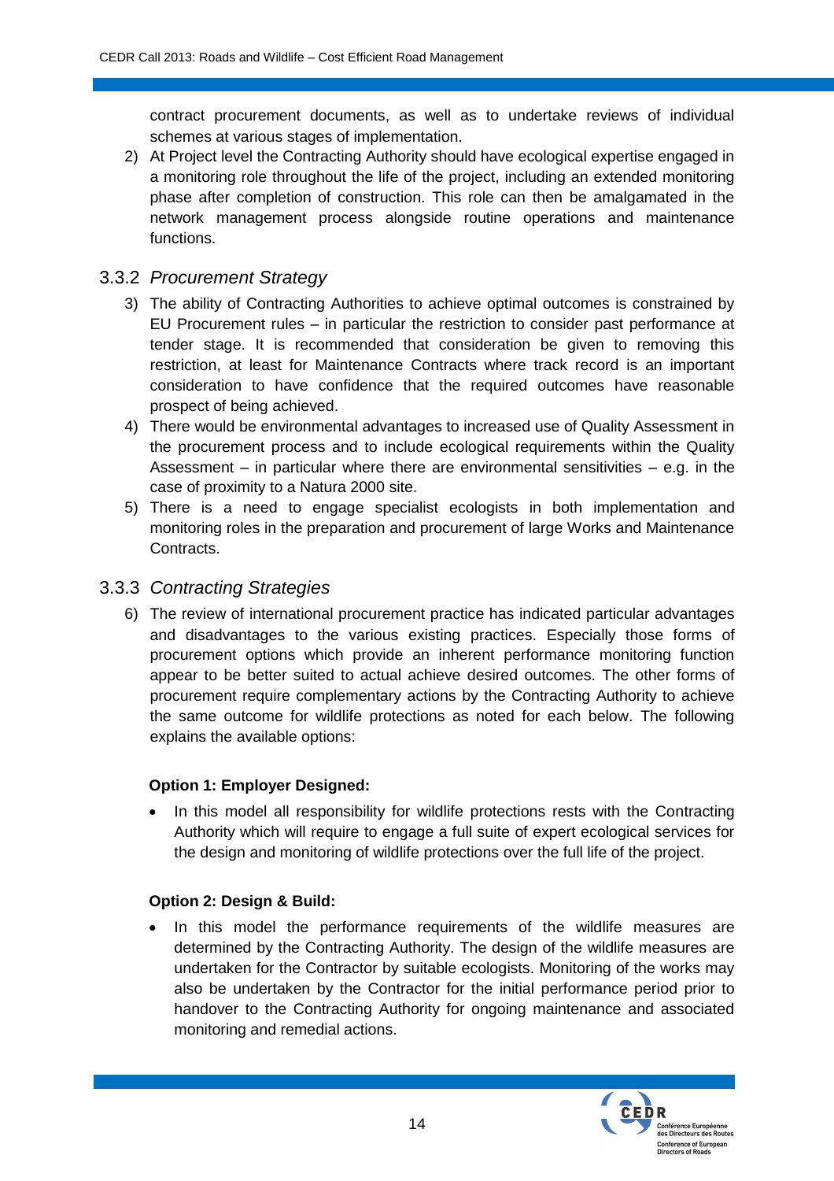contract procurement documents, as well as to undertake reviews of individual schemes at various stages of implementation.

2) At Project level the Contracting Authority should have ecological expertise engaged in a monitoring role throughout the life of the project, including an extended monitoring phase after completion of construction. This role can then be amalgamated in the network management process alongside routine operations and maintenance functions.

### 3.3.2 *Procurement Strategy*

3) The ability of Contracting Authorities to achieve optimal outcomes is constrained by EU Procurement rules – in particular the restriction to consider past performance at tender stage. It is recommended that consideration be given to removing this restriction, at least for Maintenance Contracts where track record is an important consideration to have confidence that the required outcomes have reasonable prospect of being achieved.

4) There would be environmental advantages to increased use of Quality Assessment in the procurement process and to include ecological requirements within the Quality Assessment – in particular where there are environmental sensitivities – e.g. in the case of proximity to a Natura 2000 site.

5) There is a need to engage specialist ecologists in both implementation and monitoring roles in the preparation and procurement of large Works and Maintenance Contracts.

### 3.3.3 *Contracting Strategies*

6) The review of international procurement practice has indicated particular advantages and disadvantages to the various existing practices. Especially those forms of procurement options which provide an inherent performance monitoring function appear to be better suited to actual achieve desired outcomes. The other forms of procurement require complementary actions by the Contracting Authority to achieve the same outcome for wildlife protections as noted for each below. The following explains the available options:

**Option 1: Employer Designed:**

- In this model all responsibility for wildlife protections rests with the Contracting Authority which will require to engage a full suite of expert ecological services for the design and monitoring of wildlife protections over the full life of the project.

**Option 2: Design & Build:**

- In this model the performance requirements of the wildlife measures are determined by the Contracting Authority. The design of the wildlife measures are undertaken for the Contractor by suitable ecologists. Monitoring of the works may also be undertaken by the Contractor for the initial performance period prior to handover to the Contracting Authority for ongoing maintenance and associated monitoring and remedial actions.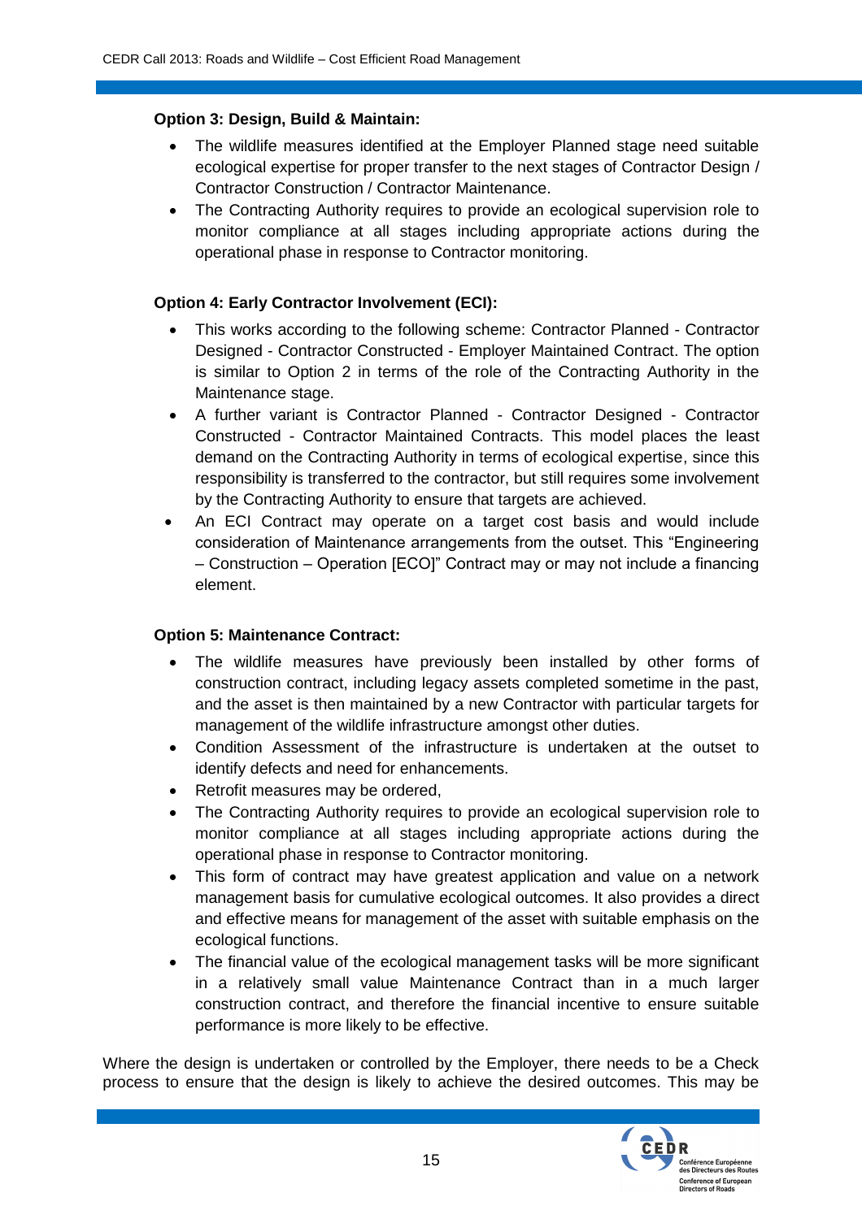**Option 3: Design, Build & Maintain:**

- The wildlife measures identified at the Employer Planned stage need suitable ecological expertise for proper transfer to the next stages of Contractor Design / Contractor Construction / Contractor Maintenance.
- The Contracting Authority requires to provide an ecological supervision role to monitor compliance at all stages including appropriate actions during the operational phase in response to Contractor monitoring.

**Option 4: Early Contractor Involvement (ECI):**

- This works according to the following scheme: Contractor Planned - Contractor Designed - Contractor Constructed - Employer Maintained Contract. The option is similar to Option 2 in terms of the role of the Contracting Authority in the Maintenance stage.
- A further variant is Contractor Planned - Contractor Designed - Contractor Constructed - Contractor Maintained Contracts. This model places the least demand on the Contracting Authority in terms of ecological expertise, since this responsibility is transferred to the contractor, but still requires some involvement by the Contracting Authority to ensure that targets are achieved.
- An ECI Contract may operate on a target cost basis and would include consideration of Maintenance arrangements from the outset. This "Engineering – Construction – Operation [ECO]" Contract may or may not include a financing element.

**Option 5: Maintenance Contract:**

- The wildlife measures have previously been installed by other forms of construction contract, including legacy assets completed sometime in the past, and the asset is then maintained by a new Contractor with particular targets for management of the wildlife infrastructure amongst other duties.
- Condition Assessment of the infrastructure is undertaken at the outset to identify defects and need for enhancements.
- Retrofit measures may be ordered,
- The Contracting Authority requires to provide an ecological supervision role to monitor compliance at all stages including appropriate actions during the operational phase in response to Contractor monitoring.
- This form of contract may have greatest application and value on a network management basis for cumulative ecological outcomes. It also provides a direct and effective means for management of the asset with suitable emphasis on the ecological functions.
- The financial value of the ecological management tasks will be more significant in a relatively small value Maintenance Contract than in a much larger construction contract, and therefore the financial incentive to ensure suitable performance is more likely to be effective.

Where the design is undertaken or controlled by the Employer, there needs to be a Check process to ensure that the design is likely to achieve the desired outcomes. This may be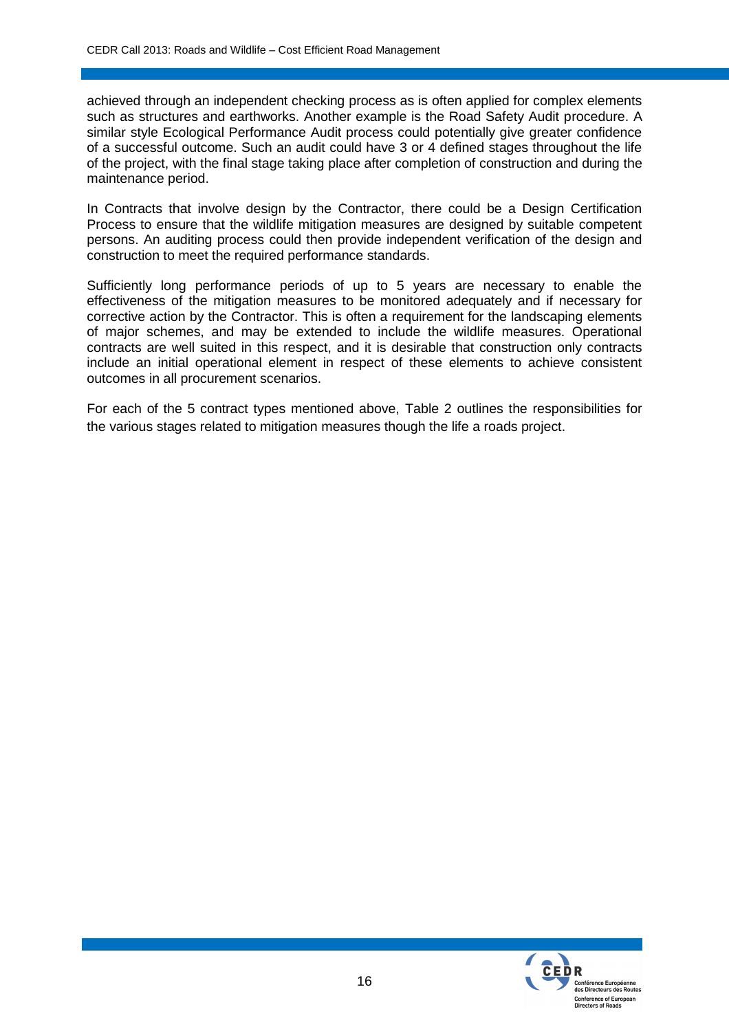achieved through an independent checking process as is often applied for complex elements such as structures and earthworks. Another example is the Road Safety Audit procedure. A similar style Ecological Performance Audit process could potentially give greater confidence of a successful outcome. Such an audit could have 3 or 4 defined stages throughout the life of the project, with the final stage taking place after completion of construction and during the maintenance period.

In Contracts that involve design by the Contractor, there could be a Design Certification Process to ensure that the wildlife mitigation measures are designed by suitable competent persons. An auditing process could then provide independent verification of the design and construction to meet the required performance standards.

Sufficiently long performance periods of up to 5 years are necessary to enable the effectiveness of the mitigation measures to be monitored adequately and if necessary for corrective action by the Contractor. This is often a requirement for the landscaping elements of major schemes, and may be extended to include the wildlife measures. Operational contracts are well suited in this respect, and it is desirable that construction only contracts include an initial operational element in respect of these elements to achieve consistent outcomes in all procurement scenarios.

For each of the 5 contract types mentioned above, Table 2 outlines the responsibilities for the various stages related to mitigation measures though the life a roads project.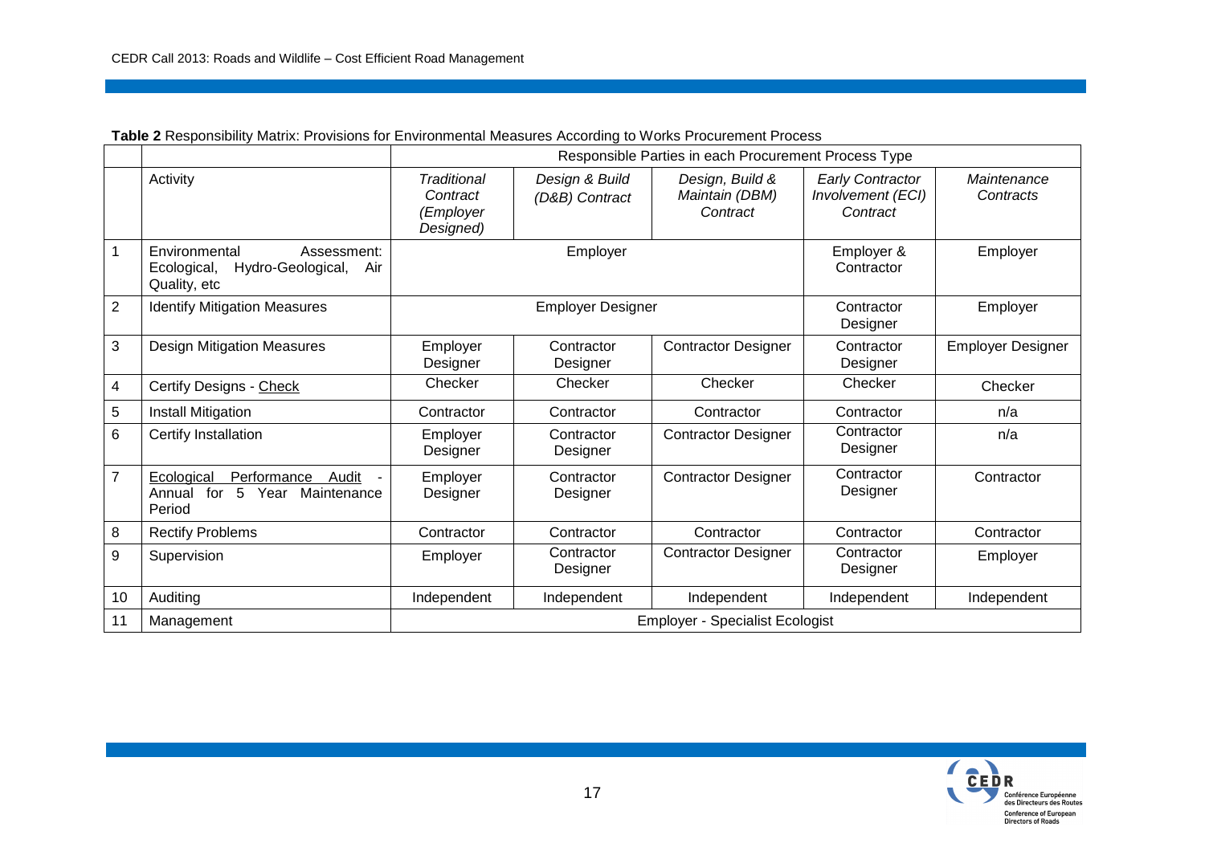**Table 2** Responsibility Matrix: Provisions for Environmental Measures According to Works Procurement Process

| | | Responsible Parties in each Procurement Process Type | | | | |
|---|---|---|---|---|---|---|
| | Activity | *Traditional Contract (Employer Designed)* | *Design & Build (D&B) Contract* | *Design, Build & Maintain (DBM) Contract* | *Early Contractor Involvement (ECI) Contract* | *Maintenance Contracts* |
| 1 | Environmental Assessment: Ecological, Hydro-Geological, Air Quality, etc | Employer | | | Employer & Contractor | Employer |
| 2 | Identify Mitigation Measures | Employer Designer | | | Contractor Designer | Employer |
| 3 | Design Mitigation Measures | Employer Designer | Contractor Designer | Contractor Designer | Contractor Designer | Employer Designer |
| 4 | Certify Designs - <u>Check</u> | Checker | Checker | Checker | Checker | Checker |
| 5 | Install Mitigation | Contractor | Contractor | Contractor | Contractor | n/a |
| 6 | Certify Installation | Employer Designer | Contractor Designer | Contractor Designer | Contractor Designer | n/a |
| 7 | <u>Ecological Performance Audit</u> - Annual for 5 Year Maintenance Period | Employer Designer | Contractor Designer | Contractor Designer | Contractor Designer | Contractor |
| 8 | Rectify Problems | Contractor | Contractor | Contractor | Contractor | Contractor |
| 9 | Supervision | Employer | Contractor Designer | Contractor Designer | Contractor Designer | Employer |
| 10 | Auditing | Independent | Independent | Independent | Independent | Independent |
| 11 | Management | Employer - Specialist Ecologist | | | | |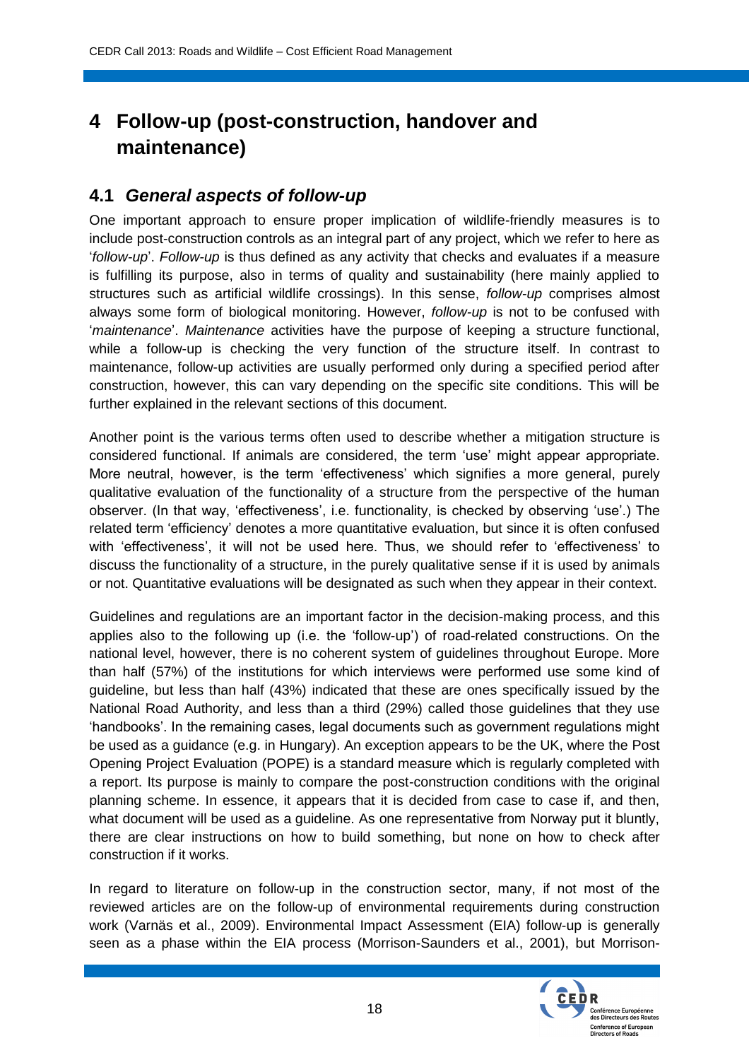# 4 Follow-up (post-construction, handover and maintenance)

## 4.1 *General aspects of follow-up*

One important approach to ensure proper implication of wildlife-friendly measures is to include post-construction controls as an integral part of any project, which we refer to here as '*follow-up*'. *Follow-up* is thus defined as any activity that checks and evaluates if a measure is fulfilling its purpose, also in terms of quality and sustainability (here mainly applied to structures such as artificial wildlife crossings). In this sense, *follow-up* comprises almost always some form of biological monitoring. However, *follow-up* is not to be confused with '*maintenance*'. *Maintenance* activities have the purpose of keeping a structure functional, while a follow-up is checking the very function of the structure itself. In contrast to maintenance, follow-up activities are usually performed only during a specified period after construction, however, this can vary depending on the specific site conditions. This will be further explained in the relevant sections of this document.

Another point is the various terms often used to describe whether a mitigation structure is considered functional. If animals are considered, the term 'use' might appear appropriate. More neutral, however, is the term 'effectiveness' which signifies a more general, purely qualitative evaluation of the functionality of a structure from the perspective of the human observer. (In that way, 'effectiveness', i.e. functionality, is checked by observing 'use'.) The related term 'efficiency' denotes a more quantitative evaluation, but since it is often confused with 'effectiveness', it will not be used here. Thus, we should refer to 'effectiveness' to discuss the functionality of a structure, in the purely qualitative sense if it is used by animals or not. Quantitative evaluations will be designated as such when they appear in their context.

Guidelines and regulations are an important factor in the decision-making process, and this applies also to the following up (i.e. the 'follow-up') of road-related constructions. On the national level, however, there is no coherent system of guidelines throughout Europe. More than half (57%) of the institutions for which interviews were performed use some kind of guideline, but less than half (43%) indicated that these are ones specifically issued by the National Road Authority, and less than a third (29%) called those guidelines that they use 'handbooks'. In the remaining cases, legal documents such as government regulations might be used as a guidance (e.g. in Hungary). An exception appears to be the UK, where the Post Opening Project Evaluation (POPE) is a standard measure which is regularly completed with a report. Its purpose is mainly to compare the post-construction conditions with the original planning scheme. In essence, it appears that it is decided from case to case if, and then, what document will be used as a guideline. As one representative from Norway put it bluntly, there are clear instructions on how to build something, but none on how to check after construction if it works.

In regard to literature on follow-up in the construction sector, many, if not most of the reviewed articles are on the follow-up of environmental requirements during construction work (Varnäs et al., 2009). Environmental Impact Assessment (EIA) follow-up is generally seen as a phase within the EIA process (Morrison-Saunders et al., 2001), but Morrison-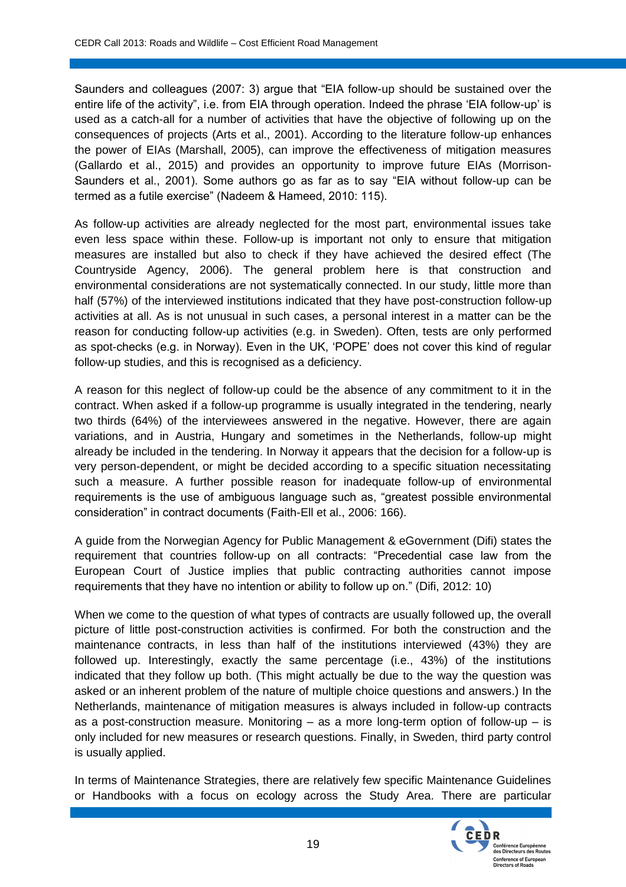Saunders and colleagues (2007: 3) argue that “EIA follow-up should be sustained over the entire life of the activity”, i.e. from EIA through operation. Indeed the phrase ‘EIA follow-up’ is used as a catch-all for a number of activities that have the objective of following up on the consequences of projects (Arts et al., 2001). According to the literature follow-up enhances the power of EIAs (Marshall, 2005), can improve the effectiveness of mitigation measures (Gallardo et al., 2015) and provides an opportunity to improve future EIAs (Morrison-Saunders et al., 2001). Some authors go as far as to say “EIA without follow-up can be termed as a futile exercise” (Nadeem & Hameed, 2010: 115).

As follow-up activities are already neglected for the most part, environmental issues take even less space within these. Follow-up is important not only to ensure that mitigation measures are installed but also to check if they have achieved the desired effect (The Countryside Agency, 2006). The general problem here is that construction and environmental considerations are not systematically connected. In our study, little more than half (57%) of the interviewed institutions indicated that they have post-construction follow-up activities at all. As is not unusual in such cases, a personal interest in a matter can be the reason for conducting follow-up activities (e.g. in Sweden). Often, tests are only performed as spot-checks (e.g. in Norway). Even in the UK, ‘POPE’ does not cover this kind of regular follow-up studies, and this is recognised as a deficiency.

A reason for this neglect of follow-up could be the absence of any commitment to it in the contract. When asked if a follow-up programme is usually integrated in the tendering, nearly two thirds (64%) of the interviewees answered in the negative. However, there are again variations, and in Austria, Hungary and sometimes in the Netherlands, follow-up might already be included in the tendering. In Norway it appears that the decision for a follow-up is very person-dependent, or might be decided according to a specific situation necessitating such a measure. A further possible reason for inadequate follow-up of environmental requirements is the use of ambiguous language such as, “greatest possible environmental consideration” in contract documents (Faith-Ell et al., 2006: 166).

A guide from the Norwegian Agency for Public Management & eGovernment (Difi) states the requirement that countries follow-up on all contracts: “Precedential case law from the European Court of Justice implies that public contracting authorities cannot impose requirements that they have no intention or ability to follow up on.” (Difi, 2012: 10)

When we come to the question of what types of contracts are usually followed up, the overall picture of little post-construction activities is confirmed. For both the construction and the maintenance contracts, in less than half of the institutions interviewed (43%) they are followed up. Interestingly, exactly the same percentage (i.e., 43%) of the institutions indicated that they follow up both. (This might actually be due to the way the question was asked or an inherent problem of the nature of multiple choice questions and answers.) In the Netherlands, maintenance of mitigation measures is always included in follow-up contracts as a post-construction measure. Monitoring – as a more long-term option of follow-up – is only included for new measures or research questions. Finally, in Sweden, third party control is usually applied.

In terms of Maintenance Strategies, there are relatively few specific Maintenance Guidelines or Handbooks with a focus on ecology across the Study Area. There are particular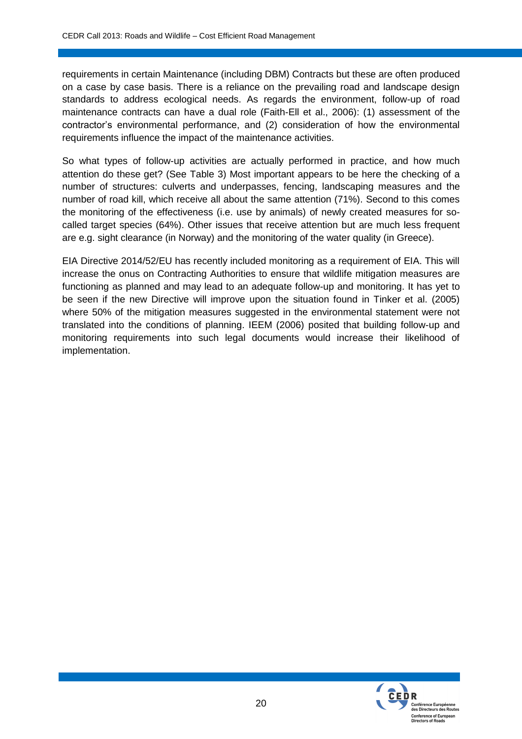requirements in certain Maintenance (including DBM) Contracts but these are often produced on a case by case basis. There is a reliance on the prevailing road and landscape design standards to address ecological needs. As regards the environment, follow-up of road maintenance contracts can have a dual role (Faith-Ell et al., 2006): (1) assessment of the contractor's environmental performance, and (2) consideration of how the environmental requirements influence the impact of the maintenance activities.

So what types of follow-up activities are actually performed in practice, and how much attention do these get? (See Table 3) Most important appears to be here the checking of a number of structures: culverts and underpasses, fencing, landscaping measures and the number of road kill, which receive all about the same attention (71%). Second to this comes the monitoring of the effectiveness (i.e. use by animals) of newly created measures for so-called target species (64%). Other issues that receive attention but are much less frequent are e.g. sight clearance (in Norway) and the monitoring of the water quality (in Greece).

EIA Directive 2014/52/EU has recently included monitoring as a requirement of EIA. This will increase the onus on Contracting Authorities to ensure that wildlife mitigation measures are functioning as planned and may lead to an adequate follow-up and monitoring. It has yet to be seen if the new Directive will improve upon the situation found in Tinker et al. (2005) where 50% of the mitigation measures suggested in the environmental statement were not translated into the conditions of planning. IEEM (2006) posited that building follow-up and monitoring requirements into such legal documents would increase their likelihood of implementation.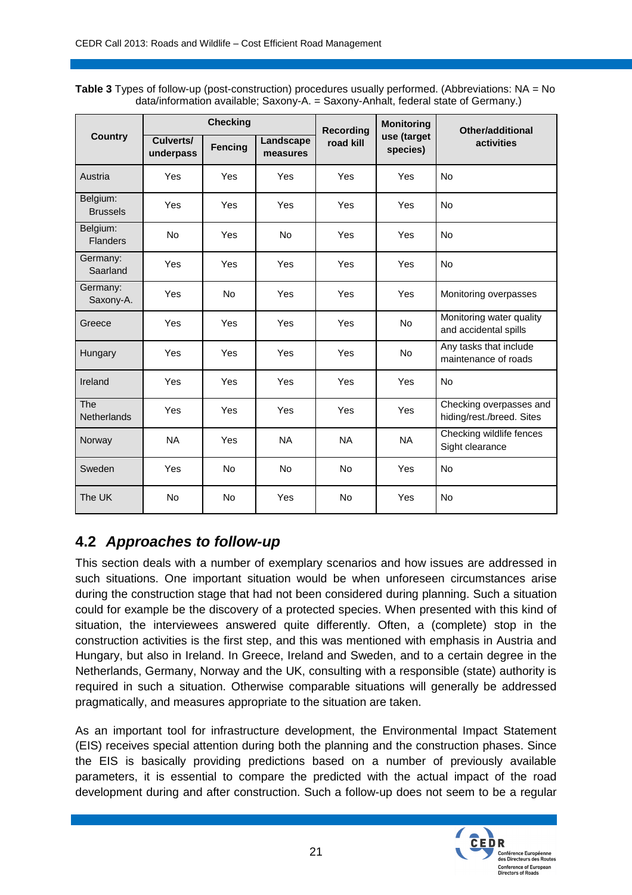**Table 3** Types of follow-up (post-construction) procedures usually performed. (Abbreviations: NA = No data/information available; Saxony-A. = Saxony-Anhalt, federal state of Germany.)

| Country | Checking | | | Recording road kill | Monitoring use (target species) | Other/additional activities |
|---|---|---|---|---|---|---|
| | Culverts/ underpass | Fencing | Landscape measures | | | |
| Austria | Yes | Yes | Yes | Yes | Yes | No |
| Belgium: Brussels | Yes | Yes | Yes | Yes | Yes | No |
| Belgium: Flanders | No | Yes | No | Yes | Yes | No |
| Germany: Saarland | Yes | Yes | Yes | Yes | Yes | No |
| Germany: Saxony-A. | Yes | No | Yes | Yes | Yes | Monitoring overpasses |
| Greece | Yes | Yes | Yes | Yes | No | Monitoring water quality and accidental spills |
| Hungary | Yes | Yes | Yes | Yes | No | Any tasks that include maintenance of roads |
| Ireland | Yes | Yes | Yes | Yes | Yes | No |
| The Netherlands | Yes | Yes | Yes | Yes | Yes | Checking overpasses and hiding/rest./breed. Sites |
| Norway | NA | Yes | NA | NA | NA | Checking wildlife fences Sight clearance |
| Sweden | Yes | No | No | No | Yes | No |
| The UK | No | No | Yes | No | Yes | No |

## 4.2 *Approaches to follow-up*

This section deals with a number of exemplary scenarios and how issues are addressed in such situations. One important situation would be when unforeseen circumstances arise during the construction stage that had not been considered during planning. Such a situation could for example be the discovery of a protected species. When presented with this kind of situation, the interviewees answered quite differently. Often, a (complete) stop in the construction activities is the first step, and this was mentioned with emphasis in Austria and Hungary, but also in Ireland. In Greece, Ireland and Sweden, and to a certain degree in the Netherlands, Germany, Norway and the UK, consulting with a responsible (state) authority is required in such a situation. Otherwise comparable situations will generally be addressed pragmatically, and measures appropriate to the situation are taken.

As an important tool for infrastructure development, the Environmental Impact Statement (EIS) receives special attention during both the planning and the construction phases. Since the EIS is basically providing predictions based on a number of previously available parameters, it is essential to compare the predicted with the actual impact of the road development during and after construction. Such a follow-up does not seem to be a regular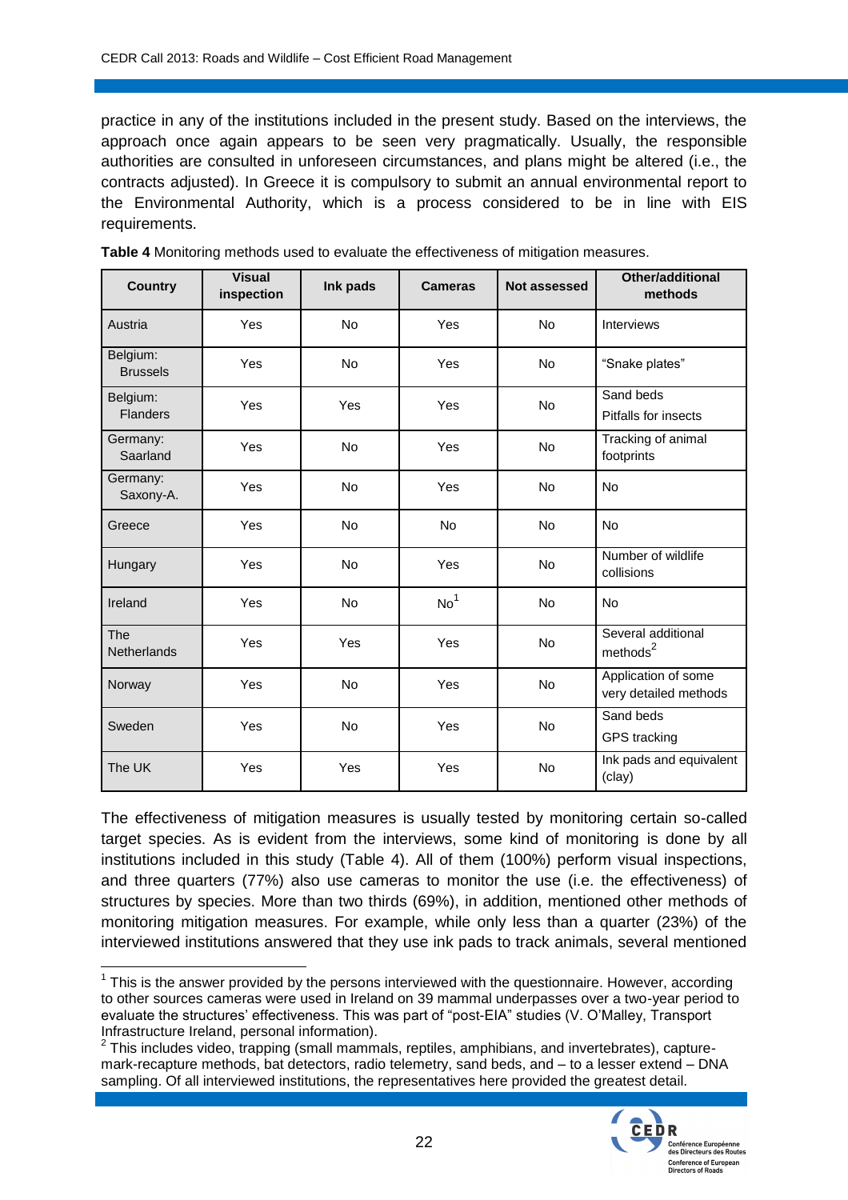practice in any of the institutions included in the present study. Based on the interviews, the approach once again appears to be seen very pragmatically. Usually, the responsible authorities are consulted in unforeseen circumstances, and plans might be altered (i.e., the contracts adjusted). In Greece it is compulsory to submit an annual environmental report to the Environmental Authority, which is a process considered to be in line with EIS requirements.

**Table 4** Monitoring methods used to evaluate the effectiveness of mitigation measures.

| Country | Visual inspection | Ink pads | Cameras | Not assessed | Other/additional methods |
|---|---|---|---|---|---|
| Austria | Yes | No | Yes | No | Interviews |
| Belgium: Brussels | Yes | No | Yes | No | "Snake plates" |
| Belgium: Flanders | Yes | Yes | Yes | No | Sand beds<br>Pitfalls for insects |
| Germany: Saarland | Yes | No | Yes | No | Tracking of animal footprints |
| Germany: Saxony-A. | Yes | No | Yes | No | No |
| Greece | Yes | No | No | No | No |
| Hungary | Yes | No | Yes | No | Number of wildlife collisions |
| Ireland | Yes | No | No[1] | No | No |
| The Netherlands | Yes | Yes | Yes | No | Several additional methods[2] |
| Norway | Yes | No | Yes | No | Application of some very detailed methods |
| Sweden | Yes | No | Yes | No | Sand beds<br>GPS tracking |
| The UK | Yes | Yes | Yes | No | Ink pads and equivalent (clay) |

The effectiveness of mitigation measures is usually tested by monitoring certain so-called target species. As is evident from the interviews, some kind of monitoring is done by all institutions included in this study (Table 4). All of them (100%) perform visual inspections, and three quarters (77%) also use cameras to monitor the use (i.e. the effectiveness) of structures by species. More than two thirds (69%), in addition, mentioned other methods of monitoring mitigation measures. For example, while only less than a quarter (23%) of the interviewed institutions answered that they use ink pads to track animals, several mentioned

[1] This is the answer provided by the persons interviewed with the questionnaire. However, according to other sources cameras were used in Ireland on 39 mammal underpasses over a two-year period to evaluate the structures' effectiveness. This was part of "post-EIA" studies (V. O'Malley, Transport Infrastructure Ireland, personal information).

[2] This includes video, trapping (small mammals, reptiles, amphibians, and invertebrates), capture-mark-recapture methods, bat detectors, radio telemetry, sand beds, and – to a lesser extend – DNA sampling. Of all interviewed institutions, the representatives here provided the greatest detail.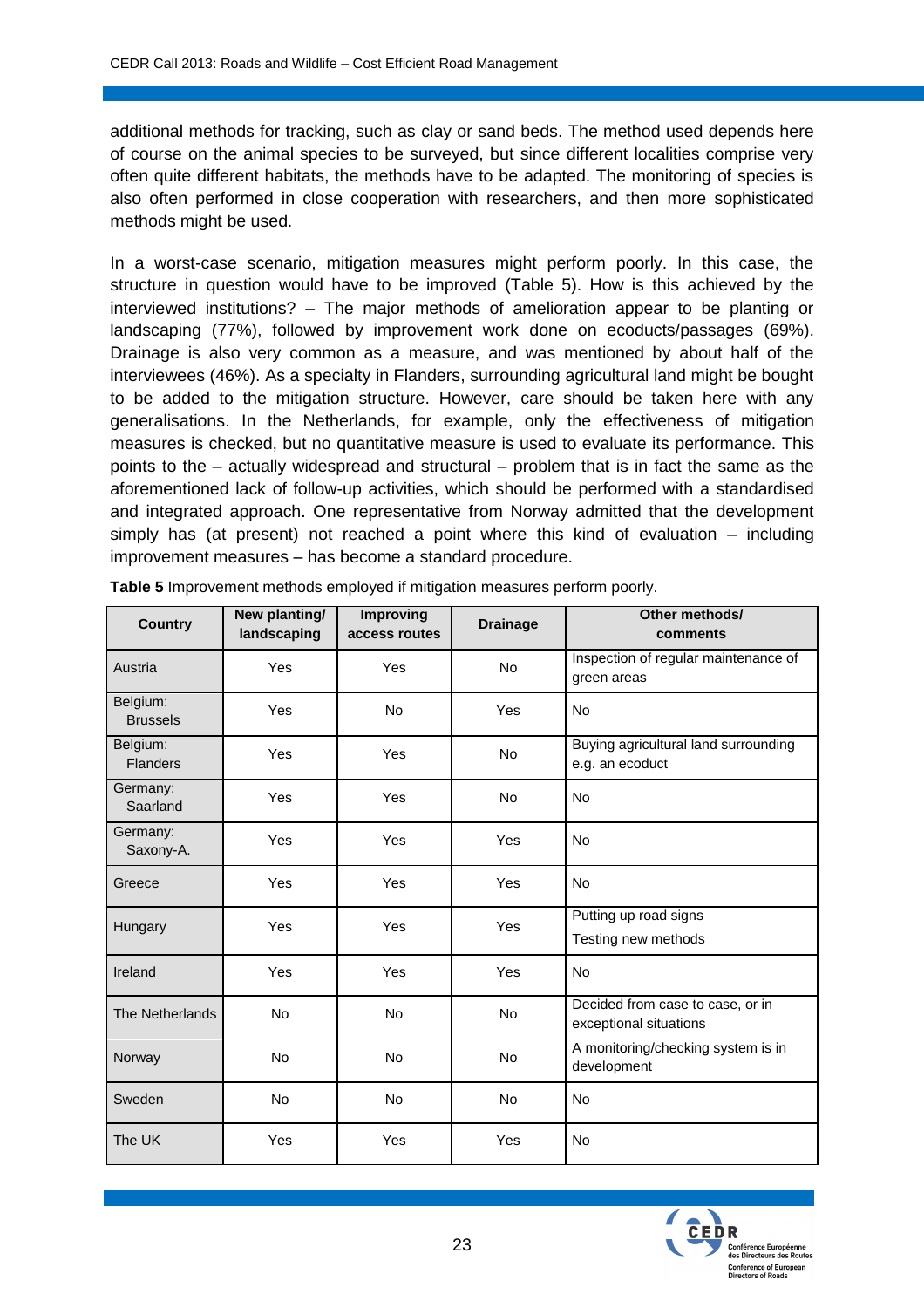additional methods for tracking, such as clay or sand beds. The method used depends here of course on the animal species to be surveyed, but since different localities comprise very often quite different habitats, the methods have to be adapted. The monitoring of species is also often performed in close cooperation with researchers, and then more sophisticated methods might be used.

In a worst-case scenario, mitigation measures might perform poorly. In this case, the structure in question would have to be improved (Table 5). How is this achieved by the interviewed institutions? – The major methods of amelioration appear to be planting or landscaping (77%), followed by improvement work done on ecoducts/passages (69%). Drainage is also very common as a measure, and was mentioned by about half of the interviewees (46%). As a specialty in Flanders, surrounding agricultural land might be bought to be added to the mitigation structure. However, care should be taken here with any generalisations. In the Netherlands, for example, only the effectiveness of mitigation measures is checked, but no quantitative measure is used to evaluate its performance. This points to the – actually widespread and structural – problem that is in fact the same as the aforementioned lack of follow-up activities, which should be performed with a standardised and integrated approach. One representative from Norway admitted that the development simply has (at present) not reached a point where this kind of evaluation – including improvement measures – has become a standard procedure.

**Table 5** Improvement methods employed if mitigation measures perform poorly.

| Country | New planting/ landscaping | Improving access routes | Drainage | Other methods/ comments |
|---|---|---|---|---|
| Austria | Yes | Yes | No | Inspection of regular maintenance of green areas |
| Belgium: Brussels | Yes | No | Yes | No |
| Belgium: Flanders | Yes | Yes | No | Buying agricultural land surrounding e.g. an ecoduct |
| Germany: Saarland | Yes | Yes | No | No |
| Germany: Saxony-A. | Yes | Yes | Yes | No |
| Greece | Yes | Yes | Yes | No |
| Hungary | Yes | Yes | Yes | Putting up road signs<br>Testing new methods |
| Ireland | Yes | Yes | Yes | No |
| The Netherlands | No | No | No | Decided from case to case, or in exceptional situations |
| Norway | No | No | No | A monitoring/checking system is in development |
| Sweden | No | No | No | No |
| The UK | Yes | Yes | Yes | No |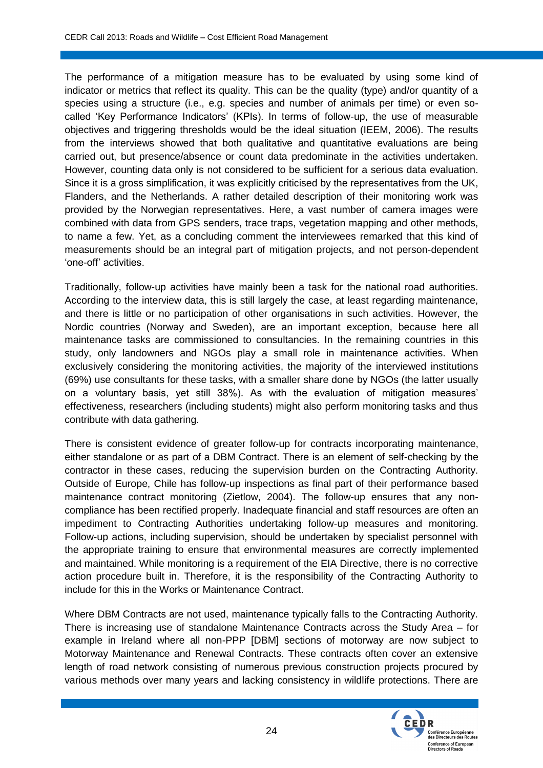The performance of a mitigation measure has to be evaluated by using some kind of indicator or metrics that reflect its quality. This can be the quality (type) and/or quantity of a species using a structure (i.e., e.g. species and number of animals per time) or even so-called 'Key Performance Indicators' (KPIs). In terms of follow-up, the use of measurable objectives and triggering thresholds would be the ideal situation (IEEM, 2006). The results from the interviews showed that both qualitative and quantitative evaluations are being carried out, but presence/absence or count data predominate in the activities undertaken. However, counting data only is not considered to be sufficient for a serious data evaluation. Since it is a gross simplification, it was explicitly criticised by the representatives from the UK, Flanders, and the Netherlands. A rather detailed description of their monitoring work was provided by the Norwegian representatives. Here, a vast number of camera images were combined with data from GPS senders, trace traps, vegetation mapping and other methods, to name a few. Yet, as a concluding comment the interviewees remarked that this kind of measurements should be an integral part of mitigation projects, and not person-dependent 'one-off' activities.

Traditionally, follow-up activities have mainly been a task for the national road authorities. According to the interview data, this is still largely the case, at least regarding maintenance, and there is little or no participation of other organisations in such activities. However, the Nordic countries (Norway and Sweden), are an important exception, because here all maintenance tasks are commissioned to consultancies. In the remaining countries in this study, only landowners and NGOs play a small role in maintenance activities. When exclusively considering the monitoring activities, the majority of the interviewed institutions (69%) use consultants for these tasks, with a smaller share done by NGOs (the latter usually on a voluntary basis, yet still 38%). As with the evaluation of mitigation measures' effectiveness, researchers (including students) might also perform monitoring tasks and thus contribute with data gathering.

There is consistent evidence of greater follow-up for contracts incorporating maintenance, either standalone or as part of a DBM Contract. There is an element of self-checking by the contractor in these cases, reducing the supervision burden on the Contracting Authority. Outside of Europe, Chile has follow-up inspections as final part of their performance based maintenance contract monitoring (Zietlow, 2004). The follow-up ensures that any non-compliance has been rectified properly. Inadequate financial and staff resources are often an impediment to Contracting Authorities undertaking follow-up measures and monitoring. Follow-up actions, including supervision, should be undertaken by specialist personnel with the appropriate training to ensure that environmental measures are correctly implemented and maintained. While monitoring is a requirement of the EIA Directive, there is no corrective action procedure built in. Therefore, it is the responsibility of the Contracting Authority to include for this in the Works or Maintenance Contract.

Where DBM Contracts are not used, maintenance typically falls to the Contracting Authority. There is increasing use of standalone Maintenance Contracts across the Study Area – for example in Ireland where all non-PPP [DBM] sections of motorway are now subject to Motorway Maintenance and Renewal Contracts. These contracts often cover an extensive length of road network consisting of numerous previous construction projects procured by various methods over many years and lacking consistency in wildlife protections. There are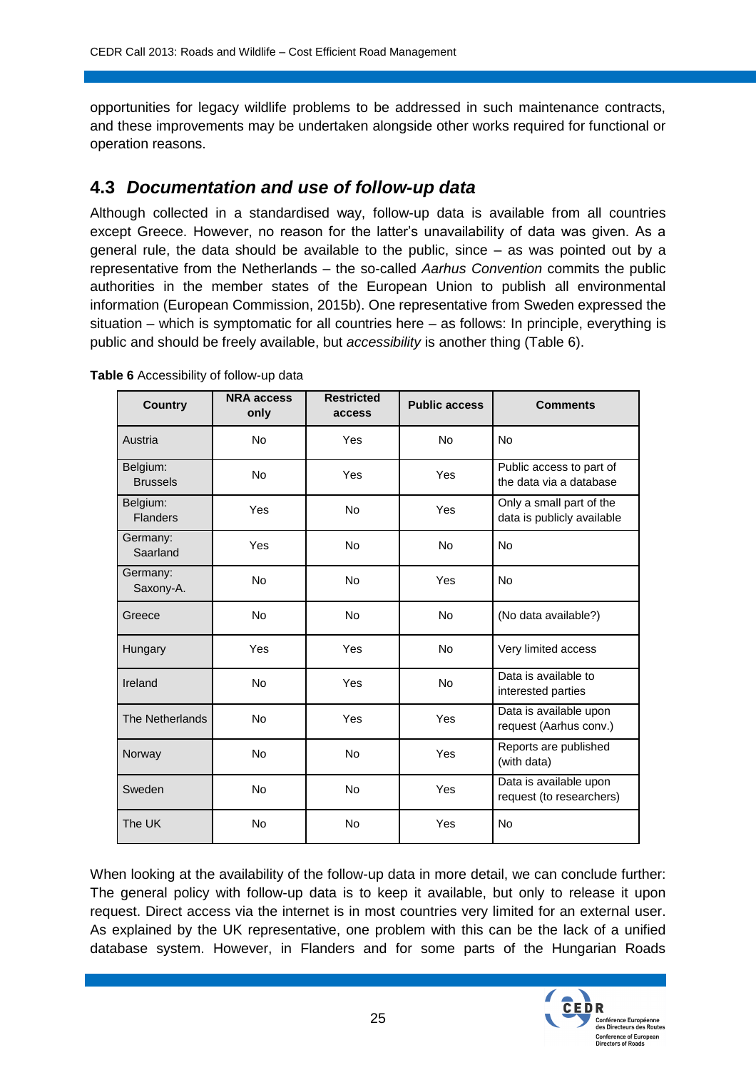opportunities for legacy wildlife problems to be addressed in such maintenance contracts, and these improvements may be undertaken alongside other works required for functional or operation reasons.

## 4.3 *Documentation and use of follow-up data*

Although collected in a standardised way, follow-up data is available from all countries except Greece. However, no reason for the latter's unavailability of data was given. As a general rule, the data should be available to the public, since – as was pointed out by a representative from the Netherlands – the so-called *Aarhus Convention* commits the public authorities in the member states of the European Union to publish all environmental information (European Commission, 2015b). One representative from Sweden expressed the situation – which is symptomatic for all countries here – as follows: In principle, everything is public and should be freely available, but *accessibility* is another thing (Table 6).

**Table 6** Accessibility of follow-up data

| Country | NRA access only | Restricted access | Public access | Comments |
|---|---|---|---|---|
| Austria | No | Yes | No | No |
| Belgium: Brussels | No | Yes | Yes | Public access to part of the data via a database |
| Belgium: Flanders | Yes | No | Yes | Only a small part of the data is publicly available |
| Germany: Saarland | Yes | No | No | No |
| Germany: Saxony-A. | No | No | Yes | No |
| Greece | No | No | No | (No data available?) |
| Hungary | Yes | Yes | No | Very limited access |
| Ireland | No | Yes | No | Data is available to interested parties |
| The Netherlands | No | Yes | Yes | Data is available upon request (Aarhus conv.) |
| Norway | No | No | Yes | Reports are published (with data) |
| Sweden | No | No | Yes | Data is available upon request (to researchers) |
| The UK | No | No | Yes | No |

When looking at the availability of the follow-up data in more detail, we can conclude further: The general policy with follow-up data is to keep it available, but only to release it upon request. Direct access via the internet is in most countries very limited for an external user. As explained by the UK representative, one problem with this can be the lack of a unified database system. However, in Flanders and for some parts of the Hungarian Roads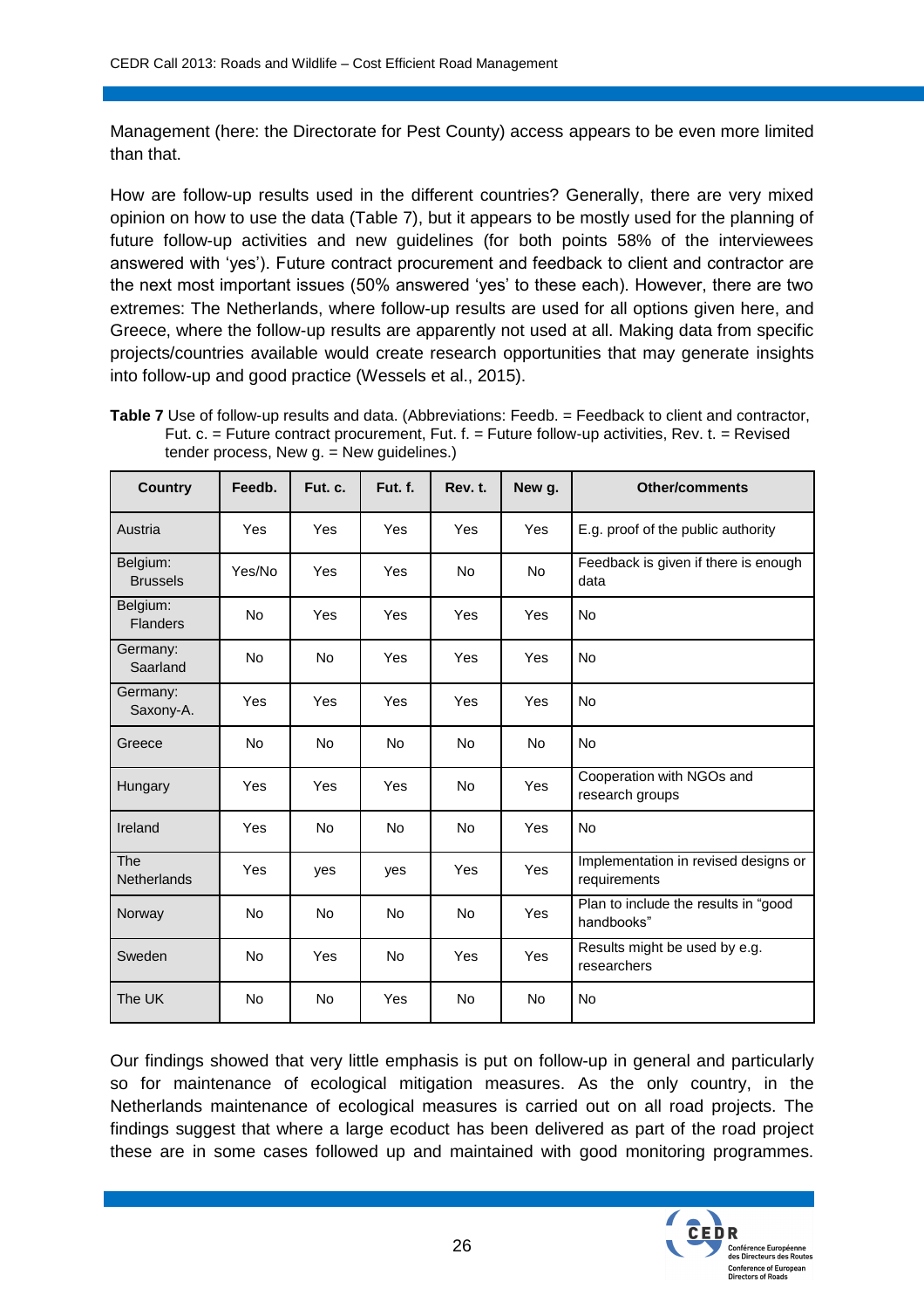Management (here: the Directorate for Pest County) access appears to be even more limited than that.

How are follow-up results used in the different countries? Generally, there are very mixed opinion on how to use the data (Table 7), but it appears to be mostly used for the planning of future follow-up activities and new guidelines (for both points 58% of the interviewees answered with 'yes'). Future contract procurement and feedback to client and contractor are the next most important issues (50% answered 'yes' to these each). However, there are two extremes: The Netherlands, where follow-up results are used for all options given here, and Greece, where the follow-up results are apparently not used at all. Making data from specific projects/countries available would create research opportunities that may generate insights into follow-up and good practice (Wessels et al., 2015).

**Table 7** Use of follow-up results and data. (Abbreviations: Feedb. = Feedback to client and contractor, Fut. c. = Future contract procurement, Fut. f. = Future follow-up activities, Rev. t. = Revised tender process, New g. = New guidelines.)

| Country | Feedb. | Fut. c. | Fut. f. | Rev. t. | New g. | Other/comments |
|---|---|---|---|---|---|---|
| Austria | Yes | Yes | Yes | Yes | Yes | E.g. proof of the public authority |
| Belgium: Brussels | Yes/No | Yes | Yes | No | No | Feedback is given if there is enough data |
| Belgium: Flanders | No | Yes | Yes | Yes | Yes | No |
| Germany: Saarland | No | No | Yes | Yes | Yes | No |
| Germany: Saxony-A. | Yes | Yes | Yes | Yes | Yes | No |
| Greece | No | No | No | No | No | No |
| Hungary | Yes | Yes | Yes | No | Yes | Cooperation with NGOs and research groups |
| Ireland | Yes | No | No | No | Yes | No |
| The Netherlands | Yes | yes | yes | Yes | Yes | Implementation in revised designs or requirements |
| Norway | No | No | No | No | Yes | Plan to include the results in "good handbooks" |
| Sweden | No | Yes | No | Yes | Yes | Results might be used by e.g. researchers |
| The UK | No | No | Yes | No | No | No |

Our findings showed that very little emphasis is put on follow-up in general and particularly so for maintenance of ecological mitigation measures. As the only country, in the Netherlands maintenance of ecological measures is carried out on all road projects. The findings suggest that where a large ecoduct has been delivered as part of the road project these are in some cases followed up and maintained with good monitoring programmes.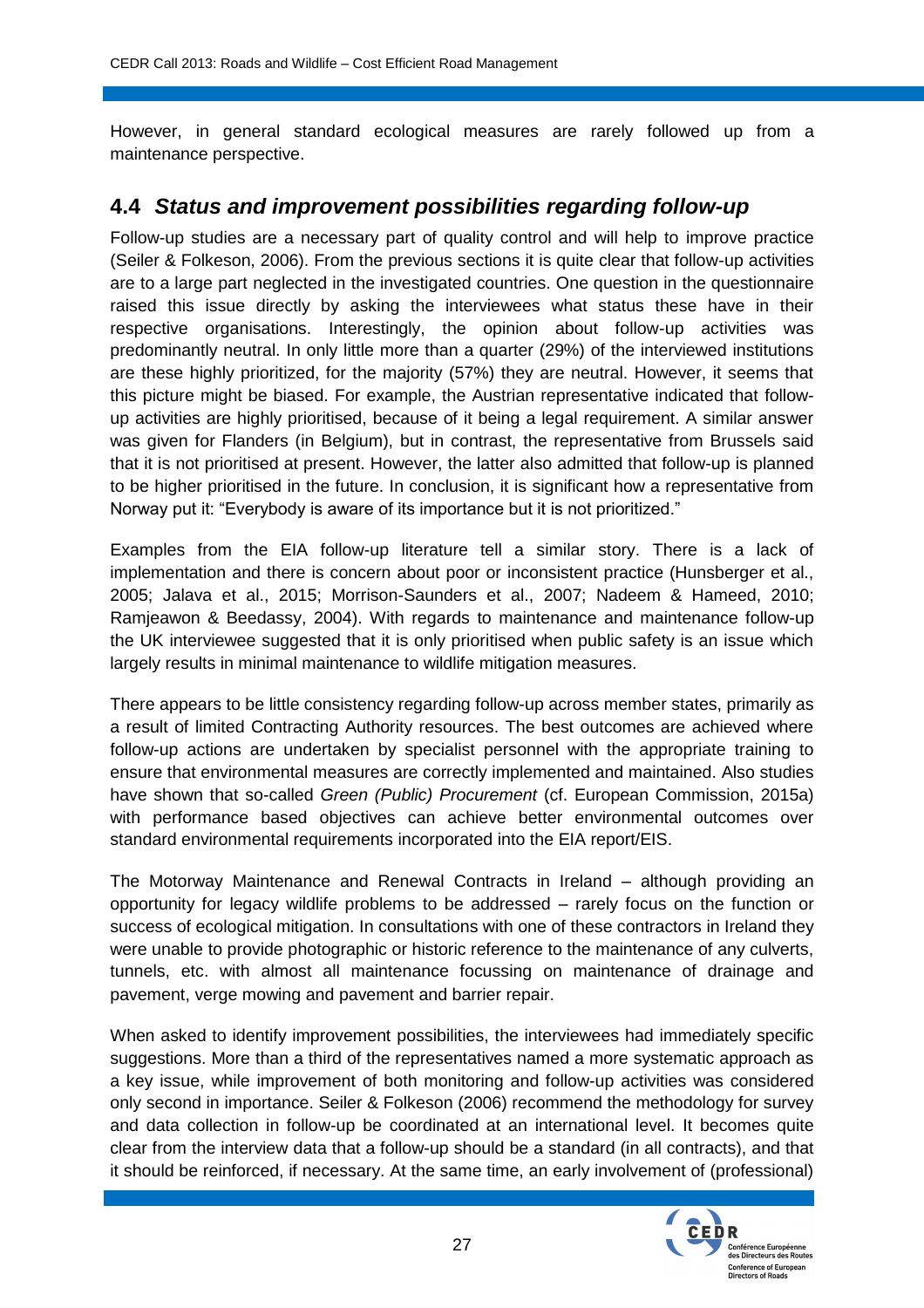However, in general standard ecological measures are rarely followed up from a maintenance perspective.

## 4.4 *Status and improvement possibilities regarding follow-up*

Follow-up studies are a necessary part of quality control and will help to improve practice (Seiler & Folkeson, 2006). From the previous sections it is quite clear that follow-up activities are to a large part neglected in the investigated countries. One question in the questionnaire raised this issue directly by asking the interviewees what status these have in their respective organisations. Interestingly, the opinion about follow-up activities was predominantly neutral. In only little more than a quarter (29%) of the interviewed institutions are these highly prioritized, for the majority (57%) they are neutral. However, it seems that this picture might be biased. For example, the Austrian representative indicated that follow-up activities are highly prioritised, because of it being a legal requirement. A similar answer was given for Flanders (in Belgium), but in contrast, the representative from Brussels said that it is not prioritised at present. However, the latter also admitted that follow-up is planned to be higher prioritised in the future. In conclusion, it is significant how a representative from Norway put it: "Everybody is aware of its importance but it is not prioritized."

Examples from the EIA follow-up literature tell a similar story. There is a lack of implementation and there is concern about poor or inconsistent practice (Hunsberger et al., 2005; Jalava et al., 2015; Morrison-Saunders et al., 2007; Nadeem & Hameed, 2010; Ramjeawon & Beedassy, 2004). With regards to maintenance and maintenance follow-up the UK interviewee suggested that it is only prioritised when public safety is an issue which largely results in minimal maintenance to wildlife mitigation measures.

There appears to be little consistency regarding follow-up across member states, primarily as a result of limited Contracting Authority resources. The best outcomes are achieved where follow-up actions are undertaken by specialist personnel with the appropriate training to ensure that environmental measures are correctly implemented and maintained. Also studies have shown that so-called *Green (Public) Procurement* (cf. European Commission, 2015a) with performance based objectives can achieve better environmental outcomes over standard environmental requirements incorporated into the EIA report/EIS.

The Motorway Maintenance and Renewal Contracts in Ireland – although providing an opportunity for legacy wildlife problems to be addressed – rarely focus on the function or success of ecological mitigation. In consultations with one of these contractors in Ireland they were unable to provide photographic or historic reference to the maintenance of any culverts, tunnels, etc. with almost all maintenance focussing on maintenance of drainage and pavement, verge mowing and pavement and barrier repair.

When asked to identify improvement possibilities, the interviewees had immediately specific suggestions. More than a third of the representatives named a more systematic approach as a key issue, while improvement of both monitoring and follow-up activities was considered only second in importance. Seiler & Folkeson (2006) recommend the methodology for survey and data collection in follow-up be coordinated at an international level. It becomes quite clear from the interview data that a follow-up should be a standard (in all contracts), and that it should be reinforced, if necessary. At the same time, an early involvement of (professional)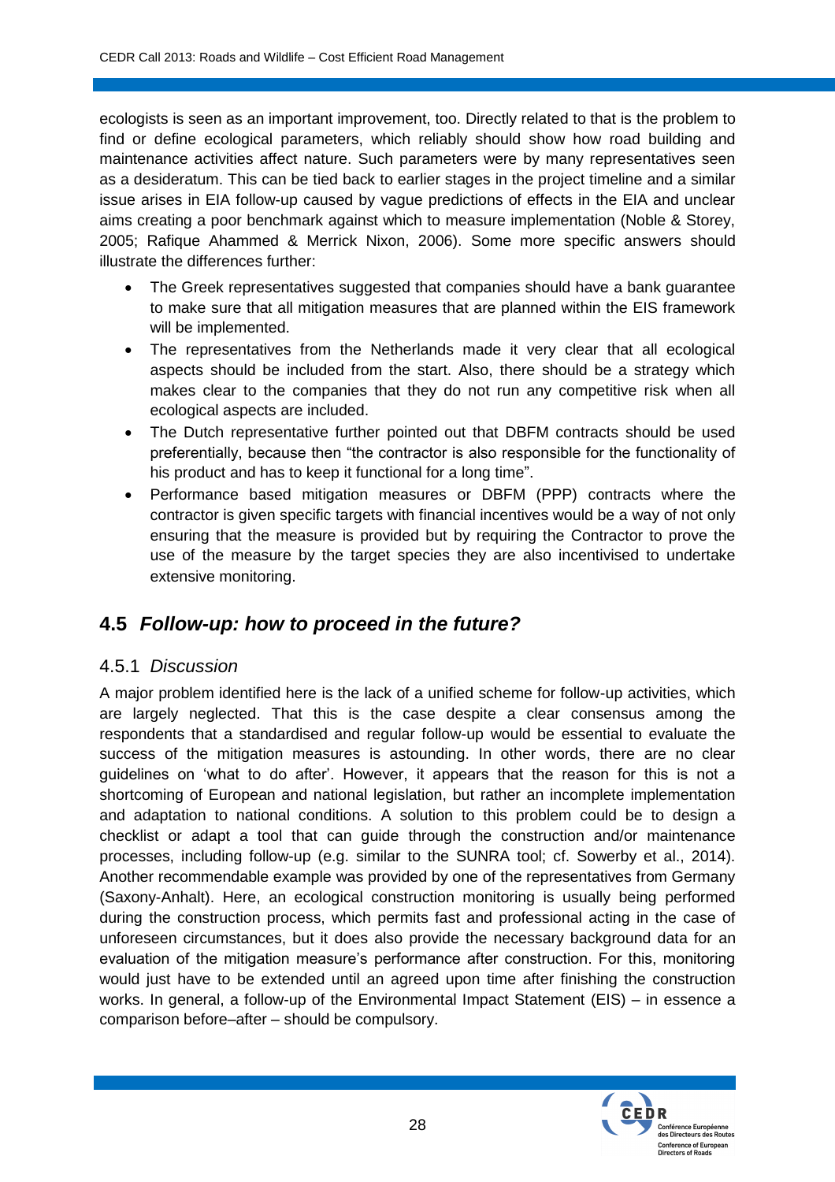ecologists is seen as an important improvement, too. Directly related to that is the problem to find or define ecological parameters, which reliably should show how road building and maintenance activities affect nature. Such parameters were by many representatives seen as a desideratum. This can be tied back to earlier stages in the project timeline and a similar issue arises in EIA follow-up caused by vague predictions of effects in the EIA and unclear aims creating a poor benchmark against which to measure implementation (Noble & Storey, 2005; Rafique Ahammed & Merrick Nixon, 2006). Some more specific answers should illustrate the differences further:

- The Greek representatives suggested that companies should have a bank guarantee to make sure that all mitigation measures that are planned within the EIS framework will be implemented.
- The representatives from the Netherlands made it very clear that all ecological aspects should be included from the start. Also, there should be a strategy which makes clear to the companies that they do not run any competitive risk when all ecological aspects are included.
- The Dutch representative further pointed out that DBFM contracts should be used preferentially, because then "the contractor is also responsible for the functionality of his product and has to keep it functional for a long time".
- Performance based mitigation measures or DBFM (PPP) contracts where the contractor is given specific targets with financial incentives would be a way of not only ensuring that the measure is provided but by requiring the Contractor to prove the use of the measure by the target species they are also incentivised to undertake extensive monitoring.

## 4.5 *Follow-up: how to proceed in the future?*

### 4.5.1 *Discussion*

A major problem identified here is the lack of a unified scheme for follow-up activities, which are largely neglected. That this is the case despite a clear consensus among the respondents that a standardised and regular follow-up would be essential to evaluate the success of the mitigation measures is astounding. In other words, there are no clear guidelines on 'what to do after'. However, it appears that the reason for this is not a shortcoming of European and national legislation, but rather an incomplete implementation and adaptation to national conditions. A solution to this problem could be to design a checklist or adapt a tool that can guide through the construction and/or maintenance processes, including follow-up (e.g. similar to the SUNRA tool; cf. Sowerby et al., 2014). Another recommendable example was provided by one of the representatives from Germany (Saxony-Anhalt). Here, an ecological construction monitoring is usually being performed during the construction process, which permits fast and professional acting in the case of unforeseen circumstances, but it does also provide the necessary background data for an evaluation of the mitigation measure's performance after construction. For this, monitoring would just have to be extended until an agreed upon time after finishing the construction works. In general, a follow-up of the Environmental Impact Statement (EIS) – in essence a comparison before–after – should be compulsory.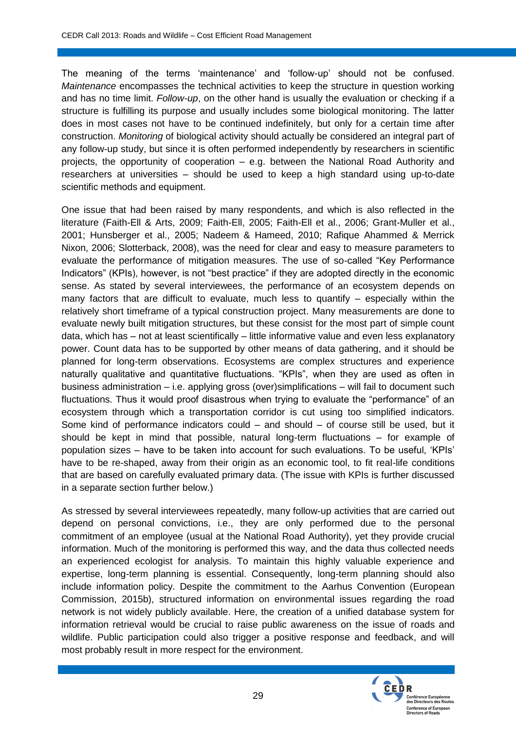The meaning of the terms 'maintenance' and 'follow-up' should not be confused. *Maintenance* encompasses the technical activities to keep the structure in question working and has no time limit. *Follow-up*, on the other hand is usually the evaluation or checking if a structure is fulfilling its purpose and usually includes some biological monitoring. The latter does in most cases not have to be continued indefinitely, but only for a certain time after construction. *Monitoring* of biological activity should actually be considered an integral part of any follow-up study, but since it is often performed independently by researchers in scientific projects, the opportunity of cooperation – e.g. between the National Road Authority and researchers at universities – should be used to keep a high standard using up-to-date scientific methods and equipment.

One issue that had been raised by many respondents, and which is also reflected in the literature (Faith-Ell & Arts, 2009; Faith-Ell, 2005; Faith-Ell et al., 2006; Grant-Muller et al., 2001; Hunsberger et al., 2005; Nadeem & Hameed, 2010; Rafique Ahammed & Merrick Nixon, 2006; Slotterback, 2008), was the need for clear and easy to measure parameters to evaluate the performance of mitigation measures. The use of so-called "Key Performance Indicators" (KPIs), however, is not "best practice" if they are adopted directly in the economic sense. As stated by several interviewees, the performance of an ecosystem depends on many factors that are difficult to evaluate, much less to quantify – especially within the relatively short timeframe of a typical construction project. Many measurements are done to evaluate newly built mitigation structures, but these consist for the most part of simple count data, which has – not at least scientifically – little informative value and even less explanatory power. Count data has to be supported by other means of data gathering, and it should be planned for long-term observations. Ecosystems are complex structures and experience naturally qualitative and quantitative fluctuations. "KPIs", when they are used as often in business administration – i.e. applying gross (over)simplifications – will fail to document such fluctuations. Thus it would proof disastrous when trying to evaluate the "performance" of an ecosystem through which a transportation corridor is cut using too simplified indicators. Some kind of performance indicators could – and should – of course still be used, but it should be kept in mind that possible, natural long-term fluctuations – for example of population sizes – have to be taken into account for such evaluations. To be useful, 'KPIs' have to be re-shaped, away from their origin as an economic tool, to fit real-life conditions that are based on carefully evaluated primary data. (The issue with KPIs is further discussed in a separate section further below.)

As stressed by several interviewees repeatedly, many follow-up activities that are carried out depend on personal convictions, i.e., they are only performed due to the personal commitment of an employee (usual at the National Road Authority), yet they provide crucial information. Much of the monitoring is performed this way, and the data thus collected needs an experienced ecologist for analysis. To maintain this highly valuable experience and expertise, long-term planning is essential. Consequently, long-term planning should also include information policy. Despite the commitment to the Aarhus Convention (European Commission, 2015b), structured information on environmental issues regarding the road network is not widely publicly available. Here, the creation of a unified database system for information retrieval would be crucial to raise public awareness on the issue of roads and wildlife. Public participation could also trigger a positive response and feedback, and will most probably result in more respect for the environment.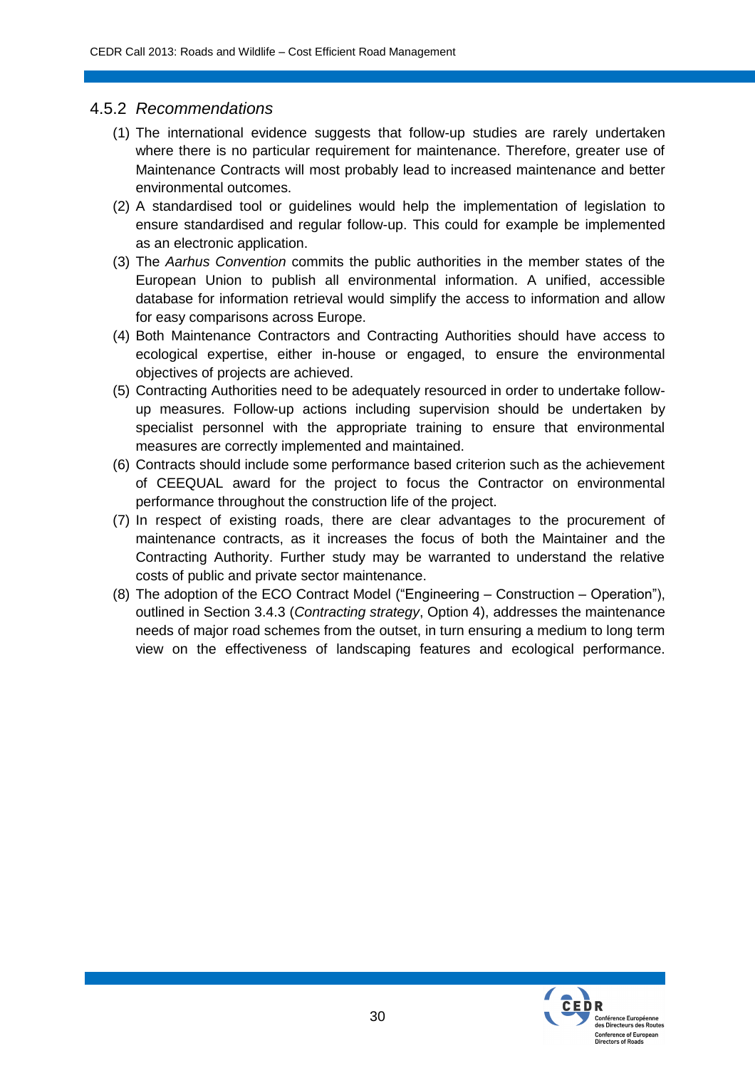### 4.5.2 *Recommendations*

(1) The international evidence suggests that follow-up studies are rarely undertaken where there is no particular requirement for maintenance. Therefore, greater use of Maintenance Contracts will most probably lead to increased maintenance and better environmental outcomes.

(2) A standardised tool or guidelines would help the implementation of legislation to ensure standardised and regular follow-up. This could for example be implemented as an electronic application.

(3) The *Aarhus Convention* commits the public authorities in the member states of the European Union to publish all environmental information. A unified, accessible database for information retrieval would simplify the access to information and allow for easy comparisons across Europe.

(4) Both Maintenance Contractors and Contracting Authorities should have access to ecological expertise, either in-house or engaged, to ensure the environmental objectives of projects are achieved.

(5) Contracting Authorities need to be adequately resourced in order to undertake follow-up measures. Follow-up actions including supervision should be undertaken by specialist personnel with the appropriate training to ensure that environmental measures are correctly implemented and maintained.

(6) Contracts should include some performance based criterion such as the achievement of CEEQUAL award for the project to focus the Contractor on environmental performance throughout the construction life of the project.

(7) In respect of existing roads, there are clear advantages to the procurement of maintenance contracts, as it increases the focus of both the Maintainer and the Contracting Authority. Further study may be warranted to understand the relative costs of public and private sector maintenance.

(8) The adoption of the ECO Contract Model ("Engineering – Construction – Operation"), outlined in Section 3.4.3 (*Contracting strategy*, Option 4), addresses the maintenance needs of major road schemes from the outset, in turn ensuring a medium to long term view on the effectiveness of landscaping features and ecological performance.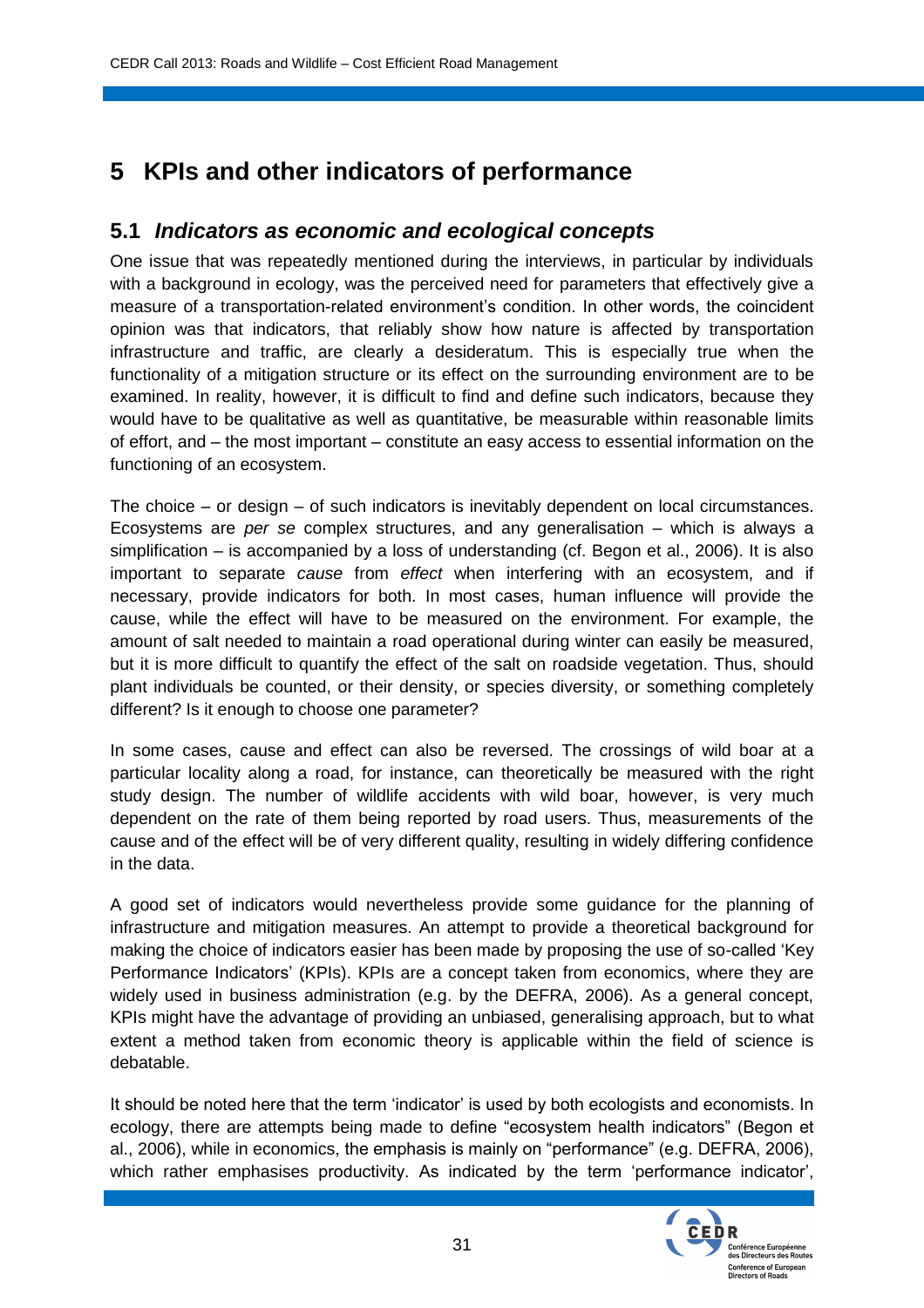# 5 KPIs and other indicators of performance

## 5.1 *Indicators as economic and ecological concepts*

One issue that was repeatedly mentioned during the interviews, in particular by individuals with a background in ecology, was the perceived need for parameters that effectively give a measure of a transportation-related environment's condition. In other words, the coincident opinion was that indicators, that reliably show how nature is affected by transportation infrastructure and traffic, are clearly a desideratum. This is especially true when the functionality of a mitigation structure or its effect on the surrounding environment are to be examined. In reality, however, it is difficult to find and define such indicators, because they would have to be qualitative as well as quantitative, be measurable within reasonable limits of effort, and – the most important – constitute an easy access to essential information on the functioning of an ecosystem.

The choice – or design – of such indicators is inevitably dependent on local circumstances. Ecosystems are *per se* complex structures, and any generalisation – which is always a simplification – is accompanied by a loss of understanding (cf. Begon et al., 2006). It is also important to separate *cause* from *effect* when interfering with an ecosystem, and if necessary, provide indicators for both. In most cases, human influence will provide the cause, while the effect will have to be measured on the environment. For example, the amount of salt needed to maintain a road operational during winter can easily be measured, but it is more difficult to quantify the effect of the salt on roadside vegetation. Thus, should plant individuals be counted, or their density, or species diversity, or something completely different? Is it enough to choose one parameter?

In some cases, cause and effect can also be reversed. The crossings of wild boar at a particular locality along a road, for instance, can theoretically be measured with the right study design. The number of wildlife accidents with wild boar, however, is very much dependent on the rate of them being reported by road users. Thus, measurements of the cause and of the effect will be of very different quality, resulting in widely differing confidence in the data.

A good set of indicators would nevertheless provide some guidance for the planning of infrastructure and mitigation measures. An attempt to provide a theoretical background for making the choice of indicators easier has been made by proposing the use of so-called 'Key Performance Indicators' (KPIs). KPIs are a concept taken from economics, where they are widely used in business administration (e.g. by the DEFRA, 2006). As a general concept, KPIs might have the advantage of providing an unbiased, generalising approach, but to what extent a method taken from economic theory is applicable within the field of science is debatable.

It should be noted here that the term 'indicator' is used by both ecologists and economists. In ecology, there are attempts being made to define "ecosystem health indicators" (Begon et al., 2006), while in economics, the emphasis is mainly on "performance" (e.g. DEFRA, 2006), which rather emphasises productivity. As indicated by the term 'performance indicator',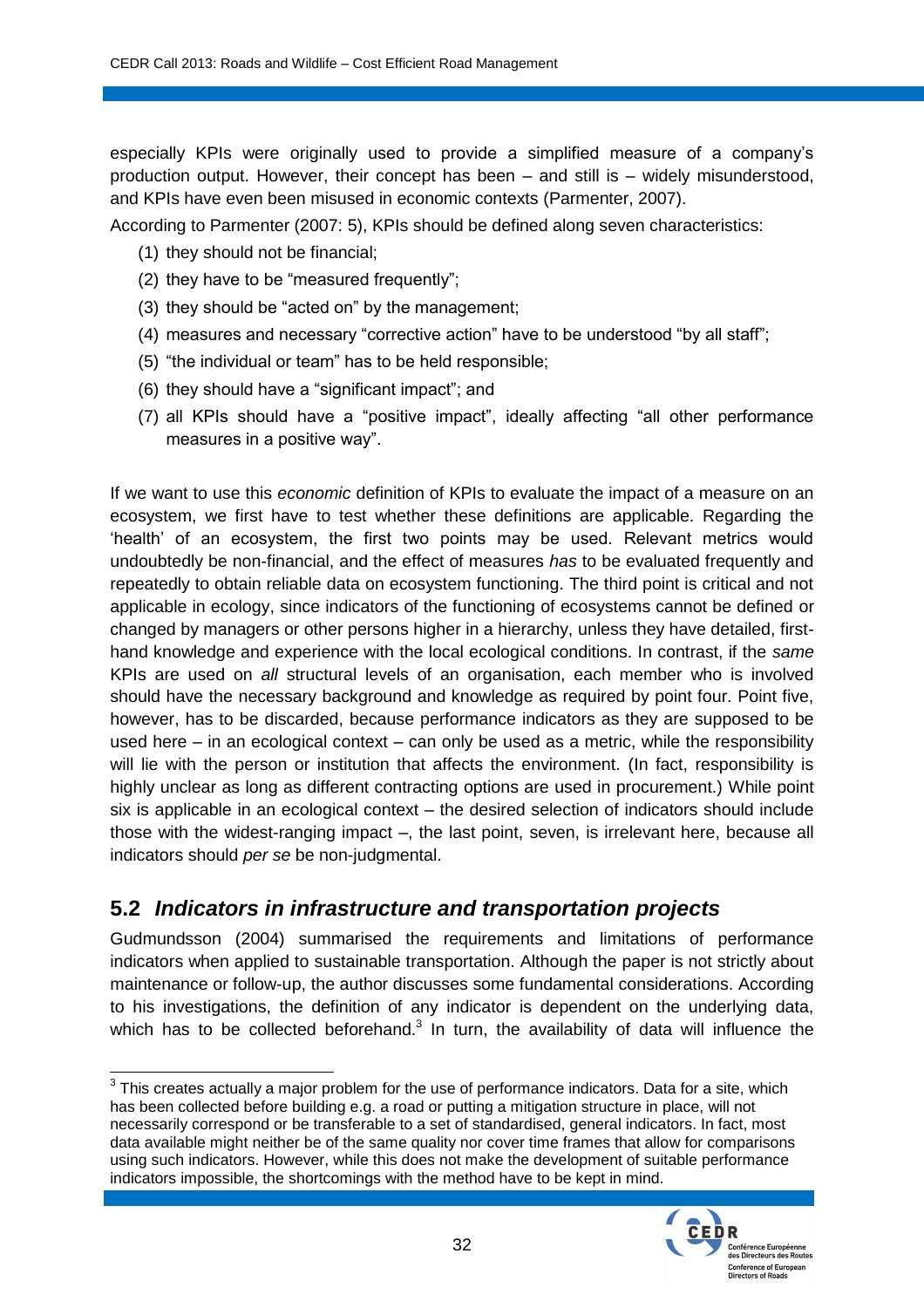especially KPIs were originally used to provide a simplified measure of a company's production output. However, their concept has been – and still is – widely misunderstood, and KPIs have even been misused in economic contexts (Parmenter, 2007).

According to Parmenter (2007: 5), KPIs should be defined along seven characteristics:

(1) they should not be financial;
(2) they have to be "measured frequently";
(3) they should be "acted on" by the management;
(4) measures and necessary "corrective action" have to be understood "by all staff";
(5) "the individual or team" has to be held responsible;
(6) they should have a "significant impact"; and
(7) all KPIs should have a "positive impact", ideally affecting "all other performance measures in a positive way".

If we want to use this *economic* definition of KPIs to evaluate the impact of a measure on an ecosystem, we first have to test whether these definitions are applicable. Regarding the 'health' of an ecosystem, the first two points may be used. Relevant metrics would undoubtedly be non-financial, and the effect of measures *has* to be evaluated frequently and repeatedly to obtain reliable data on ecosystem functioning. The third point is critical and not applicable in ecology, since indicators of the functioning of ecosystems cannot be defined or changed by managers or other persons higher in a hierarchy, unless they have detailed, first-hand knowledge and experience with the local ecological conditions. In contrast, if the *same* KPIs are used on *all* structural levels of an organisation, each member who is involved should have the necessary background and knowledge as required by point four. Point five, however, has to be discarded, because performance indicators as they are supposed to be used here – in an ecological context – can only be used as a metric, while the responsibility will lie with the person or institution that affects the environment. (In fact, responsibility is highly unclear as long as different contracting options are used in procurement.) While point six is applicable in an ecological context – the desired selection of indicators should include those with the widest-ranging impact –, the last point, seven, is irrelevant here, because all indicators should *per se* be non-judgmental.

## 5.2 *Indicators in infrastructure and transportation projects*

Gudmundsson (2004) summarised the requirements and limitations of performance indicators when applied to sustainable transportation. Although the paper is not strictly about maintenance or follow-up, the author discusses some fundamental considerations. According to his investigations, the definition of any indicator is dependent on the underlying data, which has to be collected beforehand.[3] In turn, the availability of data will influence the

[3] This creates actually a major problem for the use of performance indicators. Data for a site, which has been collected before building e.g. a road or putting a mitigation structure in place, will not necessarily correspond or be transferable to a set of standardised, general indicators. In fact, most data available might neither be of the same quality nor cover time frames that allow for comparisons using such indicators. However, while this does not make the development of suitable performance indicators impossible, the shortcomings with the method have to be kept in mind.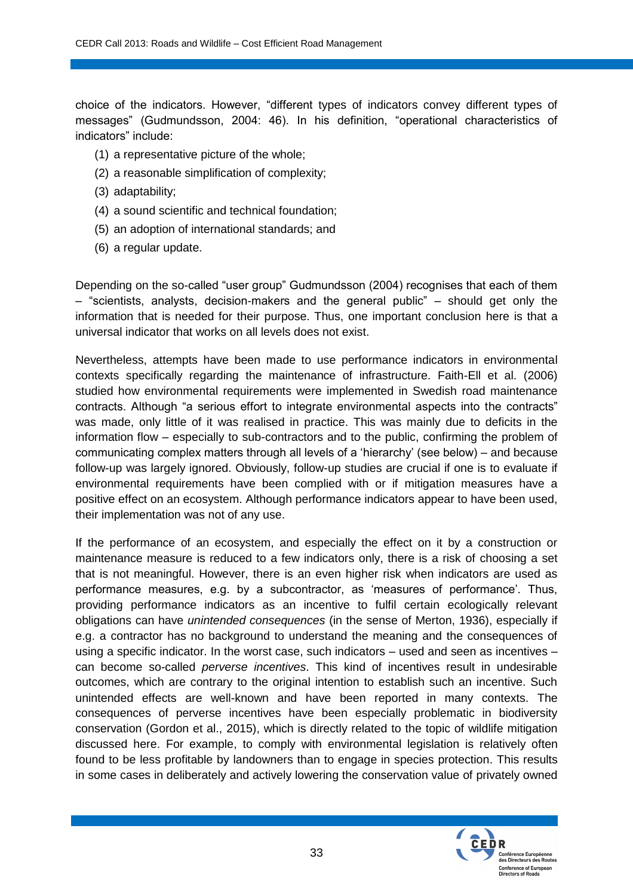choice of the indicators. However, "different types of indicators convey different types of messages" (Gudmundsson, 2004: 46). In his definition, "operational characteristics of indicators" include:

(1) a representative picture of the whole;
(2) a reasonable simplification of complexity;
(3) adaptability;
(4) a sound scientific and technical foundation;
(5) an adoption of international standards; and
(6) a regular update.

Depending on the so-called "user group" Gudmundsson (2004) recognises that each of them – "scientists, analysts, decision-makers and the general public" – should get only the information that is needed for their purpose. Thus, one important conclusion here is that a universal indicator that works on all levels does not exist.

Nevertheless, attempts have been made to use performance indicators in environmental contexts specifically regarding the maintenance of infrastructure. Faith-Ell et al. (2006) studied how environmental requirements were implemented in Swedish road maintenance contracts. Although "a serious effort to integrate environmental aspects into the contracts" was made, only little of it was realised in practice. This was mainly due to deficits in the information flow – especially to sub-contractors and to the public, confirming the problem of communicating complex matters through all levels of a 'hierarchy' (see below) – and because follow-up was largely ignored. Obviously, follow-up studies are crucial if one is to evaluate if environmental requirements have been complied with or if mitigation measures have a positive effect on an ecosystem. Although performance indicators appear to have been used, their implementation was not of any use.

If the performance of an ecosystem, and especially the effect on it by a construction or maintenance measure is reduced to a few indicators only, there is a risk of choosing a set that is not meaningful. However, there is an even higher risk when indicators are used as performance measures, e.g. by a subcontractor, as 'measures of performance'. Thus, providing performance indicators as an incentive to fulfil certain ecologically relevant obligations can have *unintended consequences* (in the sense of Merton, 1936), especially if e.g. a contractor has no background to understand the meaning and the consequences of using a specific indicator. In the worst case, such indicators – used and seen as incentives – can become so-called *perverse incentives*. This kind of incentives result in undesirable outcomes, which are contrary to the original intention to establish such an incentive. Such unintended effects are well-known and have been reported in many contexts. The consequences of perverse incentives have been especially problematic in biodiversity conservation (Gordon et al., 2015), which is directly related to the topic of wildlife mitigation discussed here. For example, to comply with environmental legislation is relatively often found to be less profitable by landowners than to engage in species protection. This results in some cases in deliberately and actively lowering the conservation value of privately owned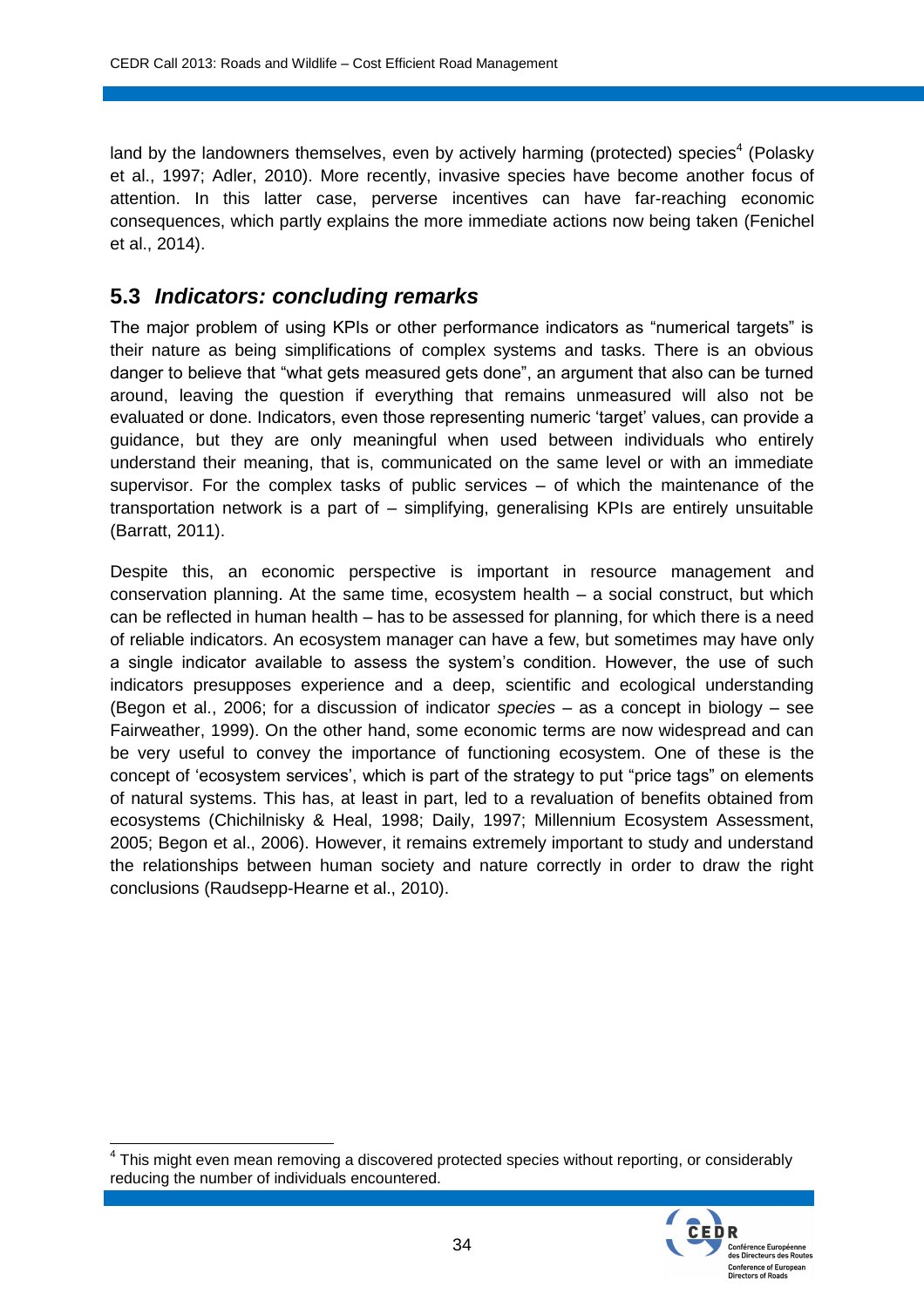land by the landowners themselves, even by actively harming (protected) species[4] (Polasky et al., 1997; Adler, 2010). More recently, invasive species have become another focus of attention. In this latter case, perverse incentives can have far-reaching economic consequences, which partly explains the more immediate actions now being taken (Fenichel et al., 2014).

## 5.3 *Indicators: concluding remarks*

The major problem of using KPIs or other performance indicators as "numerical targets" is their nature as being simplifications of complex systems and tasks. There is an obvious danger to believe that "what gets measured gets done", an argument that also can be turned around, leaving the question if everything that remains unmeasured will also not be evaluated or done. Indicators, even those representing numeric 'target' values, can provide a guidance, but they are only meaningful when used between individuals who entirely understand their meaning, that is, communicated on the same level or with an immediate supervisor. For the complex tasks of public services – of which the maintenance of the transportation network is a part of – simplifying, generalising KPIs are entirely unsuitable (Barratt, 2011).

Despite this, an economic perspective is important in resource management and conservation planning. At the same time, ecosystem health – a social construct, but which can be reflected in human health – has to be assessed for planning, for which there is a need of reliable indicators. An ecosystem manager can have a few, but sometimes may have only a single indicator available to assess the system's condition. However, the use of such indicators presupposes experience and a deep, scientific and ecological understanding (Begon et al., 2006; for a discussion of indicator *species* – as a concept in biology – see Fairweather, 1999). On the other hand, some economic terms are now widespread and can be very useful to convey the importance of functioning ecosystem. One of these is the concept of 'ecosystem services', which is part of the strategy to put "price tags" on elements of natural systems. This has, at least in part, led to a revaluation of benefits obtained from ecosystems (Chichilnisky & Heal, 1998; Daily, 1997; Millennium Ecosystem Assessment, 2005; Begon et al., 2006). However, it remains extremely important to study and understand the relationships between human society and nature correctly in order to draw the right conclusions (Raudsepp-Hearne et al., 2010).

---

[4] This might even mean removing a discovered protected species without reporting, or considerably reducing the number of individuals encountered.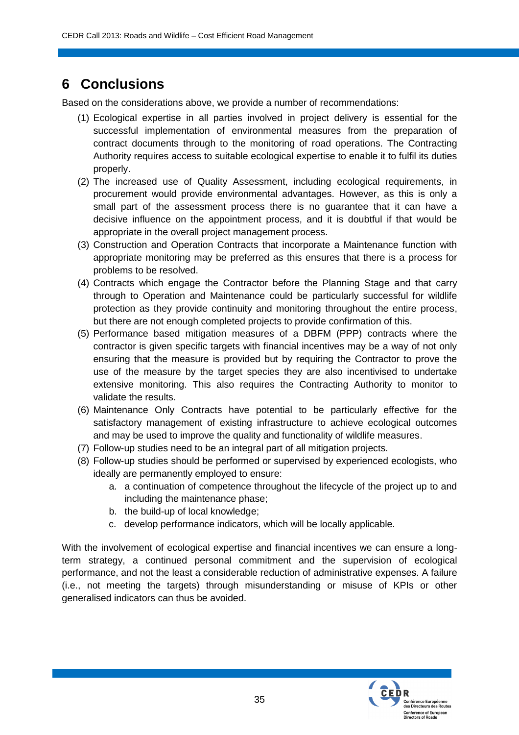# 6 Conclusions

Based on the considerations above, we provide a number of recommendations:

(1) Ecological expertise in all parties involved in project delivery is essential for the successful implementation of environmental measures from the preparation of contract documents through to the monitoring of road operations. The Contracting Authority requires access to suitable ecological expertise to enable it to fulfil its duties properly.

(2) The increased use of Quality Assessment, including ecological requirements, in procurement would provide environmental advantages. However, as this is only a small part of the assessment process there is no guarantee that it can have a decisive influence on the appointment process, and it is doubtful if that would be appropriate in the overall project management process.

(3) Construction and Operation Contracts that incorporate a Maintenance function with appropriate monitoring may be preferred as this ensures that there is a process for problems to be resolved.

(4) Contracts which engage the Contractor before the Planning Stage and that carry through to Operation and Maintenance could be particularly successful for wildlife protection as they provide continuity and monitoring throughout the entire process, but there are not enough completed projects to provide confirmation of this.

(5) Performance based mitigation measures of a DBFM (PPP) contracts where the contractor is given specific targets with financial incentives may be a way of not only ensuring that the measure is provided but by requiring the Contractor to prove the use of the measure by the target species they are also incentivised to undertake extensive monitoring. This also requires the Contracting Authority to monitor to validate the results.

(6) Maintenance Only Contracts have potential to be particularly effective for the satisfactory management of existing infrastructure to achieve ecological outcomes and may be used to improve the quality and functionality of wildlife measures.

(7) Follow-up studies need to be an integral part of all mitigation projects.

(8) Follow-up studies should be performed or supervised by experienced ecologists, who ideally are permanently employed to ensure:
   a. a continuation of competence throughout the lifecycle of the project up to and including the maintenance phase;
   b. the build-up of local knowledge;
   c. develop performance indicators, which will be locally applicable.

With the involvement of ecological expertise and financial incentives we can ensure a long-term strategy, a continued personal commitment and the supervision of ecological performance, and not the least a considerable reduction of administrative expenses. A failure (i.e., not meeting the targets) through misunderstanding or misuse of KPIs or other generalised indicators can thus be avoided.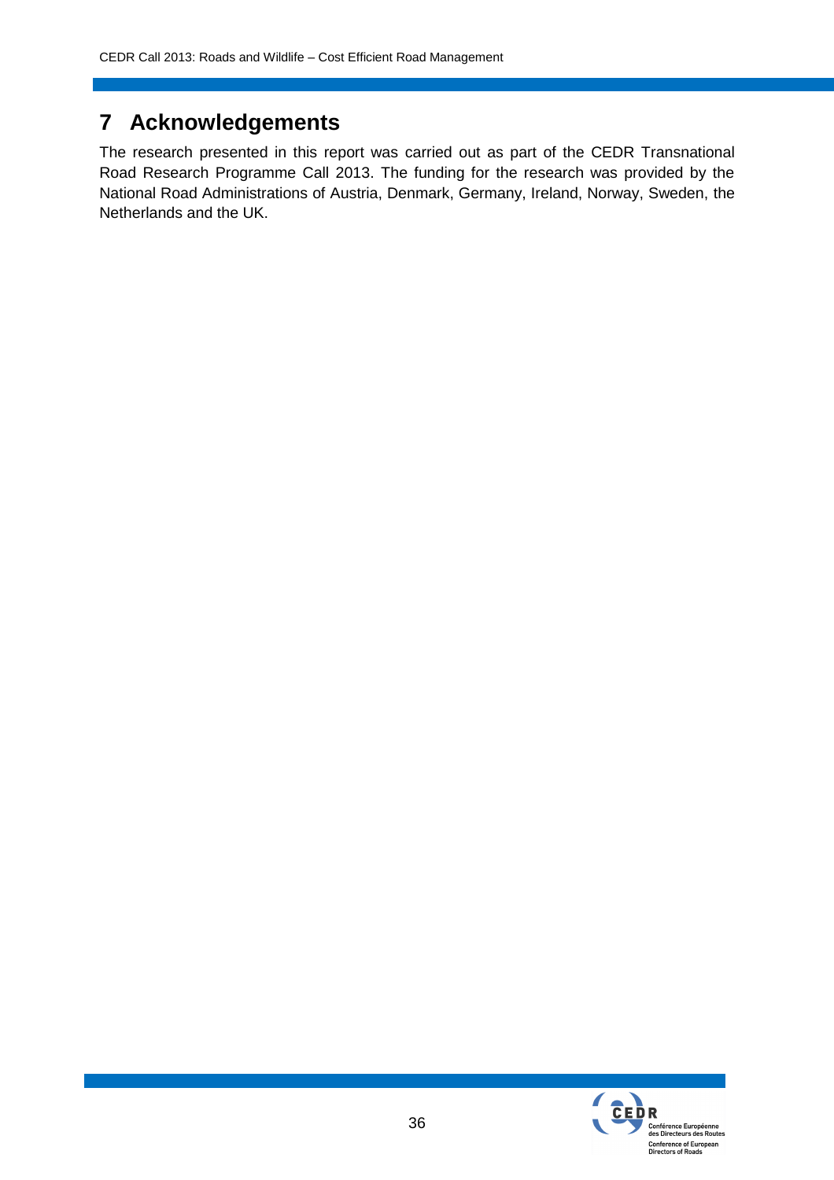# 7 Acknowledgements

The research presented in this report was carried out as part of the CEDR Transnational Road Research Programme Call 2013. The funding for the research was provided by the National Road Administrations of Austria, Denmark, Germany, Ireland, Norway, Sweden, the Netherlands and the UK.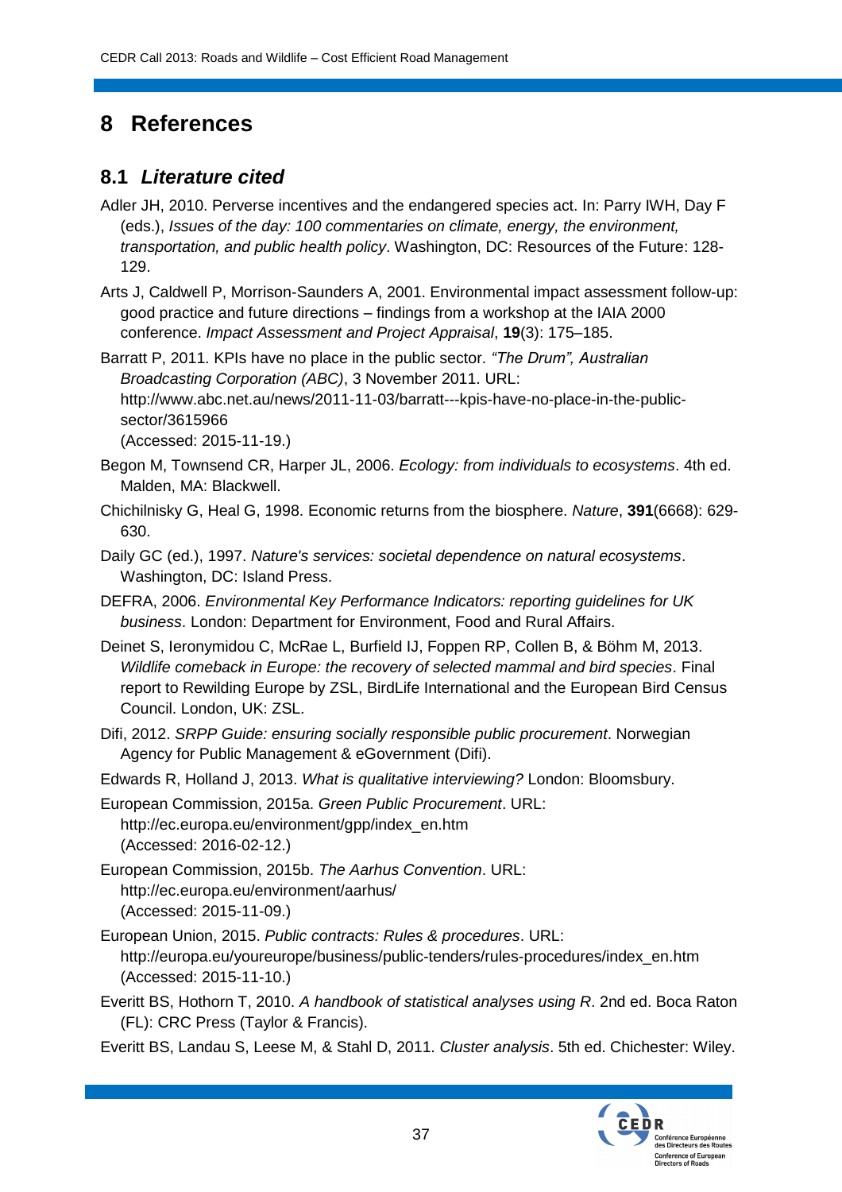# 8 References

## 8.1 *Literature cited*

Adler JH, 2010. Perverse incentives and the endangered species act. In: Parry IWH, Day F (eds.), *Issues of the day: 100 commentaries on climate, energy, the environment, transportation, and public health policy*. Washington, DC: Resources of the Future: 128-129.

Arts J, Caldwell P, Morrison-Saunders A, 2001. Environmental impact assessment follow-up: good practice and future directions – findings from a workshop at the IAIA 2000 conference. *Impact Assessment and Project Appraisal*, **19**(3): 175–185.

Barratt P, 2011. KPIs have no place in the public sector. *"The Drum", Australian Broadcasting Corporation (ABC)*, 3 November 2011. URL: http://www.abc.net.au/news/2011-11-03/barratt---kpis-have-no-place-in-the-public-sector/3615966
(Accessed: 2015-11-19.)

Begon M, Townsend CR, Harper JL, 2006. *Ecology: from individuals to ecosystems*. 4th ed. Malden, MA: Blackwell.

Chichilnisky G, Heal G, 1998. Economic returns from the biosphere. *Nature*, **391**(6668): 629-630.

Daily GC (ed.), 1997. *Nature's services: societal dependence on natural ecosystems*. Washington, DC: Island Press.

DEFRA, 2006. *Environmental Key Performance Indicators: reporting guidelines for UK business*. London: Department for Environment, Food and Rural Affairs.

Deinet S, Ieronymidou C, McRae L, Burfield IJ, Foppen RP, Collen B, & Böhm M, 2013. *Wildlife comeback in Europe: the recovery of selected mammal and bird species*. Final report to Rewilding Europe by ZSL, BirdLife International and the European Bird Census Council. London, UK: ZSL.

Difi, 2012. *SRPP Guide: ensuring socially responsible public procurement*. Norwegian Agency for Public Management & eGovernment (Difi).

Edwards R, Holland J, 2013. *What is qualitative interviewing?* London: Bloomsbury.

European Commission, 2015a. *Green Public Procurement*. URL: http://ec.europa.eu/environment/gpp/index_en.htm
(Accessed: 2016-02-12.)

European Commission, 2015b. *The Aarhus Convention*. URL: http://ec.europa.eu/environment/aarhus/
(Accessed: 2015-11-09.)

European Union, 2015. *Public contracts: Rules & procedures*. URL: http://europa.eu/youreurope/business/public-tenders/rules-procedures/index_en.htm
(Accessed: 2015-11-10.)

Everitt BS, Hothorn T, 2010. *A handbook of statistical analyses using R*. 2nd ed. Boca Raton (FL): CRC Press (Taylor & Francis).

Everitt BS, Landau S, Leese M, & Stahl D, 2011. *Cluster analysis*. 5th ed. Chichester: Wiley.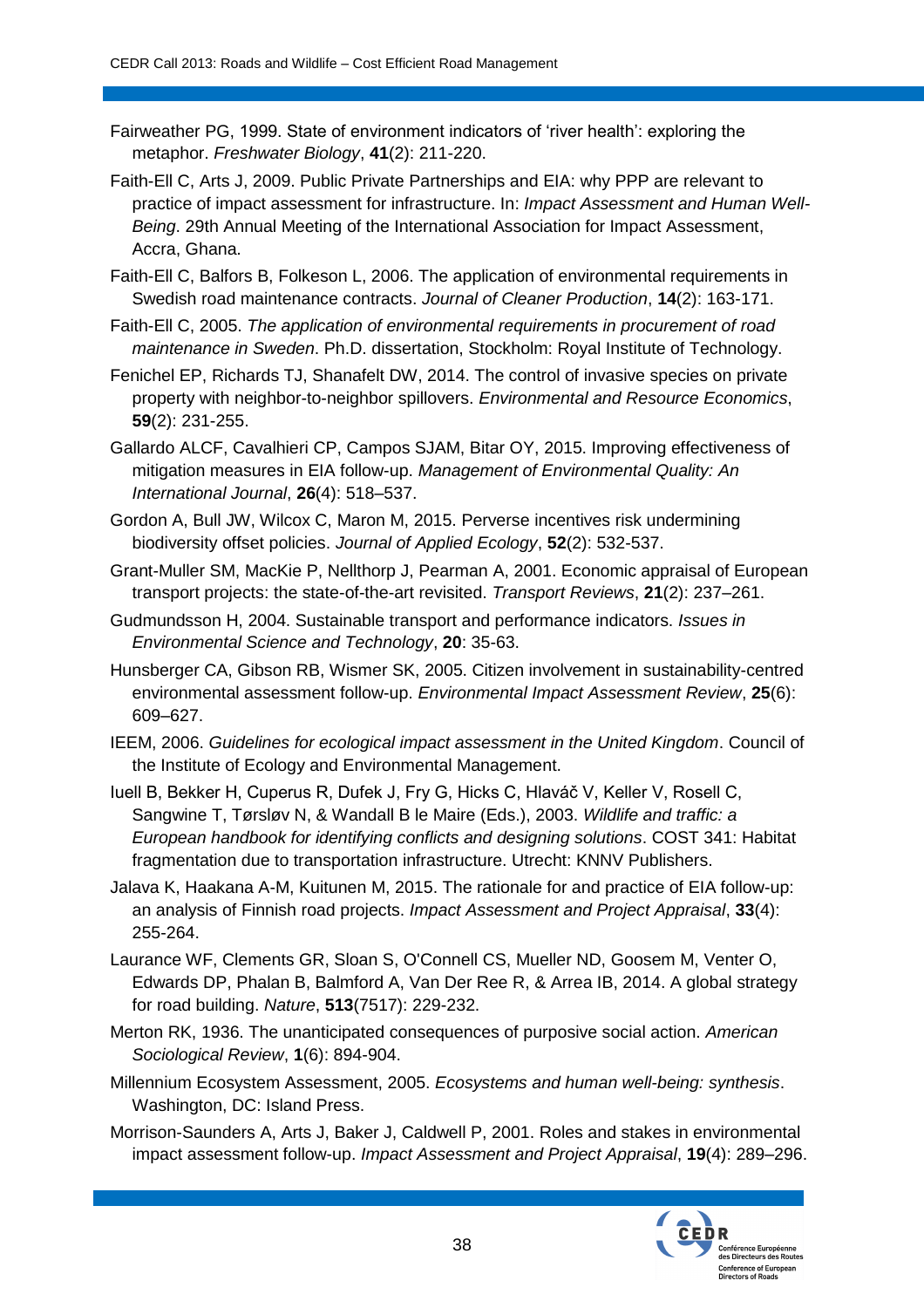Fairweather PG, 1999. State of environment indicators of 'river health': exploring the metaphor. *Freshwater Biology*, **41**(2): 211-220.

Faith-Ell C, Arts J, 2009. Public Private Partnerships and EIA: why PPP are relevant to practice of impact assessment for infrastructure. In: *Impact Assessment and Human Well-Being*. 29th Annual Meeting of the International Association for Impact Assessment, Accra, Ghana.

Faith-Ell C, Balfors B, Folkeson L, 2006. The application of environmental requirements in Swedish road maintenance contracts. *Journal of Cleaner Production*, **14**(2): 163-171.

Faith-Ell C, 2005. *The application of environmental requirements in procurement of road maintenance in Sweden*. Ph.D. dissertation, Stockholm: Royal Institute of Technology.

Fenichel EP, Richards TJ, Shanafelt DW, 2014. The control of invasive species on private property with neighbor-to-neighbor spillovers. *Environmental and Resource Economics*, **59**(2): 231-255.

Gallardo ALCF, Cavalhieri CP, Campos SJAM, Bitar OY, 2015. Improving effectiveness of mitigation measures in EIA follow-up. *Management of Environmental Quality: An International Journal*, **26**(4): 518–537.

Gordon A, Bull JW, Wilcox C, Maron M, 2015. Perverse incentives risk undermining biodiversity offset policies. *Journal of Applied Ecology*, **52**(2): 532-537.

Grant-Muller SM, MacKie P, Nellthorp J, Pearman A, 2001. Economic appraisal of European transport projects: the state-of-the-art revisited. *Transport Reviews*, **21**(2): 237–261.

Gudmundsson H, 2004. Sustainable transport and performance indicators. *Issues in Environmental Science and Technology*, **20**: 35-63.

Hunsberger CA, Gibson RB, Wismer SK, 2005. Citizen involvement in sustainability-centred environmental assessment follow-up. *Environmental Impact Assessment Review*, **25**(6): 609–627.

IEEM, 2006. *Guidelines for ecological impact assessment in the United Kingdom*. Council of the Institute of Ecology and Environmental Management.

Iuell B, Bekker H, Cuperus R, Dufek J, Fry G, Hicks C, Hlaváč V, Keller V, Rosell C, Sangwine T, Tørsløv N, & Wandall B le Maire (Eds.), 2003. *Wildlife and traffic: a European handbook for identifying conflicts and designing solutions*. COST 341: Habitat fragmentation due to transportation infrastructure. Utrecht: KNNV Publishers.

Jalava K, Haakana A-M, Kuitunen M, 2015. The rationale for and practice of EIA follow-up: an analysis of Finnish road projects. *Impact Assessment and Project Appraisal*, **33**(4): 255-264.

Laurance WF, Clements GR, Sloan S, O'Connell CS, Mueller ND, Goosem M, Venter O, Edwards DP, Phalan B, Balmford A, Van Der Ree R, & Arrea IB, 2014. A global strategy for road building. *Nature*, **513**(7517): 229-232.

Merton RK, 1936. The unanticipated consequences of purposive social action. *American Sociological Review*, **1**(6): 894-904.

Millennium Ecosystem Assessment, 2005. *Ecosystems and human well-being: synthesis*. Washington, DC: Island Press.

Morrison-Saunders A, Arts J, Baker J, Caldwell P, 2001. Roles and stakes in environmental impact assessment follow-up. *Impact Assessment and Project Appraisal*, **19**(4): 289–296.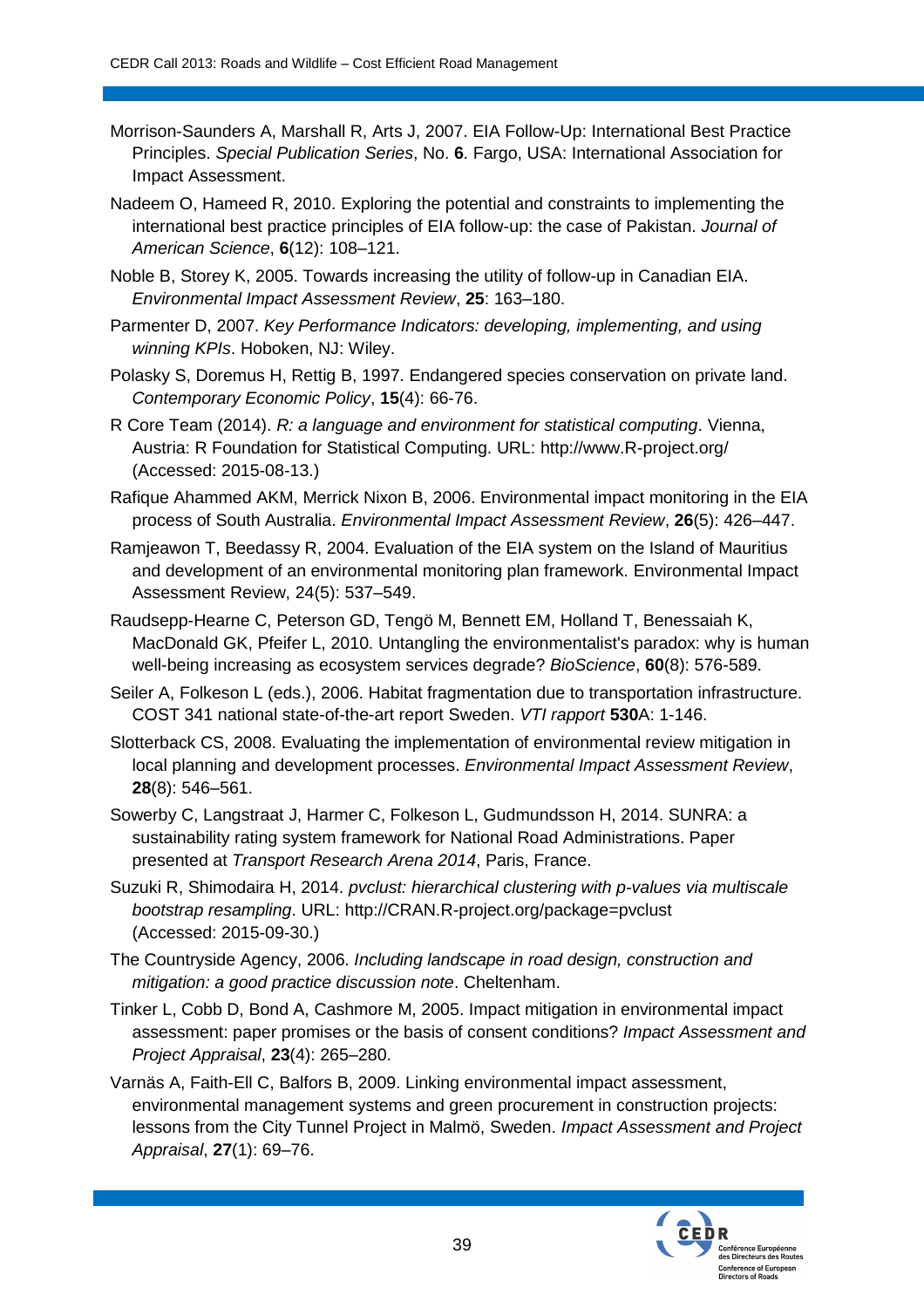Morrison-Saunders A, Marshall R, Arts J, 2007. EIA Follow-Up: International Best Practice Principles. *Special Publication Series*, No. **6**. Fargo, USA: International Association for Impact Assessment.

Nadeem O, Hameed R, 2010. Exploring the potential and constraints to implementing the international best practice principles of EIA follow-up: the case of Pakistan. *Journal of American Science*, **6**(12): 108–121.

Noble B, Storey K, 2005. Towards increasing the utility of follow-up in Canadian EIA. *Environmental Impact Assessment Review*, **25**: 163–180.

Parmenter D, 2007. *Key Performance Indicators: developing, implementing, and using winning KPIs*. Hoboken, NJ: Wiley.

Polasky S, Doremus H, Rettig B, 1997. Endangered species conservation on private land. *Contemporary Economic Policy*, **15**(4): 66-76.

R Core Team (2014). *R: a language and environment for statistical computing*. Vienna, Austria: R Foundation for Statistical Computing. URL: http://www.R-project.org/ (Accessed: 2015-08-13.)

Rafique Ahammed AKM, Merrick Nixon B, 2006. Environmental impact monitoring in the EIA process of South Australia. *Environmental Impact Assessment Review*, **26**(5): 426–447.

Ramjeawon T, Beedassy R, 2004. Evaluation of the EIA system on the Island of Mauritius and development of an environmental monitoring plan framework. Environmental Impact Assessment Review, 24(5): 537–549.

Raudsepp-Hearne C, Peterson GD, Tengö M, Bennett EM, Holland T, Benessaiah K, MacDonald GK, Pfeifer L, 2010. Untangling the environmentalist's paradox: why is human well-being increasing as ecosystem services degrade? *BioScience*, **60**(8): 576-589.

Seiler A, Folkeson L (eds.), 2006. Habitat fragmentation due to transportation infrastructure. COST 341 national state-of-the-art report Sweden. *VTI rapport* **530**A: 1-146.

Slotterback CS, 2008. Evaluating the implementation of environmental review mitigation in local planning and development processes. *Environmental Impact Assessment Review*, **28**(8): 546–561.

Sowerby C, Langstraat J, Harmer C, Folkeson L, Gudmundsson H, 2014. SUNRA: a sustainability rating system framework for National Road Administrations. Paper presented at *Transport Research Arena 2014*, Paris, France.

Suzuki R, Shimodaira H, 2014. *pvclust: hierarchical clustering with p-values via multiscale bootstrap resampling*. URL: http://CRAN.R-project.org/package=pvclust (Accessed: 2015-09-30.)

The Countryside Agency, 2006. *Including landscape in road design, construction and mitigation: a good practice discussion note*. Cheltenham.

Tinker L, Cobb D, Bond A, Cashmore M, 2005. Impact mitigation in environmental impact assessment: paper promises or the basis of consent conditions? *Impact Assessment and Project Appraisal*, **23**(4): 265–280.

Varnäs A, Faith-Ell C, Balfors B, 2009. Linking environmental impact assessment, environmental management systems and green procurement in construction projects: lessons from the City Tunnel Project in Malmö, Sweden. *Impact Assessment and Project Appraisal*, **27**(1): 69–76.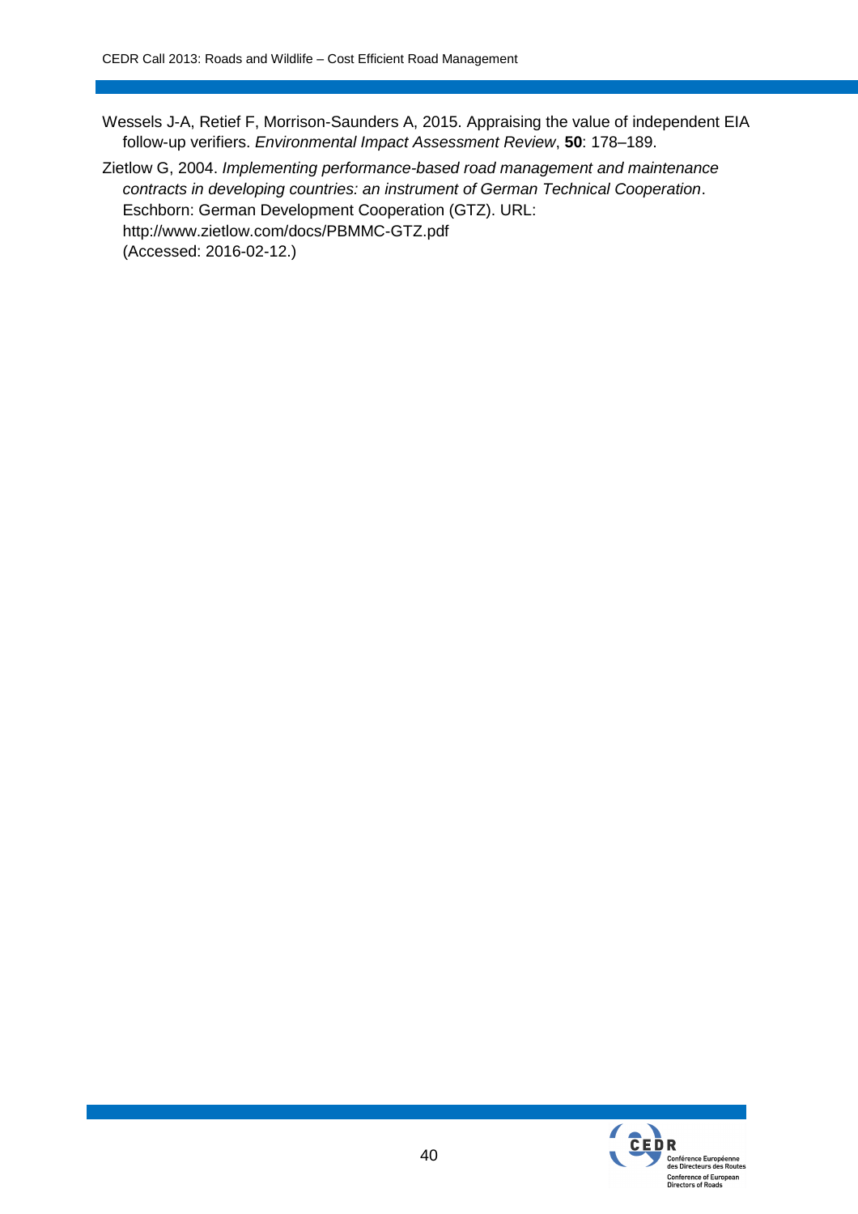Wessels J-A, Retief F, Morrison-Saunders A, 2015. Appraising the value of independent EIA follow-up verifiers. *Environmental Impact Assessment Review*, **50**: 178–189.

Zietlow G, 2004. *Implementing performance-based road management and maintenance contracts in developing countries: an instrument of German Technical Cooperation*. Eschborn: German Development Cooperation (GTZ). URL: http://www.zietlow.com/docs/PBMMC-GTZ.pdf (Accessed: 2016-02-12.)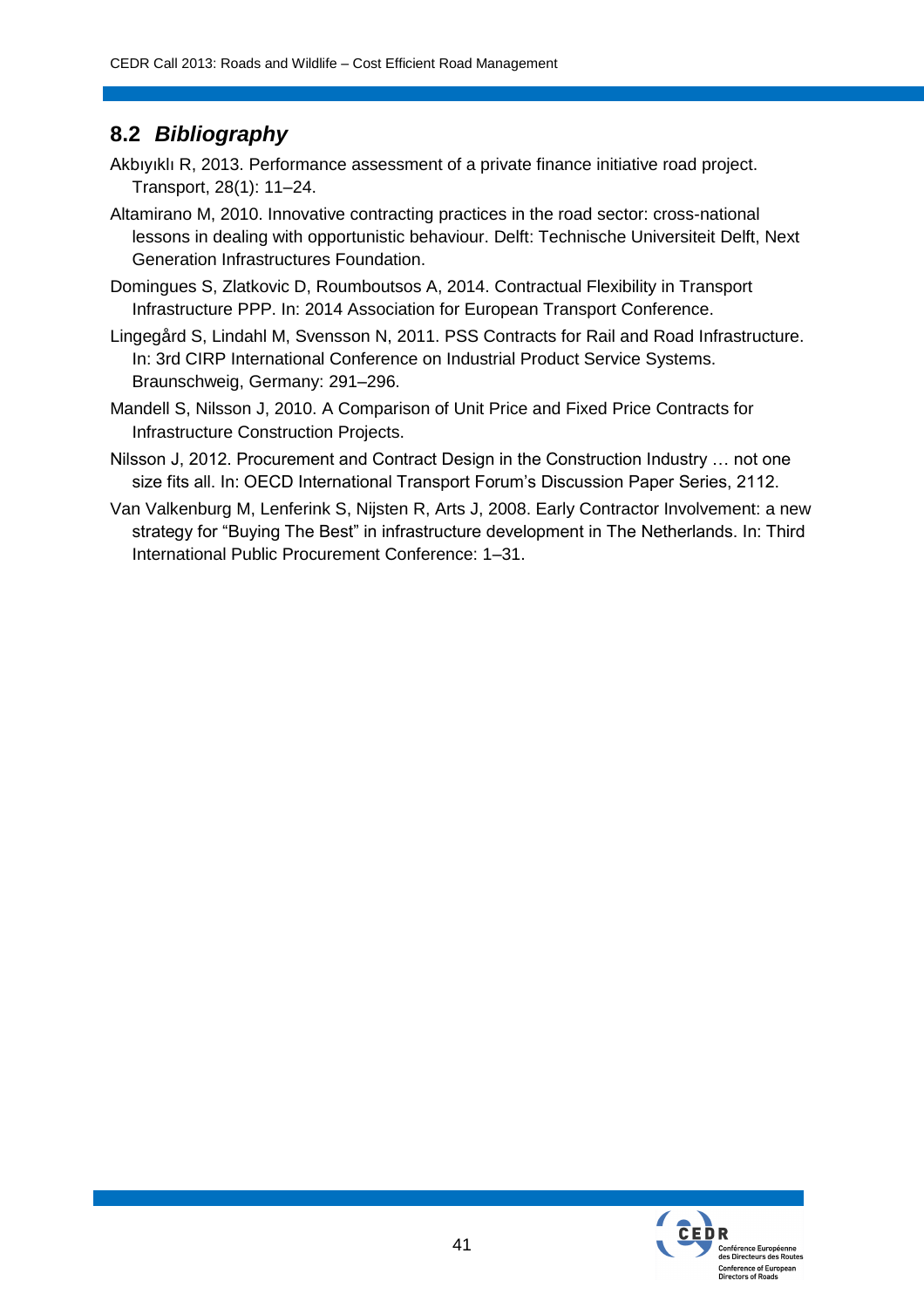## 8.2 *Bibliography*

Akbıyıklı R, 2013. Performance assessment of a private finance initiative road project. Transport, 28(1): 11–24.

Altamirano M, 2010. Innovative contracting practices in the road sector: cross-national lessons in dealing with opportunistic behaviour. Delft: Technische Universiteit Delft, Next Generation Infrastructures Foundation.

Domingues S, Zlatkovic D, Roumboutsos A, 2014. Contractual Flexibility in Transport Infrastructure PPP. In: 2014 Association for European Transport Conference.

Lingegård S, Lindahl M, Svensson N, 2011. PSS Contracts for Rail and Road Infrastructure. In: 3rd CIRP International Conference on Industrial Product Service Systems. Braunschweig, Germany: 291–296.

Mandell S, Nilsson J, 2010. A Comparison of Unit Price and Fixed Price Contracts for Infrastructure Construction Projects.

Nilsson J, 2012. Procurement and Contract Design in the Construction Industry … not one size fits all. In: OECD International Transport Forum's Discussion Paper Series, 2112.

Van Valkenburg M, Lenferink S, Nijsten R, Arts J, 2008. Early Contractor Involvement: a new strategy for "Buying The Best" in infrastructure development in The Netherlands. In: Third International Public Procurement Conference: 1–31.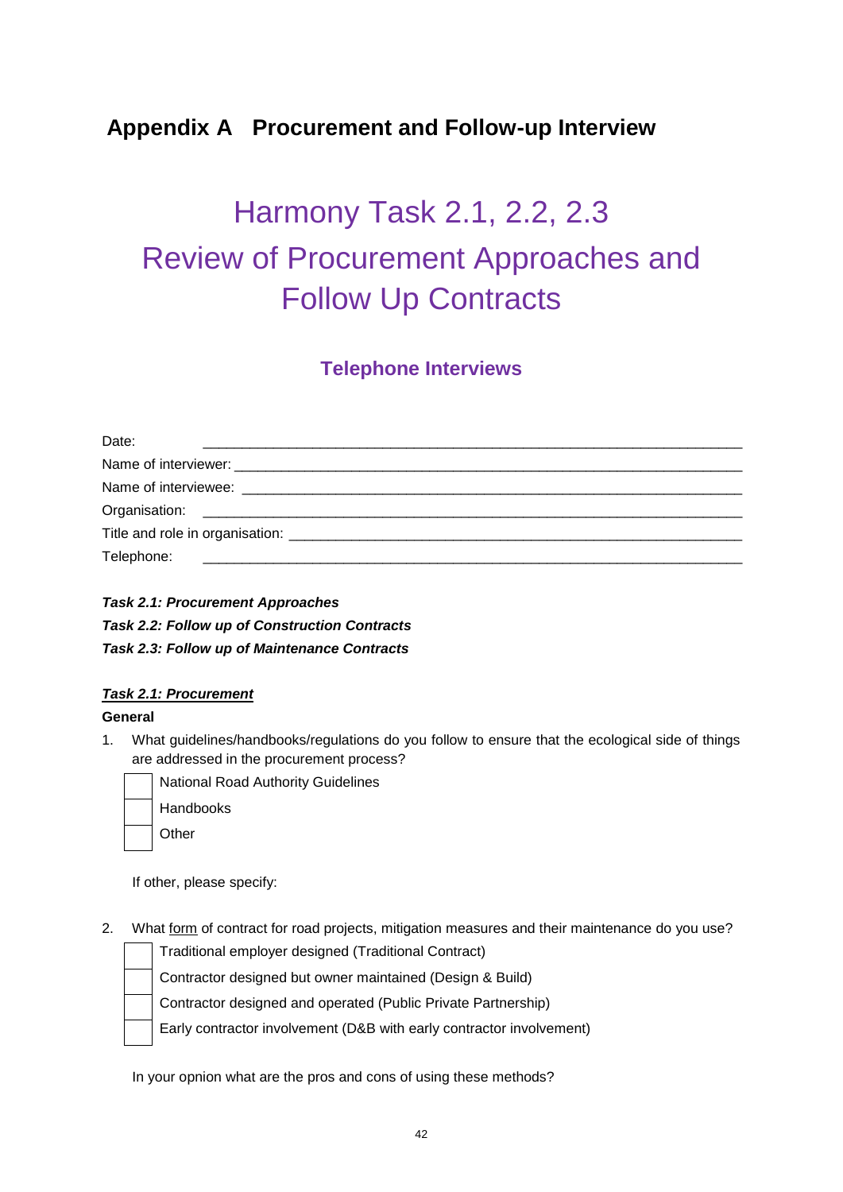# Appendix A Procurement and Follow-up Interview

## Harmony Task 2.1, 2.2, 2.3
## Review of Procurement Approaches and Follow Up Contracts

### Telephone Interviews

Date: ______________________________________________

Name of interviewer: ______________________________________________

Name of interviewee: ______________________________________________

Organisation: ______________________________________________

Title and role in organisation: ______________________________________________

Telephone: ______________________________________________

***Task 2.1: Procurement Approaches***
***Task 2.2: Follow up of Construction Contracts***
***Task 2.3: Follow up of Maintenance Contracts***

***<u>Task 2.1: Procurement</u>***

**General**

1. What guidelines/handbooks/regulations do you follow to ensure that the ecological side of things are addressed in the procurement process?

   - [ ] National Road Authority Guidelines
   - [ ] Handbooks
   - [ ] Other

   If other, please specify:

2. What <u>form</u> of contract for road projects, mitigation measures and their maintenance do you use?

   - [ ] Traditional employer designed (Traditional Contract)
   - [ ] Contractor designed but owner maintained (Design & Build)
   - [ ] Contractor designed and operated (Public Private Partnership)
   - [ ] Early contractor involvement (D&B with early contractor involvement)

   In your opnion what are the pros and cons of using these methods?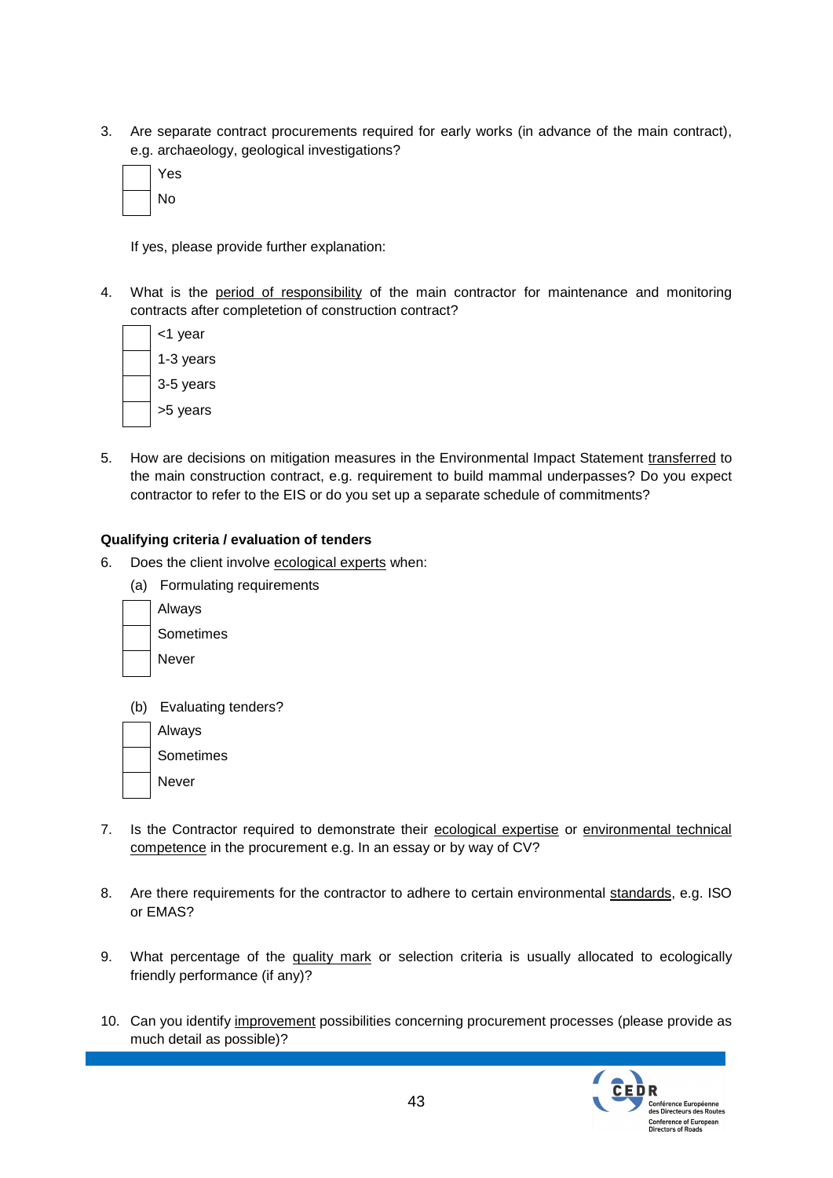3. Are separate contract procurements required for early works (in advance of the main contract), e.g. archaeology, geological investigations?

   - [ ] Yes
   - [ ] No

   If yes, please provide further explanation:

4. What is the period of responsibility of the main contractor for maintenance and monitoring contracts after completetion of construction contract?

   - [ ] <1 year
   - [ ] 1-3 years
   - [ ] 3-5 years
   - [ ] >5 years

5. How are decisions on mitigation measures in the Environmental Impact Statement transferred to the main construction contract, e.g. requirement to build mammal underpasses? Do you expect contractor to refer to the EIS or do you set up a separate schedule of commitments?

**Qualifying criteria / evaluation of tenders**

6. Does the client involve ecological experts when:

   (a) Formulating requirements

   - [ ] Always
   - [ ] Sometimes
   - [ ] Never

   (b) Evaluating tenders?

   - [ ] Always
   - [ ] Sometimes
   - [ ] Never

7. Is the Contractor required to demonstrate their ecological expertise or environmental technical competence in the procurement e.g. In an essay or by way of CV?

8. Are there requirements for the contractor to adhere to certain environmental standards, e.g. ISO or EMAS?

9. What percentage of the quality mark or selection criteria is usually allocated to ecologically friendly performance (if any)?

10. Can you identify improvement possibilities concerning procurement processes (please provide as much detail as possible)?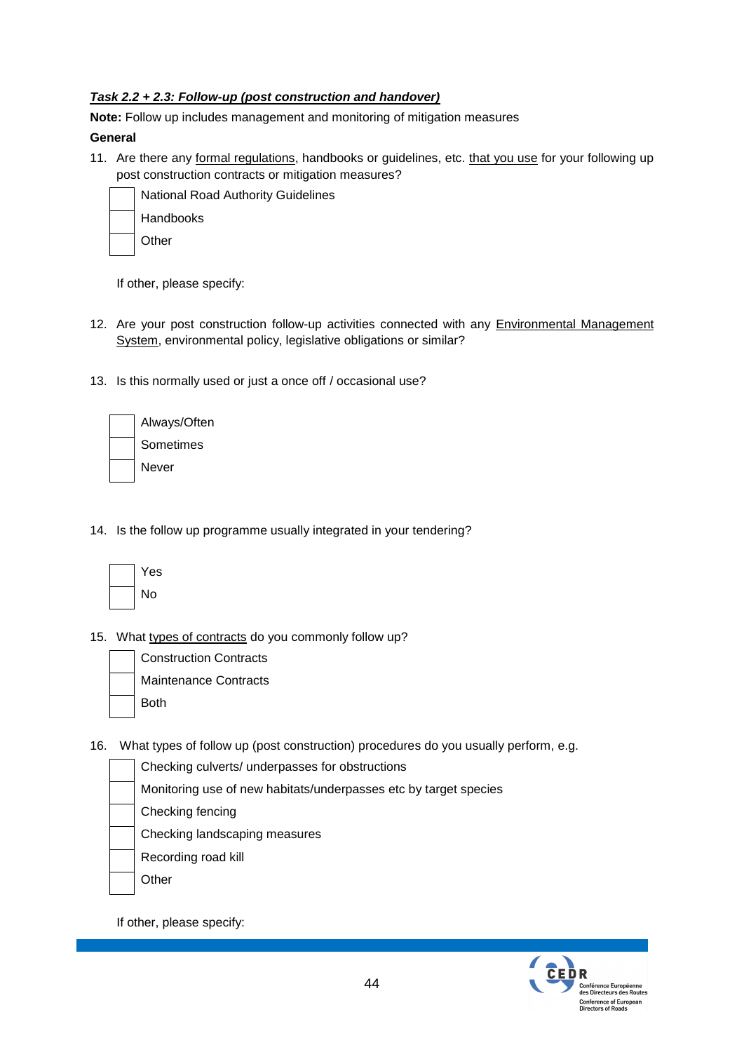***Task 2.2 + 2.3: Follow-up (post construction and handover)***

**Note:** Follow up includes management and monitoring of mitigation measures

**General**

11. Are there any formal regulations, handbooks or guidelines, etc. that you use for your following up post construction contracts or mitigation measures?

- [ ] National Road Authority Guidelines
- [ ] Handbooks
- [ ] Other

If other, please specify:

12. Are your post construction follow-up activities connected with any Environmental Management System, environmental policy, legislative obligations or similar?

13. Is this normally used or just a once off / occasional use?

- [ ] Always/Often
- [ ] Sometimes
- [ ] Never

14. Is the follow up programme usually integrated in your tendering?

- [ ] Yes
- [ ] No

15. What types of contracts do you commonly follow up?

- [ ] Construction Contracts
- [ ] Maintenance Contracts
- [ ] Both

16. What types of follow up (post construction) procedures do you usually perform, e.g.

- [ ] Checking culverts/ underpasses for obstructions
- [ ] Monitoring use of new habitats/underpasses etc by target species
- [ ] Checking fencing
- [ ] Checking landscaping measures
- [ ] Recording road kill
- [ ] Other

If other, please specify: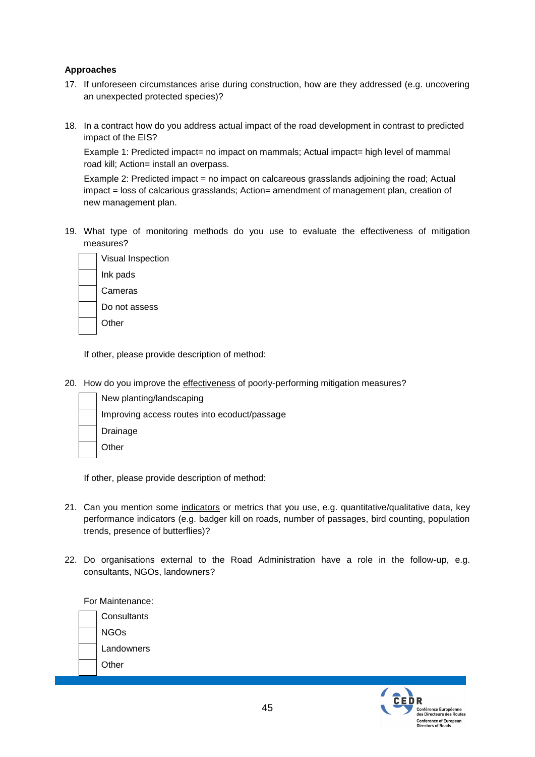**Approaches**

17. If unforeseen circumstances arise during construction, how are they addressed (e.g. uncovering an unexpected protected species)?

18. In a contract how do you address actual impact of the road development in contrast to predicted impact of the EIS?

    Example 1: Predicted impact= no impact on mammals; Actual impact= high level of mammal road kill; Action= install an overpass.

    Example 2: Predicted impact = no impact on calcareous grasslands adjoining the road; Actual impact = loss of calcarious grasslands; Action= amendment of management plan, creation of new management plan.

19. What type of monitoring methods do you use to evaluate the effectiveness of mitigation measures?

    - [ ] Visual Inspection
    - [ ] Ink pads
    - [ ] Cameras
    - [ ] Do not assess
    - [ ] Other

    If other, please provide description of method:

20. How do you improve the <u>effectiveness</u> of poorly-performing mitigation measures?

    - [ ] New planting/landscaping
    - [ ] Improving access routes into ecoduct/passage
    - [ ] Drainage
    - [ ] Other

    If other, please provide description of method:

21. Can you mention some <u>indicators</u> or metrics that you use, e.g. quantitative/qualitative data, key performance indicators (e.g. badger kill on roads, number of passages, bird counting, population trends, presence of butterflies)?

22. Do organisations external to the Road Administration have a role in the follow-up, e.g. consultants, NGOs, landowners?

    For Maintenance:

    - [ ] Consultants
    - [ ] NGOs
    - [ ] Landowners
    - [ ] Other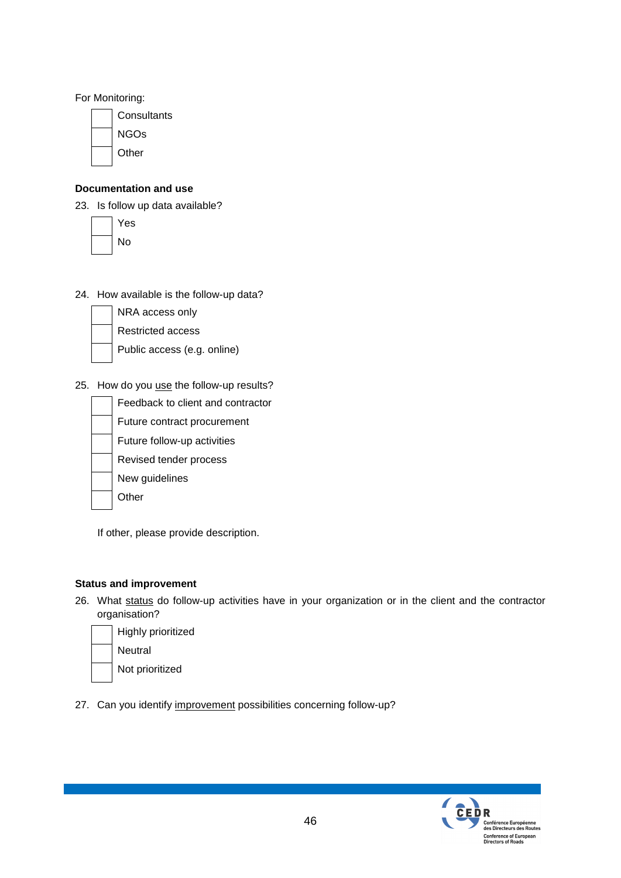For Monitoring:

- [ ] Consultants
- [ ] NGOs
- [ ] Other

**Documentation and use**

23. Is follow up data available?

- [ ] Yes
- [ ] No

24. How available is the follow-up data?

- [ ] NRA access only
- [ ] Restricted access
- [ ] Public access (e.g. online)

25. How do you use the follow-up results?

- [ ] Feedback to client and contractor
- [ ] Future contract procurement
- [ ] Future follow-up activities
- [ ] Revised tender process
- [ ] New guidelines
- [ ] Other

If other, please provide description.

**Status and improvement**

26. What status do follow-up activities have in your organization or in the client and the contractor organisation?

- [ ] Highly prioritized
- [ ] Neutral
- [ ] Not prioritized

27. Can you identify improvement possibilities concerning follow-up?